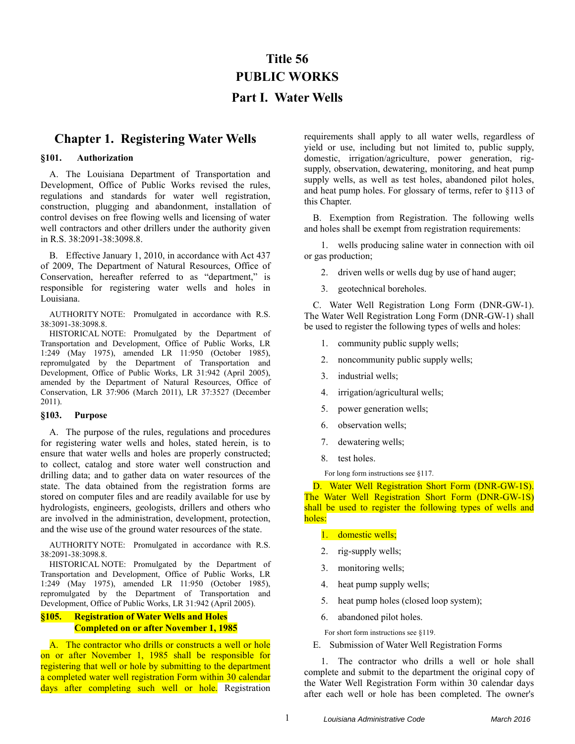# Title 56
# PUBLIC WORKS
# Part I. Water Wells

## Chapter 1. Registering Water Wells

### §101. Authorization

A. The Louisiana Department of Transportation and Development, Office of Public Works revised the rules, regulations and standards for water well registration, construction, plugging and abandonment, installation of control devises on free flowing wells and licensing of water well contractors and other drillers under the authority given in R.S. 38:2091-38:3098.8.

B. Effective January 1, 2010, in accordance with Act 437 of 2009, The Department of Natural Resources, Office of Conservation, hereafter referred to as "department," is responsible for registering water wells and holes in Louisiana.

AUTHORITY NOTE: Promulgated in accordance with R.S. 38:3091-38:3098.8.

HISTORICAL NOTE: Promulgated by the Department of Transportation and Development, Office of Public Works, LR 1:249 (May 1975), amended LR 11:950 (October 1985), repromulgated by the Department of Transportation and Development, Office of Public Works, LR 31:942 (April 2005), amended by the Department of Natural Resources, Office of Conservation, LR 37:906 (March 2011), LR 37:3527 (December 2011).

### §103. Purpose

A. The purpose of the rules, regulations and procedures for registering water wells and holes, stated herein, is to ensure that water wells and holes are properly constructed; to collect, catalog and store water well construction and drilling data; and to gather data on water resources of the state. The data obtained from the registration forms are stored on computer files and are readily available for use by hydrologists, engineers, geologists, drillers and others who are involved in the administration, development, protection, and the wise use of the ground water resources of the state.

AUTHORITY NOTE: Promulgated in accordance with R.S. 38:2091-38:3098.8.

HISTORICAL NOTE: Promulgated by the Department of Transportation and Development, Office of Public Works, LR 1:249 (May 1975), amended LR 11:950 (October 1985), repromulgated by the Department of Transportation and Development, Office of Public Works, LR 31:942 (April 2005).

### §105. Registration of Water Wells and Holes Completed on or after November 1, 1985

A. The contractor who drills or constructs a well or hole on or after November 1, 1985 shall be responsible for registering that well or hole by submitting to the department a completed water well registration Form within 30 calendar days after completing such well or hole. Registration requirements shall apply to all water wells, regardless of yield or use, including but not limited to, public supply, domestic, irrigation/agriculture, power generation, rig-supply, observation, dewatering, monitoring, and heat pump supply wells, as well as test holes, abandoned pilot holes, and heat pump holes. For glossary of terms, refer to §113 of this Chapter.

B. Exemption from Registration. The following wells and holes shall be exempt from registration requirements:

1. wells producing saline water in connection with oil or gas production;

2. driven wells or wells dug by use of hand auger;

3. geotechnical boreholes.

C. Water Well Registration Long Form (DNR-GW-1). The Water Well Registration Long Form (DNR-GW-1) shall be used to register the following types of wells and holes:

1. community public supply wells;

2. noncommunity public supply wells;

3. industrial wells;

4. irrigation/agricultural wells;

5. power generation wells;

6. observation wells;

7. dewatering wells;

8. test holes.

For long form instructions see §117.

D. Water Well Registration Short Form (DNR-GW-1S). The Water Well Registration Short Form (DNR-GW-1S) shall be used to register the following types of wells and holes:

1. domestic wells;

2. rig-supply wells;

3. monitoring wells;

4. heat pump supply wells;

5. heat pump holes (closed loop system);

6. abandoned pilot holes.

For short form instructions see §119.

E. Submission of Water Well Registration Forms

1. The contractor who drills a well or hole shall complete and submit to the department the original copy of the Water Well Registration Form within 30 calendar days after each well or hole has been completed. The owner's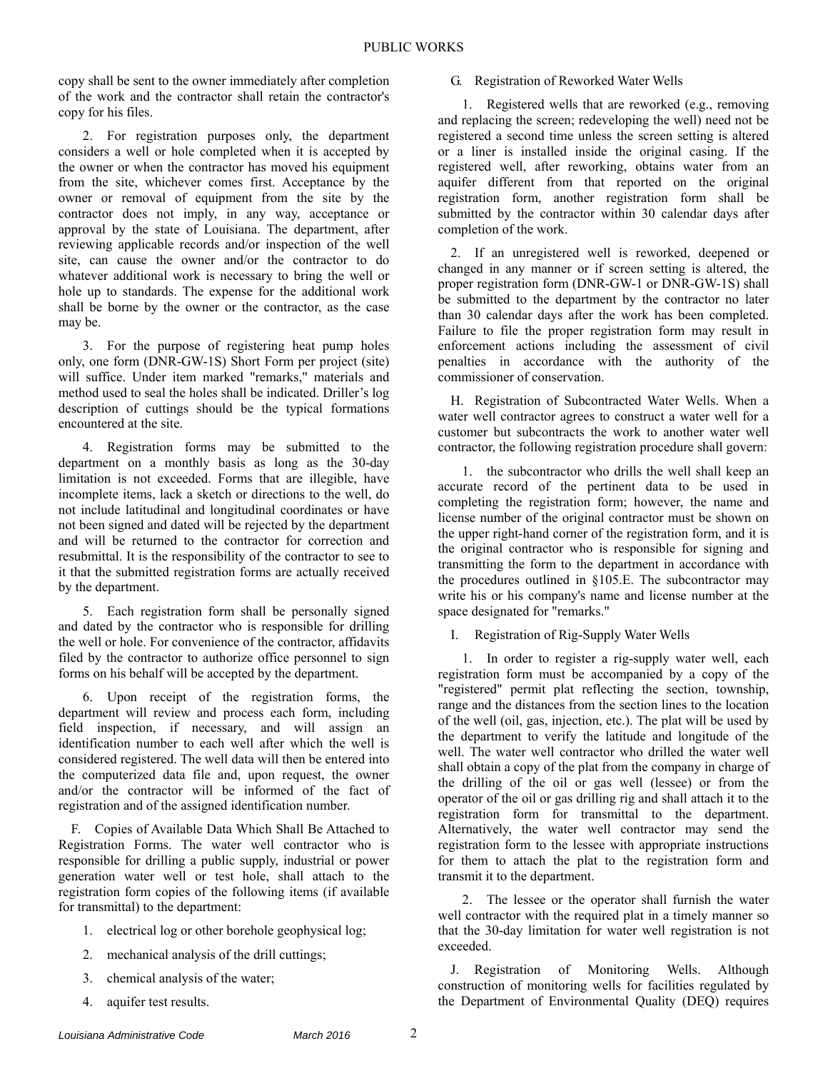copy shall be sent to the owner immediately after completion of the work and the contractor shall retain the contractor's copy for his files.

2. For registration purposes only, the department considers a well or hole completed when it is accepted by the owner or when the contractor has moved his equipment from the site, whichever comes first. Acceptance by the owner or removal of equipment from the site by the contractor does not imply, in any way, acceptance or approval by the state of Louisiana. The department, after reviewing applicable records and/or inspection of the well site, can cause the owner and/or the contractor to do whatever additional work is necessary to bring the well or hole up to standards. The expense for the additional work shall be borne by the owner or the contractor, as the case may be.

3. For the purpose of registering heat pump holes only, one form (DNR-GW-1S) Short Form per project (site) will suffice. Under item marked "remarks," materials and method used to seal the holes shall be indicated. Driller's log description of cuttings should be the typical formations encountered at the site.

4. Registration forms may be submitted to the department on a monthly basis as long as the 30-day limitation is not exceeded. Forms that are illegible, have incomplete items, lack a sketch or directions to the well, do not include latitudinal and longitudinal coordinates or have not been signed and dated will be rejected by the department and will be returned to the contractor for correction and resubmittal. It is the responsibility of the contractor to see to it that the submitted registration forms are actually received by the department.

5. Each registration form shall be personally signed and dated by the contractor who is responsible for drilling the well or hole. For convenience of the contractor, affidavits filed by the contractor to authorize office personnel to sign forms on his behalf will be accepted by the department.

6. Upon receipt of the registration forms, the department will review and process each form, including field inspection, if necessary, and will assign an identification number to each well after which the well is considered registered. The well data will then be entered into the computerized data file and, upon request, the owner and/or the contractor will be informed of the fact of registration and of the assigned identification number.

F. Copies of Available Data Which Shall Be Attached to Registration Forms. The water well contractor who is responsible for drilling a public supply, industrial or power generation water well or test hole, shall attach to the registration form copies of the following items (if available for transmittal) to the department:

1. electrical log or other borehole geophysical log;

2. mechanical analysis of the drill cuttings;

3. chemical analysis of the water;

4. aquifer test results.

G. Registration of Reworked Water Wells

1. Registered wells that are reworked (e.g., removing and replacing the screen; redeveloping the well) need not be registered a second time unless the screen setting is altered or a liner is installed inside the original casing. If the registered well, after reworking, obtains water from an aquifer different from that reported on the original registration form, another registration form shall be submitted by the contractor within 30 calendar days after completion of the work.

2. If an unregistered well is reworked, deepened or changed in any manner or if screen setting is altered, the proper registration form (DNR-GW-1 or DNR-GW-1S) shall be submitted to the department by the contractor no later than 30 calendar days after the work has been completed. Failure to file the proper registration form may result in enforcement actions including the assessment of civil penalties in accordance with the authority of the commissioner of conservation.

H. Registration of Subcontracted Water Wells. When a water well contractor agrees to construct a water well for a customer but subcontracts the work to another water well contractor, the following registration procedure shall govern:

1. the subcontractor who drills the well shall keep an accurate record of the pertinent data to be used in completing the registration form; however, the name and license number of the original contractor must be shown on the upper right-hand corner of the registration form, and it is the original contractor who is responsible for signing and transmitting the form to the department in accordance with the procedures outlined in §105.E. The subcontractor may write his or his company's name and license number at the space designated for "remarks."

I. Registration of Rig-Supply Water Wells

1. In order to register a rig-supply water well, each registration form must be accompanied by a copy of the "registered" permit plat reflecting the section, township, range and the distances from the section lines to the location of the well (oil, gas, injection, etc.). The plat will be used by the department to verify the latitude and longitude of the well. The water well contractor who drilled the water well shall obtain a copy of the plat from the company in charge of the drilling of the oil or gas well (lessee) or from the operator of the oil or gas drilling rig and shall attach it to the registration form for transmittal to the department. Alternatively, the water well contractor may send the registration form to the lessee with appropriate instructions for them to attach the plat to the registration form and transmit it to the department.

2. The lessee or the operator shall furnish the water well contractor with the required plat in a timely manner so that the 30-day limitation for water well registration is not exceeded.

J. Registration of Monitoring Wells. Although construction of monitoring wells for facilities regulated by the Department of Environmental Quality (DEQ) requires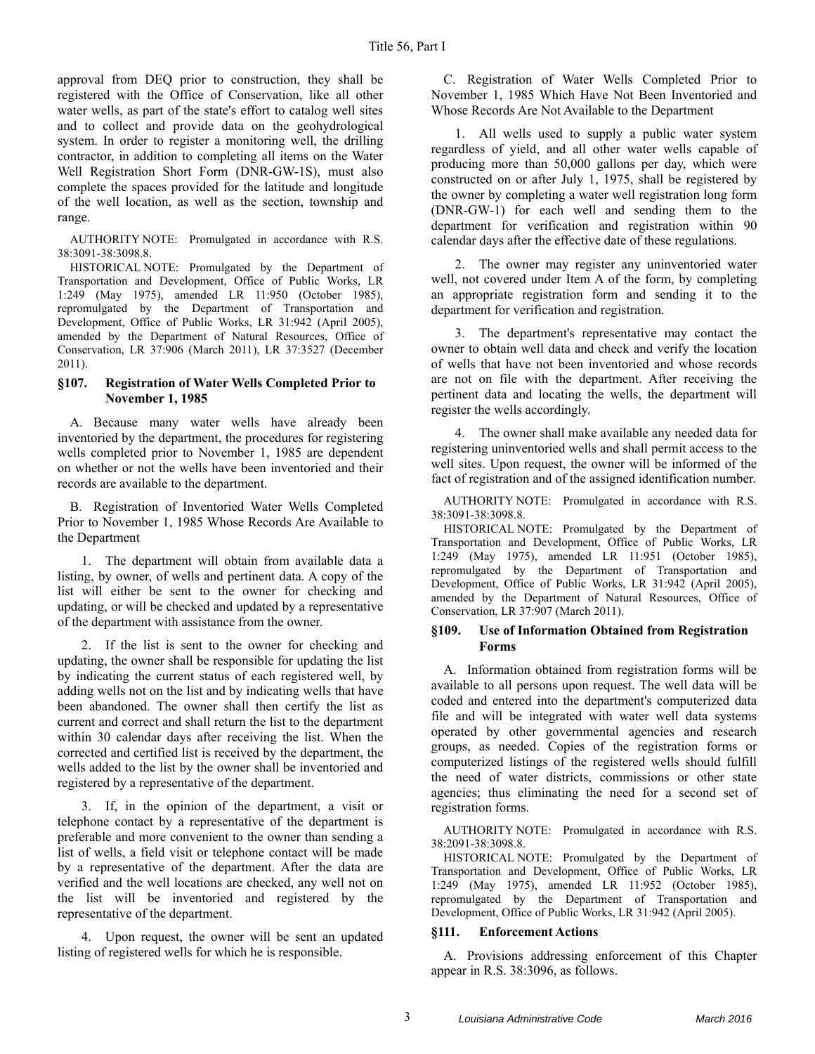approval from DEQ prior to construction, they shall be registered with the Office of Conservation, like all other water wells, as part of the state's effort to catalog well sites and to collect and provide data on the geohydrological system. In order to register a monitoring well, the drilling contractor, in addition to completing all items on the Water Well Registration Short Form (DNR-GW-1S), must also complete the spaces provided for the latitude and longitude of the well location, as well as the section, township and range.

AUTHORITY NOTE: Promulgated in accordance with R.S. 38:3091-38:3098.8.

HISTORICAL NOTE: Promulgated by the Department of Transportation and Development, Office of Public Works, LR 1:249 (May 1975), amended LR 11:950 (October 1985), repromulgated by the Department of Transportation and Development, Office of Public Works, LR 31:942 (April 2005), amended by the Department of Natural Resources, Office of Conservation, LR 37:906 (March 2011), LR 37:3527 (December 2011).

### §107. Registration of Water Wells Completed Prior to November 1, 1985

A. Because many water wells have already been inventoried by the department, the procedures for registering wells completed prior to November 1, 1985 are dependent on whether or not the wells have been inventoried and their records are available to the department.

B. Registration of Inventoried Water Wells Completed Prior to November 1, 1985 Whose Records Are Available to the Department

1. The department will obtain from available data a listing, by owner, of wells and pertinent data. A copy of the list will either be sent to the owner for checking and updating, or will be checked and updated by a representative of the department with assistance from the owner.

2. If the list is sent to the owner for checking and updating, the owner shall be responsible for updating the list by indicating the current status of each registered well, by adding wells not on the list and by indicating wells that have been abandoned. The owner shall then certify the list as current and correct and shall return the list to the department within 30 calendar days after receiving the list. When the corrected and certified list is received by the department, the wells added to the list by the owner shall be inventoried and registered by a representative of the department.

3. If, in the opinion of the department, a visit or telephone contact by a representative of the department is preferable and more convenient to the owner than sending a list of wells, a field visit or telephone contact will be made by a representative of the department. After the data are verified and the well locations are checked, any well not on the list will be inventoried and registered by the representative of the department.

4. Upon request, the owner will be sent an updated listing of registered wells for which he is responsible.

C. Registration of Water Wells Completed Prior to November 1, 1985 Which Have Not Been Inventoried and Whose Records Are Not Available to the Department

1. All wells used to supply a public water system regardless of yield, and all other water wells capable of producing more than 50,000 gallons per day, which were constructed on or after July 1, 1975, shall be registered by the owner by completing a water well registration long form (DNR-GW-1) for each well and sending them to the department for verification and registration within 90 calendar days after the effective date of these regulations.

2. The owner may register any uninventoried water well, not covered under Item A of the form, by completing an appropriate registration form and sending it to the department for verification and registration.

3. The department's representative may contact the owner to obtain well data and check and verify the location of wells that have not been inventoried and whose records are not on file with the department. After receiving the pertinent data and locating the wells, the department will register the wells accordingly.

4. The owner shall make available any needed data for registering uninventoried wells and shall permit access to the well sites. Upon request, the owner will be informed of the fact of registration and of the assigned identification number.

AUTHORITY NOTE: Promulgated in accordance with R.S. 38:3091-38:3098.8.

HISTORICAL NOTE: Promulgated by the Department of Transportation and Development, Office of Public Works, LR 1:249 (May 1975), amended LR 11:951 (October 1985), repromulgated by the Department of Transportation and Development, Office of Public Works, LR 31:942 (April 2005), amended by the Department of Natural Resources, Office of Conservation, LR 37:907 (March 2011).

### §109. Use of Information Obtained from Registration Forms

A. Information obtained from registration forms will be available to all persons upon request. The well data will be coded and entered into the department's computerized data file and will be integrated with water well data systems operated by other governmental agencies and research groups, as needed. Copies of the registration forms or computerized listings of the registered wells should fulfill the need of water districts, commissions or other state agencies; thus eliminating the need for a second set of registration forms.

AUTHORITY NOTE: Promulgated in accordance with R.S. 38:2091-38:3098.8.

HISTORICAL NOTE: Promulgated by the Department of Transportation and Development, Office of Public Works, LR 1:249 (May 1975), amended LR 11:952 (October 1985), repromulgated by the Department of Transportation and Development, Office of Public Works, LR 31:942 (April 2005).

### §111. Enforcement Actions

A. Provisions addressing enforcement of this Chapter appear in R.S. 38:3096, as follows.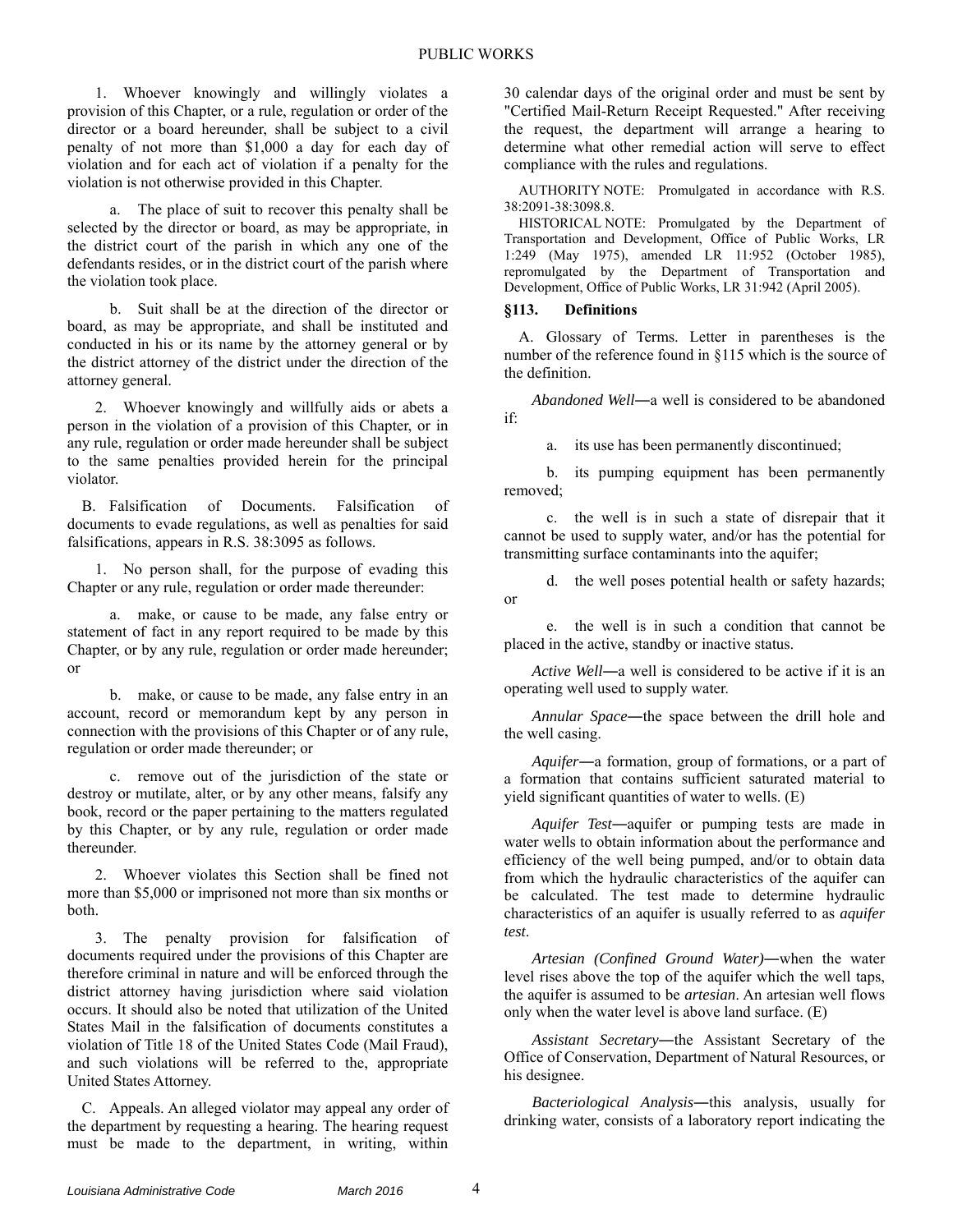1. Whoever knowingly and willingly violates a provision of this Chapter, or a rule, regulation or order of the director or a board hereunder, shall be subject to a civil penalty of not more than $1,000 a day for each day of violation and for each act of violation if a penalty for the violation is not otherwise provided in this Chapter.

a. The place of suit to recover this penalty shall be selected by the director or board, as may be appropriate, in the district court of the parish in which any one of the defendants resides, or in the district court of the parish where the violation took place.

b. Suit shall be at the direction of the director or board, as may be appropriate, and shall be instituted and conducted in his or its name by the attorney general or by the district attorney of the district under the direction of the attorney general.

2. Whoever knowingly and willfully aids or abets a person in the violation of a provision of this Chapter, or in any rule, regulation or order made hereunder shall be subject to the same penalties provided herein for the principal violator.

B. Falsification of Documents. Falsification of documents to evade regulations, as well as penalties for said falsifications, appears in R.S. 38:3095 as follows.

1. No person shall, for the purpose of evading this Chapter or any rule, regulation or order made thereunder:

a. make, or cause to be made, any false entry or statement of fact in any report required to be made by this Chapter, or by any rule, regulation or order made hereunder; or

b. make, or cause to be made, any false entry in an account, record or memorandum kept by any person in connection with the provisions of this Chapter or of any rule, regulation or order made thereunder; or

c. remove out of the jurisdiction of the state or destroy or mutilate, alter, or by any other means, falsify any book, record or the paper pertaining to the matters regulated by this Chapter, or by any rule, regulation or order made thereunder.

2. Whoever violates this Section shall be fined not more than $5,000 or imprisoned not more than six months or both.

3. The penalty provision for falsification of documents required under the provisions of this Chapter are therefore criminal in nature and will be enforced through the district attorney having jurisdiction where said violation occurs. It should also be noted that utilization of the United States Mail in the falsification of documents constitutes a violation of Title 18 of the United States Code (Mail Fraud), and such violations will be referred to the, appropriate United States Attorney.

C. Appeals. An alleged violator may appeal any order of the department by requesting a hearing. The hearing request must be made to the department, in writing, within 30 calendar days of the original order and must be sent by "Certified Mail-Return Receipt Requested." After receiving the request, the department will arrange a hearing to determine what other remedial action will serve to effect compliance with the rules and regulations.

AUTHORITY NOTE: Promulgated in accordance with R.S. 38:2091-38:3098.8.

HISTORICAL NOTE: Promulgated by the Department of Transportation and Development, Office of Public Works, LR 1:249 (May 1975), amended LR 11:952 (October 1985), repromulgated by the Department of Transportation and Development, Office of Public Works, LR 31:942 (April 2005).

### §113. Definitions

A. Glossary of Terms. Letter in parentheses is the number of the reference found in §115 which is the source of the definition.

*Abandoned Well*—a well is considered to be abandoned if:

a. its use has been permanently discontinued;

b. its pumping equipment has been permanently removed;

c. the well is in such a state of disrepair that it cannot be used to supply water, and/or has the potential for transmitting surface contaminants into the aquifer;

d. the well poses potential health or safety hazards; or

e. the well is in such a condition that cannot be placed in the active, standby or inactive status.

*Active Well*—a well is considered to be active if it is an operating well used to supply water.

*Annular Space*—the space between the drill hole and the well casing.

*Aquifer*—a formation, group of formations, or a part of a formation that contains sufficient saturated material to yield significant quantities of water to wells. (E)

*Aquifer Test*—aquifer or pumping tests are made in water wells to obtain information about the performance and efficiency of the well being pumped, and/or to obtain data from which the hydraulic characteristics of the aquifer can be calculated. The test made to determine hydraulic characteristics of an aquifer is usually referred to as *aquifer test*.

*Artesian (Confined Ground Water)*—when the water level rises above the top of the aquifer which the well taps, the aquifer is assumed to be *artesian*. An artesian well flows only when the water level is above land surface. (E)

*Assistant Secretary*—the Assistant Secretary of the Office of Conservation, Department of Natural Resources, or his designee.

*Bacteriological Analysis*—this analysis, usually for drinking water, consists of a laboratory report indicating the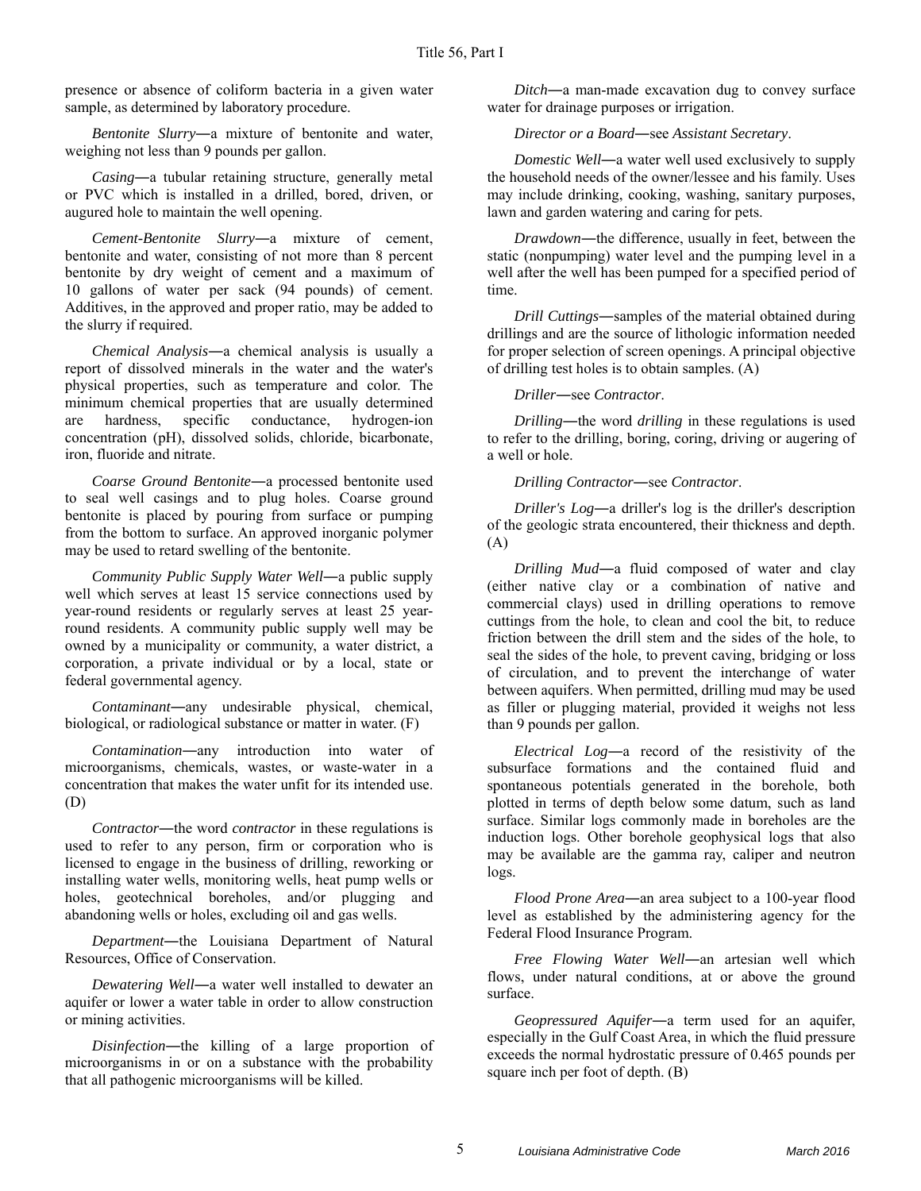presence or absence of coliform bacteria in a given water sample, as determined by laboratory procedure.

*Bentonite Slurry*—a mixture of bentonite and water, weighing not less than 9 pounds per gallon.

*Casing*—a tubular retaining structure, generally metal or PVC which is installed in a drilled, bored, driven, or augured hole to maintain the well opening.

*Cement-Bentonite Slurry*—a mixture of cement, bentonite and water, consisting of not more than 8 percent bentonite by dry weight of cement and a maximum of 10 gallons of water per sack (94 pounds) of cement. Additives, in the approved and proper ratio, may be added to the slurry if required.

*Chemical Analysis*—a chemical analysis is usually a report of dissolved minerals in the water and the water's physical properties, such as temperature and color. The minimum chemical properties that are usually determined are hardness, specific conductance, hydrogen-ion concentration (pH), dissolved solids, chloride, bicarbonate, iron, fluoride and nitrate.

*Coarse Ground Bentonite*—a processed bentonite used to seal well casings and to plug holes. Coarse ground bentonite is placed by pouring from surface or pumping from the bottom to surface. An approved inorganic polymer may be used to retard swelling of the bentonite.

*Community Public Supply Water Well*—a public supply well which serves at least 15 service connections used by year-round residents or regularly serves at least 25 year-round residents. A community public supply well may be owned by a municipality or community, a water district, a corporation, a private individual or by a local, state or federal governmental agency.

*Contaminant*—any undesirable physical, chemical, biological, or radiological substance or matter in water. (F)

*Contamination*—any introduction into water of microorganisms, chemicals, wastes, or waste-water in a concentration that makes the water unfit for its intended use. (D)

*Contractor*—the word *contractor* in these regulations is used to refer to any person, firm or corporation who is licensed to engage in the business of drilling, reworking or installing water wells, monitoring wells, heat pump wells or holes, geotechnical boreholes, and/or plugging and abandoning wells or holes, excluding oil and gas wells.

*Department*—the Louisiana Department of Natural Resources, Office of Conservation.

*Dewatering Well*—a water well installed to dewater an aquifer or lower a water table in order to allow construction or mining activities.

*Disinfection*—the killing of a large proportion of microorganisms in or on a substance with the probability that all pathogenic microorganisms will be killed.

*Ditch*—a man-made excavation dug to convey surface water for drainage purposes or irrigation.

*Director or a Board*—see *Assistant Secretary*.

*Domestic Well*—a water well used exclusively to supply the household needs of the owner/lessee and his family. Uses may include drinking, cooking, washing, sanitary purposes, lawn and garden watering and caring for pets.

*Drawdown*—the difference, usually in feet, between the static (nonpumping) water level and the pumping level in a well after the well has been pumped for a specified period of time.

*Drill Cuttings*—samples of the material obtained during drillings and are the source of lithologic information needed for proper selection of screen openings. A principal objective of drilling test holes is to obtain samples. (A)

*Driller*—see *Contractor*.

*Drilling*—the word *drilling* in these regulations is used to refer to the drilling, boring, coring, driving or augering of a well or hole.

*Drilling Contractor*—see *Contractor*.

*Driller's Log*—a driller's log is the driller's description of the geologic strata encountered, their thickness and depth. (A)

*Drilling Mud*—a fluid composed of water and clay (either native clay or a combination of native and commercial clays) used in drilling operations to remove cuttings from the hole, to clean and cool the bit, to reduce friction between the drill stem and the sides of the hole, to seal the sides of the hole, to prevent caving, bridging or loss of circulation, and to prevent the interchange of water between aquifers. When permitted, drilling mud may be used as filler or plugging material, provided it weighs not less than 9 pounds per gallon.

*Electrical Log*—a record of the resistivity of the subsurface formations and the contained fluid and spontaneous potentials generated in the borehole, both plotted in terms of depth below some datum, such as land surface. Similar logs commonly made in boreholes are the induction logs. Other borehole geophysical logs that also may be available are the gamma ray, caliper and neutron logs.

*Flood Prone Area*—an area subject to a 100-year flood level as established by the administering agency for the Federal Flood Insurance Program.

*Free Flowing Water Well*—an artesian well which flows, under natural conditions, at or above the ground surface.

*Geopressured Aquifer*—a term used for an aquifer, especially in the Gulf Coast Area, in which the fluid pressure exceeds the normal hydrostatic pressure of 0.465 pounds per square inch per foot of depth. (B)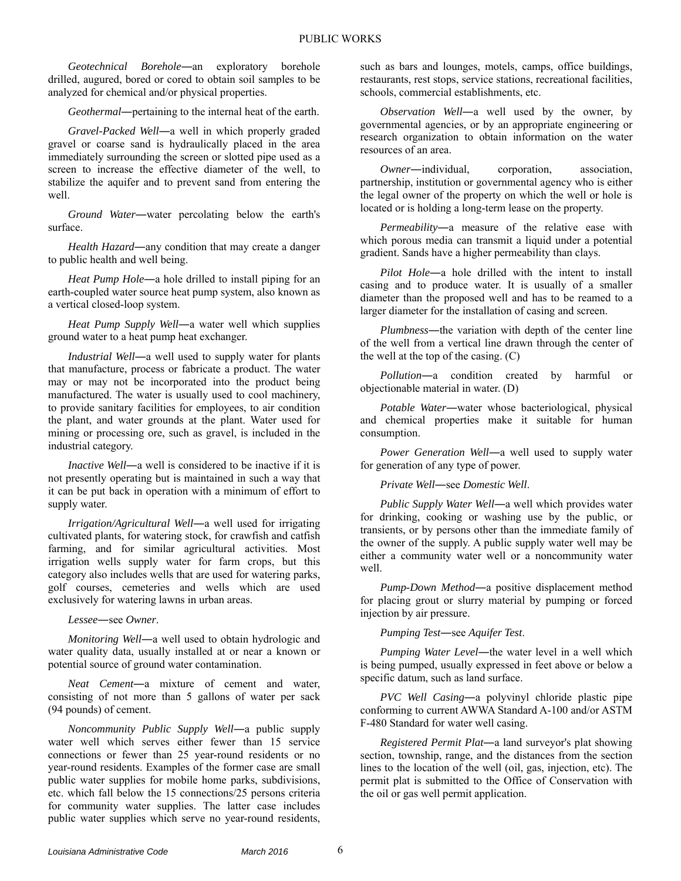*Geotechnical Borehole*―an exploratory borehole drilled, augured, bored or cored to obtain soil samples to be analyzed for chemical and/or physical properties.

*Geothermal*―pertaining to the internal heat of the earth.

*Gravel-Packed Well*―a well in which properly graded gravel or coarse sand is hydraulically placed in the area immediately surrounding the screen or slotted pipe used as a screen to increase the effective diameter of the well, to stabilize the aquifer and to prevent sand from entering the well.

*Ground Water*―water percolating below the earth's surface.

*Health Hazard*―any condition that may create a danger to public health and well being.

*Heat Pump Hole*―a hole drilled to install piping for an earth-coupled water source heat pump system, also known as a vertical closed-loop system.

*Heat Pump Supply Well*―a water well which supplies ground water to a heat pump heat exchanger.

*Industrial Well*―a well used to supply water for plants that manufacture, process or fabricate a product. The water may or may not be incorporated into the product being manufactured. The water is usually used to cool machinery, to provide sanitary facilities for employees, to air condition the plant, and water grounds at the plant. Water used for mining or processing ore, such as gravel, is included in the industrial category.

*Inactive Well*―a well is considered to be inactive if it is not presently operating but is maintained in such a way that it can be put back in operation with a minimum of effort to supply water.

*Irrigation/Agricultural Well*―a well used for irrigating cultivated plants, for watering stock, for crawfish and catfish farming, and for similar agricultural activities. Most irrigation wells supply water for farm crops, but this category also includes wells that are used for watering parks, golf courses, cemeteries and wells which are used exclusively for watering lawns in urban areas.

*Lessee*―see *Owner*.

*Monitoring Well*―a well used to obtain hydrologic and water quality data, usually installed at or near a known or potential source of ground water contamination.

*Neat Cement*―a mixture of cement and water, consisting of not more than 5 gallons of water per sack (94 pounds) of cement.

*Noncommunity Public Supply Well*―a public supply water well which serves either fewer than 15 service connections or fewer than 25 year-round residents or no year-round residents. Examples of the former case are small public water supplies for mobile home parks, subdivisions, etc. which fall below the 15 connections/25 persons criteria for community water supplies. The latter case includes public water supplies which serve no year-round residents, such as bars and lounges, motels, camps, office buildings, restaurants, rest stops, service stations, recreational facilities, schools, commercial establishments, etc.

*Observation Well*―a well used by the owner, by governmental agencies, or by an appropriate engineering or research organization to obtain information on the water resources of an area.

*Owner*―individual, corporation, association, partnership, institution or governmental agency who is either the legal owner of the property on which the well or hole is located or is holding a long-term lease on the property.

*Permeability*―a measure of the relative ease with which porous media can transmit a liquid under a potential gradient. Sands have a higher permeability than clays.

*Pilot Hole*―a hole drilled with the intent to install casing and to produce water. It is usually of a smaller diameter than the proposed well and has to be reamed to a larger diameter for the installation of casing and screen.

*Plumbness*―the variation with depth of the center line of the well from a vertical line drawn through the center of the well at the top of the casing. (C)

*Pollution*―a condition created by harmful or objectionable material in water. (D)

*Potable Water*―water whose bacteriological, physical and chemical properties make it suitable for human consumption.

*Power Generation Well*―a well used to supply water for generation of any type of power.

*Private Well*―see *Domestic Well*.

*Public Supply Water Well*―a well which provides water for drinking, cooking or washing use by the public, or transients, or by persons other than the immediate family of the owner of the supply. A public supply water well may be either a community water well or a noncommunity water well.

*Pump-Down Method*―a positive displacement method for placing grout or slurry material by pumping or forced injection by air pressure.

*Pumping Test*―see *Aquifer Test*.

*Pumping Water Level*―the water level in a well which is being pumped, usually expressed in feet above or below a specific datum, such as land surface.

*PVC Well Casing*―a polyvinyl chloride plastic pipe conforming to current AWWA Standard A-100 and/or ASTM F-480 Standard for water well casing.

*Registered Permit Plat*―a land surveyor's plat showing section, township, range, and the distances from the section lines to the location of the well (oil, gas, injection, etc). The permit plat is submitted to the Office of Conservation with the oil or gas well permit application.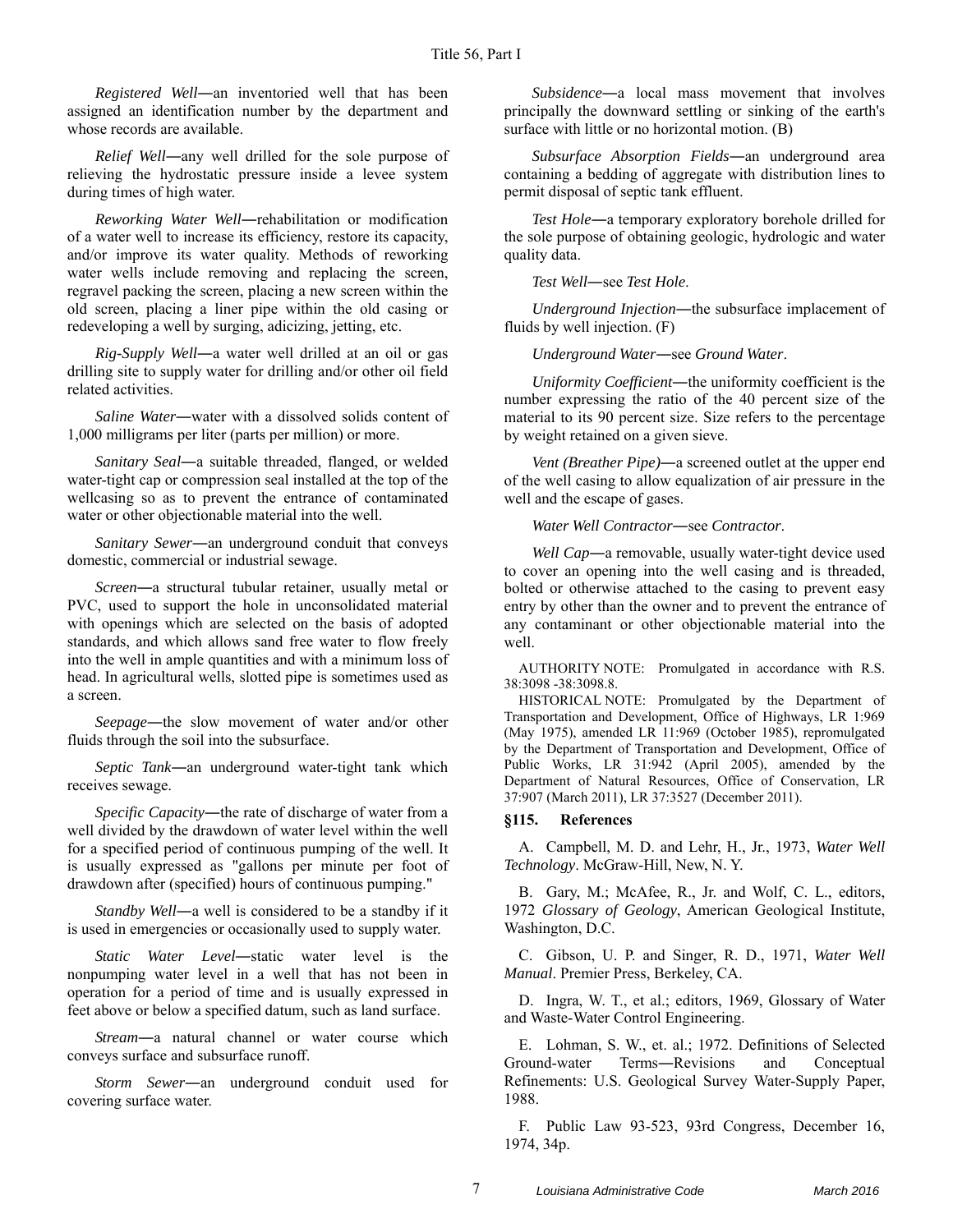*Registered Well*―an inventoried well that has been assigned an identification number by the department and whose records are available.

*Relief Well*―any well drilled for the sole purpose of relieving the hydrostatic pressure inside a levee system during times of high water.

*Reworking Water Well*―rehabilitation or modification of a water well to increase its efficiency, restore its capacity, and/or improve its water quality. Methods of reworking water wells include removing and replacing the screen, regravel packing the screen, placing a new screen within the old screen, placing a liner pipe within the old casing or redeveloping a well by surging, adicizing, jetting, etc.

*Rig-Supply Well*―a water well drilled at an oil or gas drilling site to supply water for drilling and/or other oil field related activities.

*Saline Water*―water with a dissolved solids content of 1,000 milligrams per liter (parts per million) or more.

*Sanitary Seal*―a suitable threaded, flanged, or welded water-tight cap or compression seal installed at the top of the wellcasing so as to prevent the entrance of contaminated water or other objectionable material into the well.

*Sanitary Sewer*―an underground conduit that conveys domestic, commercial or industrial sewage.

*Screen*―a structural tubular retainer, usually metal or PVC, used to support the hole in unconsolidated material with openings which are selected on the basis of adopted standards, and which allows sand free water to flow freely into the well in ample quantities and with a minimum loss of head. In agricultural wells, slotted pipe is sometimes used as a screen.

*Seepage*―the slow movement of water and/or other fluids through the soil into the subsurface.

*Septic Tank*―an underground water-tight tank which receives sewage.

*Specific Capacity*―the rate of discharge of water from a well divided by the drawdown of water level within the well for a specified period of continuous pumping of the well. It is usually expressed as "gallons per minute per foot of drawdown after (specified) hours of continuous pumping."

*Standby Well*―a well is considered to be a standby if it is used in emergencies or occasionally used to supply water.

*Static Water Level*―static water level is the nonpumping water level in a well that has not been in operation for a period of time and is usually expressed in feet above or below a specified datum, such as land surface.

*Stream*―a natural channel or water course which conveys surface and subsurface runoff.

*Storm Sewer*―an underground conduit used for covering surface water.

*Subsidence*―a local mass movement that involves principally the downward settling or sinking of the earth's surface with little or no horizontal motion. (B)

*Subsurface Absorption Fields*―an underground area containing a bedding of aggregate with distribution lines to permit disposal of septic tank effluent.

*Test Hole*―a temporary exploratory borehole drilled for the sole purpose of obtaining geologic, hydrologic and water quality data.

*Test Well*―see *Test Hole*.

*Underground Injection*―the subsurface implacement of fluids by well injection. (F)

*Underground Water*―see *Ground Water*.

*Uniformity Coefficient*―the uniformity coefficient is the number expressing the ratio of the 40 percent size of the material to its 90 percent size. Size refers to the percentage by weight retained on a given sieve.

*Vent (Breather Pipe)*―a screened outlet at the upper end of the well casing to allow equalization of air pressure in the well and the escape of gases.

*Water Well Contractor*―see *Contractor*.

*Well Cap*―a removable, usually water-tight device used to cover an opening into the well casing and is threaded, bolted or otherwise attached to the casing to prevent easy entry by other than the owner and to prevent the entrance of any contaminant or other objectionable material into the well.

AUTHORITY NOTE: Promulgated in accordance with R.S. 38:3098 -38:3098.8.

HISTORICAL NOTE: Promulgated by the Department of Transportation and Development, Office of Highways, LR 1:969 (May 1975), amended LR 11:969 (October 1985), repromulgated by the Department of Transportation and Development, Office of Public Works, LR 31:942 (April 2005), amended by the Department of Natural Resources, Office of Conservation, LR 37:907 (March 2011), LR 37:3527 (December 2011).

## §115. References

A. Campbell, M. D. and Lehr, H., Jr., 1973, *Water Well Technology*. McGraw-Hill, New, N. Y.

B. Gary, M.; McAfee, R., Jr. and Wolf, C. L., editors, 1972 *Glossary of Geology*, American Geological Institute, Washington, D.C.

C. Gibson, U. P. and Singer, R. D., 1971, *Water Well Manual*. Premier Press, Berkeley, CA.

D. Ingra, W. T., et al.; editors, 1969, Glossary of Water and Waste-Water Control Engineering.

E. Lohman, S. W., et. al.; 1972. Definitions of Selected Ground-water Terms―Revisions and Conceptual Refinements: U.S. Geological Survey Water-Supply Paper, 1988.

F. Public Law 93-523, 93rd Congress, December 16, 1974, 34p.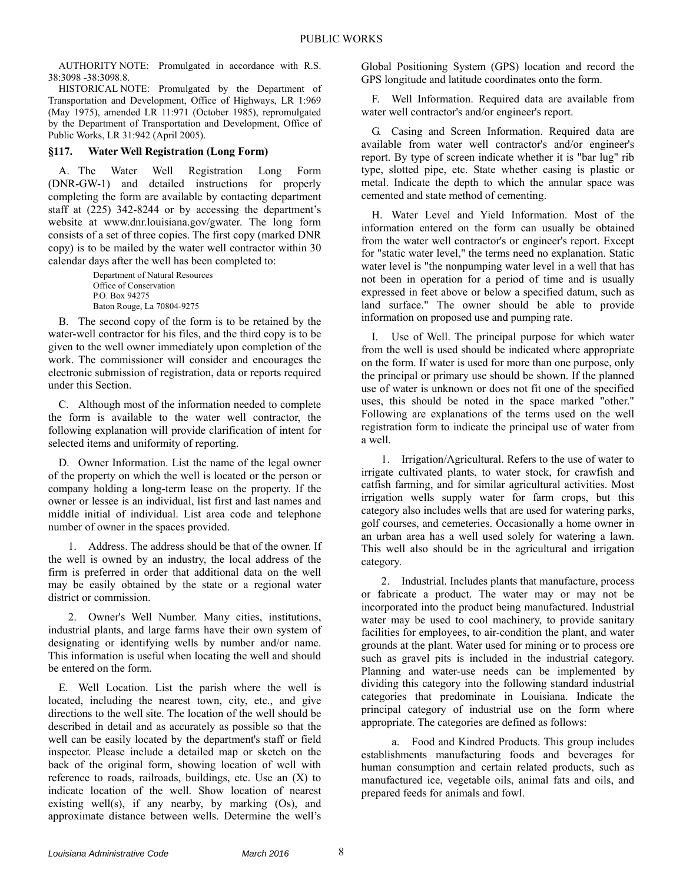AUTHORITY NOTE: Promulgated in accordance with R.S. 38:3098 -38:3098.8.

HISTORICAL NOTE: Promulgated by the Department of Transportation and Development, Office of Highways, LR 1:969 (May 1975), amended LR 11:971 (October 1985), repromulgated by the Department of Transportation and Development, Office of Public Works, LR 31:942 (April 2005).

### §117. Water Well Registration (Long Form)

A. The Water Well Registration Long Form (DNR-GW-1) and detailed instructions for properly completing the form are available by contacting department staff at (225) 342-8244 or by accessing the department's website at www.dnr.louisiana.gov/gwater. The long form consists of a set of three copies. The first copy (marked DNR copy) is to be mailed by the water well contractor within 30 calendar days after the well has been completed to:

Department of Natural Resources
Office of Conservation
P.O. Box 94275
Baton Rouge, La 70804-9275

B. The second copy of the form is to be retained by the water-well contractor for his files, and the third copy is to be given to the well owner immediately upon completion of the work. The commissioner will consider and encourages the electronic submission of registration, data or reports required under this Section.

C. Although most of the information needed to complete the form is available to the water well contractor, the following explanation will provide clarification of intent for selected items and uniformity of reporting.

D. Owner Information. List the name of the legal owner of the property on which the well is located or the person or company holding a long-term lease on the property. If the owner or lessee is an individual, list first and last names and middle initial of individual. List area code and telephone number of owner in the spaces provided.

1. Address. The address should be that of the owner. If the well is owned by an industry, the local address of the firm is preferred in order that additional data on the well may be easily obtained by the state or a regional water district or commission.

2. Owner's Well Number. Many cities, institutions, industrial plants, and large farms have their own system of designating or identifying wells by number and/or name. This information is useful when locating the well and should be entered on the form.

E. Well Location. List the parish where the well is located, including the nearest town, city, etc., and give directions to the well site. The location of the well should be described in detail and as accurately as possible so that the well can be easily located by the department's staff or field inspector. Please include a detailed map or sketch on the back of the original form, showing location of well with reference to roads, railroads, buildings, etc. Use an (X) to indicate location of the well. Show location of nearest existing well(s), if any nearby, by marking (Os), and approximate distance between wells. Determine the well's Global Positioning System (GPS) location and record the GPS longitude and latitude coordinates onto the form.

F. Well Information. Required data are available from water well contractor's and/or engineer's report.

G. Casing and Screen Information. Required data are available from water well contractor's and/or engineer's report. By type of screen indicate whether it is "bar lug" rib type, slotted pipe, etc. State whether casing is plastic or metal. Indicate the depth to which the annular space was cemented and state method of cementing.

H. Water Level and Yield Information. Most of the information entered on the form can usually be obtained from the water well contractor's or engineer's report. Except for "static water level," the terms need no explanation. Static water level is "the nonpumping water level in a well that has not been in operation for a period of time and is usually expressed in feet above or below a specified datum, such as land surface." The owner should be able to provide information on proposed use and pumping rate.

I. Use of Well. The principal purpose for which water from the well is used should be indicated where appropriate on the form. If water is used for more than one purpose, only the principal or primary use should be shown. If the planned use of water is unknown or does not fit one of the specified uses, this should be noted in the space marked "other." Following are explanations of the terms used on the well registration form to indicate the principal use of water from a well.

1. Irrigation/Agricultural. Refers to the use of water to irrigate cultivated plants, to water stock, for crawfish and catfish farming, and for similar agricultural activities. Most irrigation wells supply water for farm crops, but this category also includes wells that are used for watering parks, golf courses, and cemeteries. Occasionally a home owner in an urban area has a well used solely for watering a lawn. This well also should be in the agricultural and irrigation category.

2. Industrial. Includes plants that manufacture, process or fabricate a product. The water may or may not be incorporated into the product being manufactured. Industrial water may be used to cool machinery, to provide sanitary facilities for employees, to air-condition the plant, and water grounds at the plant. Water used for mining or to process ore such as gravel pits is included in the industrial category. Planning and water-use needs can be implemented by dividing this category into the following standard industrial categories that predominate in Louisiana. Indicate the principal category of industrial use on the form where appropriate. The categories are defined as follows:

a. Food and Kindred Products. This group includes establishments manufacturing foods and beverages for human consumption and certain related products, such as manufactured ice, vegetable oils, animal fats and oils, and prepared feeds for animals and fowl.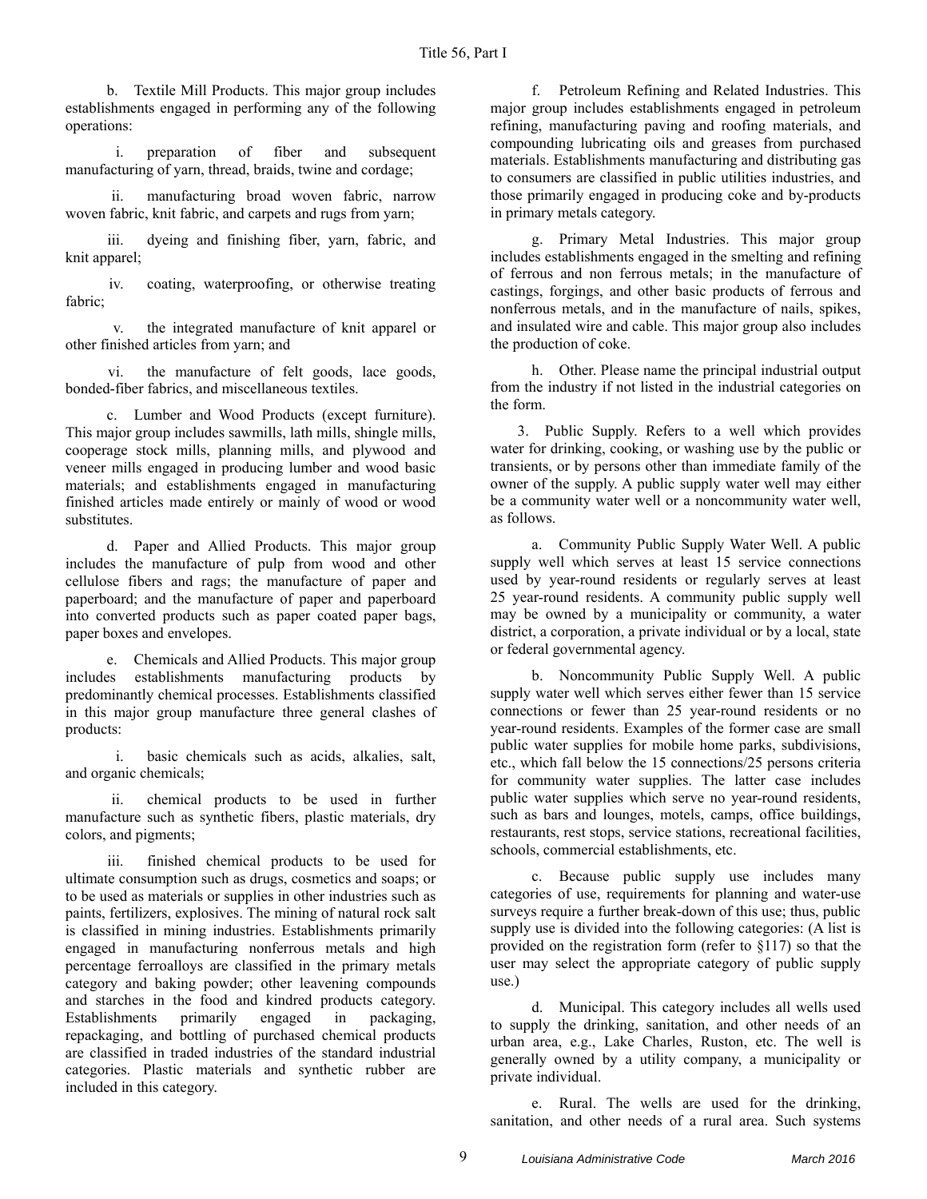b. Textile Mill Products. This major group includes establishments engaged in performing any of the following operations:

i. preparation of fiber and subsequent manufacturing of yarn, thread, braids, twine and cordage;

ii. manufacturing broad woven fabric, narrow woven fabric, knit fabric, and carpets and rugs from yarn;

iii. dyeing and finishing fiber, yarn, fabric, and knit apparel;

iv. coating, waterproofing, or otherwise treating fabric;

v. the integrated manufacture of knit apparel or other finished articles from yarn; and

vi. the manufacture of felt goods, lace goods, bonded-fiber fabrics, and miscellaneous textiles.

c. Lumber and Wood Products (except furniture). This major group includes sawmills, lath mills, shingle mills, cooperage stock mills, planning mills, and plywood and veneer mills engaged in producing lumber and wood basic materials; and establishments engaged in manufacturing finished articles made entirely or mainly of wood or wood substitutes.

d. Paper and Allied Products. This major group includes the manufacture of pulp from wood and other cellulose fibers and rags; the manufacture of paper and paperboard; and the manufacture of paper and paperboard into converted products such as paper coated paper bags, paper boxes and envelopes.

e. Chemicals and Allied Products. This major group includes establishments manufacturing products by predominantly chemical processes. Establishments classified in this major group manufacture three general clashes of products:

i. basic chemicals such as acids, alkalies, salt, and organic chemicals;

ii. chemical products to be used in further manufacture such as synthetic fibers, plastic materials, dry colors, and pigments;

iii. finished chemical products to be used for ultimate consumption such as drugs, cosmetics and soaps; or to be used as materials or supplies in other industries such as paints, fertilizers, explosives. The mining of natural rock salt is classified in mining industries. Establishments primarily engaged in manufacturing nonferrous metals and high percentage ferroalloys are classified in the primary metals category and baking powder; other leavening compounds and starches in the food and kindred products category. Establishments primarily engaged in packaging, repackaging, and bottling of purchased chemical products are classified in traded industries of the standard industrial categories. Plastic materials and synthetic rubber are included in this category.

f. Petroleum Refining and Related Industries. This major group includes establishments engaged in petroleum refining, manufacturing paving and roofing materials, and compounding lubricating oils and greases from purchased materials. Establishments manufacturing and distributing gas to consumers are classified in public utilities industries, and those primarily engaged in producing coke and by-products in primary metals category.

g. Primary Metal Industries. This major group includes establishments engaged in the smelting and refining of ferrous and non ferrous metals; in the manufacture of castings, forgings, and other basic products of ferrous and nonferrous metals, and in the manufacture of nails, spikes, and insulated wire and cable. This major group also includes the production of coke.

h. Other. Please name the principal industrial output from the industry if not listed in the industrial categories on the form.

3. Public Supply. Refers to a well which provides water for drinking, cooking, or washing use by the public or transients, or by persons other than immediate family of the owner of the supply. A public supply water well may either be a community water well or a noncommunity water well, as follows.

a. Community Public Supply Water Well. A public supply well which serves at least 15 service connections used by year-round residents or regularly serves at least 25 year-round residents. A community public supply well may be owned by a municipality or community, a water district, a corporation, a private individual or by a local, state or federal governmental agency.

b. Noncommunity Public Supply Well. A public supply water well which serves either fewer than 15 service connections or fewer than 25 year-round residents or no year-round residents. Examples of the former case are small public water supplies for mobile home parks, subdivisions, etc., which fall below the 15 connections/25 persons criteria for community water supplies. The latter case includes public water supplies which serve no year-round residents, such as bars and lounges, motels, camps, office buildings, restaurants, rest stops, service stations, recreational facilities, schools, commercial establishments, etc.

c. Because public supply use includes many categories of use, requirements for planning and water-use surveys require a further break-down of this use; thus, public supply use is divided into the following categories: (A list is provided on the registration form (refer to §117) so that the user may select the appropriate category of public supply use.)

d. Municipal. This category includes all wells used to supply the drinking, sanitation, and other needs of an urban area, e.g., Lake Charles, Ruston, etc. The well is generally owned by a utility company, a municipality or private individual.

e. Rural. The wells are used for the drinking, sanitation, and other needs of a rural area. Such systems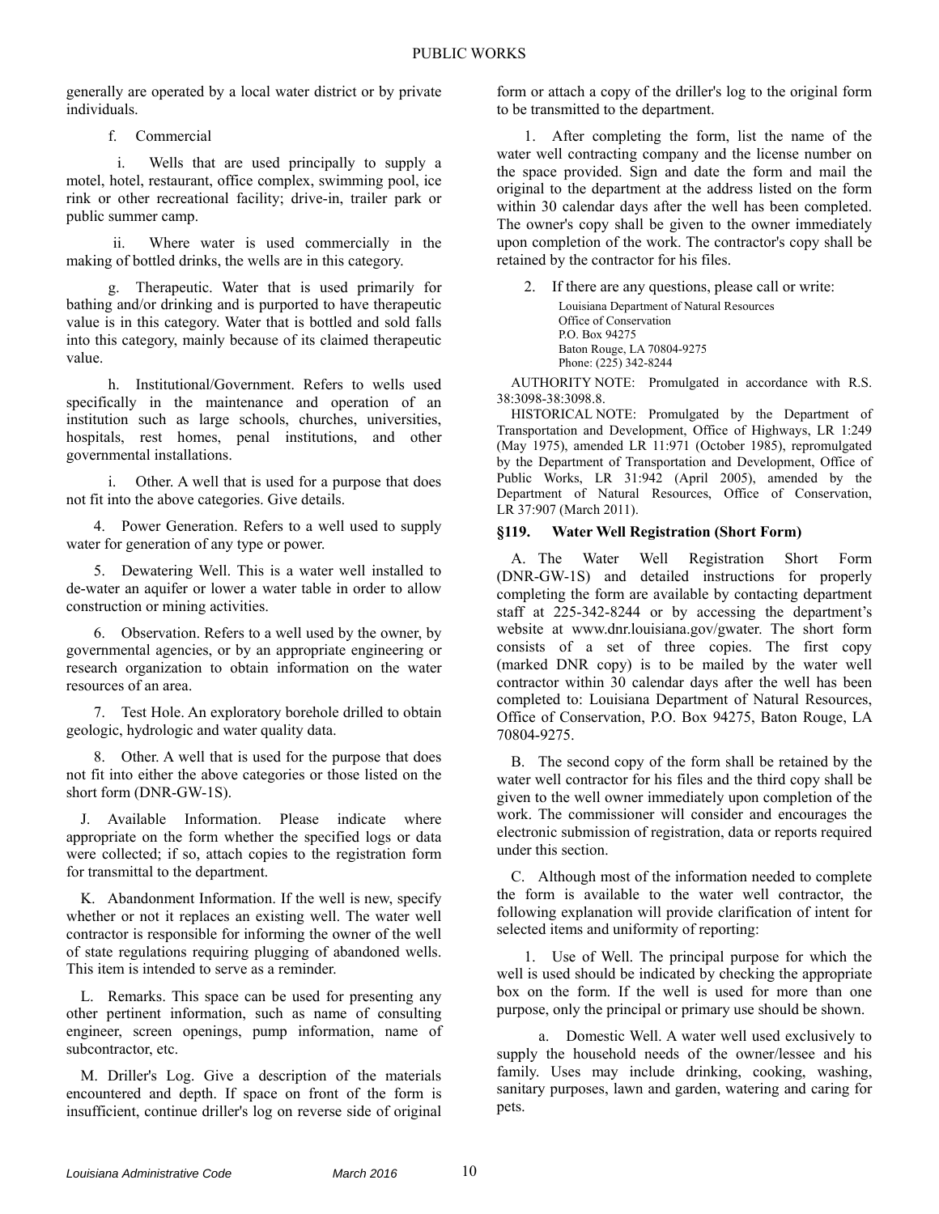generally are operated by a local water district or by private individuals.

f. Commercial

i. Wells that are used principally to supply a motel, hotel, restaurant, office complex, swimming pool, ice rink or other recreational facility; drive-in, trailer park or public summer camp.

ii. Where water is used commercially in the making of bottled drinks, the wells are in this category.

g. Therapeutic. Water that is used primarily for bathing and/or drinking and is purported to have therapeutic value is in this category. Water that is bottled and sold falls into this category, mainly because of its claimed therapeutic value.

h. Institutional/Government. Refers to wells used specifically in the maintenance and operation of an institution such as large schools, churches, universities, hospitals, rest homes, penal institutions, and other governmental installations.

i. Other. A well that is used for a purpose that does not fit into the above categories. Give details.

4. Power Generation. Refers to a well used to supply water for generation of any type or power.

5. Dewatering Well. This is a water well installed to de-water an aquifer or lower a water table in order to allow construction or mining activities.

6. Observation. Refers to a well used by the owner, by governmental agencies, or by an appropriate engineering or research organization to obtain information on the water resources of an area.

7. Test Hole. An exploratory borehole drilled to obtain geologic, hydrologic and water quality data.

8. Other. A well that is used for the purpose that does not fit into either the above categories or those listed on the short form (DNR-GW-1S).

J. Available Information. Please indicate where appropriate on the form whether the specified logs or data were collected; if so, attach copies to the registration form for transmittal to the department.

K. Abandonment Information. If the well is new, specify whether or not it replaces an existing well. The water well contractor is responsible for informing the owner of the well of state regulations requiring plugging of abandoned wells. This item is intended to serve as a reminder.

L. Remarks. This space can be used for presenting any other pertinent information, such as name of consulting engineer, screen openings, pump information, name of subcontractor, etc.

M. Driller's Log. Give a description of the materials encountered and depth. If space on front of the form is insufficient, continue driller's log on reverse side of original form or attach a copy of the driller's log to the original form to be transmitted to the department.

1. After completing the form, list the name of the water well contracting company and the license number on the space provided. Sign and date the form and mail the original to the department at the address listed on the form within 30 calendar days after the well has been completed. The owner's copy shall be given to the owner immediately upon completion of the work. The contractor's copy shall be retained by the contractor for his files.

2. If there are any questions, please call or write:

Louisiana Department of Natural Resources
Office of Conservation
P.O. Box 94275
Baton Rouge, LA 70804-9275
Phone: (225) 342-8244

AUTHORITY NOTE: Promulgated in accordance with R.S. 38:3098-38:3098.8.

HISTORICAL NOTE: Promulgated by the Department of Transportation and Development, Office of Highways, LR 1:249 (May 1975), amended LR 11:971 (October 1985), repromulgated by the Department of Transportation and Development, Office of Public Works, LR 31:942 (April 2005), amended by the Department of Natural Resources, Office of Conservation, LR 37:907 (March 2011).

### §119. Water Well Registration (Short Form)

A. The Water Well Registration Short Form (DNR-GW-1S) and detailed instructions for properly completing the form are available by contacting department staff at 225-342-8244 or by accessing the department's website at www.dnr.louisiana.gov/gwater. The short form consists of a set of three copies. The first copy (marked DNR copy) is to be mailed by the water well contractor within 30 calendar days after the well has been completed to: Louisiana Department of Natural Resources, Office of Conservation, P.O. Box 94275, Baton Rouge, LA 70804-9275.

B. The second copy of the form shall be retained by the water well contractor for his files and the third copy shall be given to the well owner immediately upon completion of the work. The commissioner will consider and encourages the electronic submission of registration, data or reports required under this section.

C. Although most of the information needed to complete the form is available to the water well contractor, the following explanation will provide clarification of intent for selected items and uniformity of reporting:

1. Use of Well. The principal purpose for which the well is used should be indicated by checking the appropriate box on the form. If the well is used for more than one purpose, only the principal or primary use should be shown.

a. Domestic Well. A water well used exclusively to supply the household needs of the owner/lessee and his family. Uses may include drinking, cooking, washing, sanitary purposes, lawn and garden, watering and caring for pets.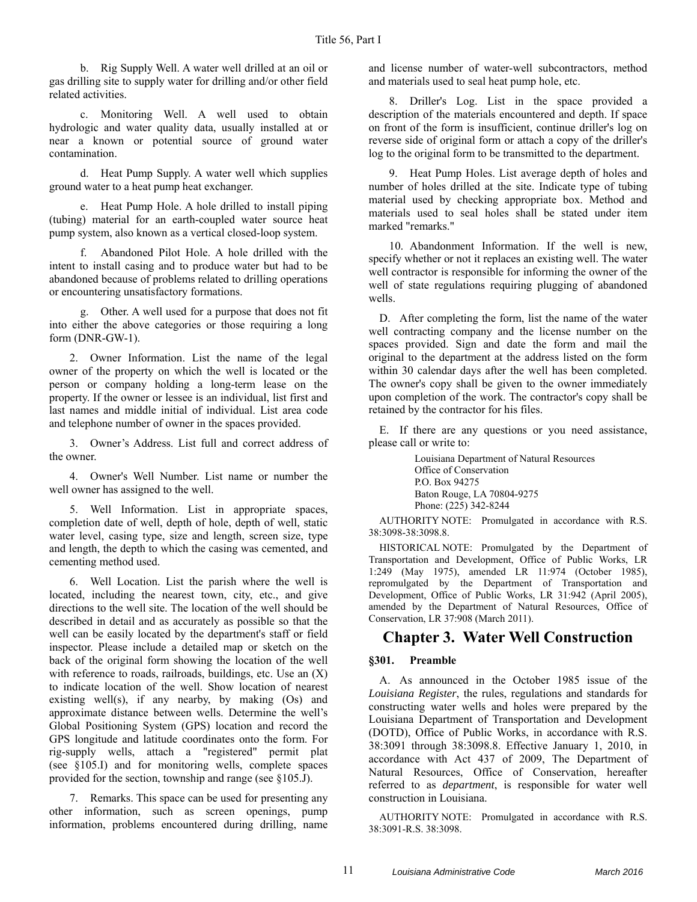b. Rig Supply Well. A water well drilled at an oil or gas drilling site to supply water for drilling and/or other field related activities.

c. Monitoring Well. A well used to obtain hydrologic and water quality data, usually installed at or near a known or potential source of ground water contamination.

d. Heat Pump Supply. A water well which supplies ground water to a heat pump heat exchanger.

e. Heat Pump Hole. A hole drilled to install piping (tubing) material for an earth-coupled water source heat pump system, also known as a vertical closed-loop system.

f. Abandoned Pilot Hole. A hole drilled with the intent to install casing and to produce water but had to be abandoned because of problems related to drilling operations or encountering unsatisfactory formations.

g. Other. A well used for a purpose that does not fit into either the above categories or those requiring a long form (DNR-GW-1).

2. Owner Information. List the name of the legal owner of the property on which the well is located or the person or company holding a long-term lease on the property. If the owner or lessee is an individual, list first and last names and middle initial of individual. List area code and telephone number of owner in the spaces provided.

3. Owner's Address. List full and correct address of the owner.

4. Owner's Well Number. List name or number the well owner has assigned to the well.

5. Well Information. List in appropriate spaces, completion date of well, depth of hole, depth of well, static water level, casing type, size and length, screen size, type and length, the depth to which the casing was cemented, and cementing method used.

6. Well Location. List the parish where the well is located, including the nearest town, city, etc., and give directions to the well site. The location of the well should be described in detail and as accurately as possible so that the well can be easily located by the department's staff or field inspector. Please include a detailed map or sketch on the back of the original form showing the location of the well with reference to roads, railroads, buildings, etc. Use an (X) to indicate location of the well. Show location of nearest existing well(s), if any nearby, by making (Os) and approximate distance between wells. Determine the well's Global Positioning System (GPS) location and record the GPS longitude and latitude coordinates onto the form. For rig-supply wells, attach a "registered" permit plat (see §105.I) and for monitoring wells, complete spaces provided for the section, township and range (see §105.J).

7. Remarks. This space can be used for presenting any other information, such as screen openings, pump information, problems encountered during drilling, name and license number of water-well subcontractors, method and materials used to seal heat pump hole, etc.

8. Driller's Log. List in the space provided a description of the materials encountered and depth. If space on front of the form is insufficient, continue driller's log on reverse side of original form or attach a copy of the driller's log to the original form to be transmitted to the department.

9. Heat Pump Holes. List average depth of holes and number of holes drilled at the site. Indicate type of tubing material used by checking appropriate box. Method and materials used to seal holes shall be stated under item marked "remarks."

10. Abandonment Information. If the well is new, specify whether or not it replaces an existing well. The water well contractor is responsible for informing the owner of the well of state regulations requiring plugging of abandoned wells.

D. After completing the form, list the name of the water well contracting company and the license number on the spaces provided. Sign and date the form and mail the original to the department at the address listed on the form within 30 calendar days after the well has been completed. The owner's copy shall be given to the owner immediately upon completion of the work. The contractor's copy shall be retained by the contractor for his files.

E. If there are any questions or you need assistance, please call or write to:

Louisiana Department of Natural Resources
Office of Conservation
P.O. Box 94275
Baton Rouge, LA 70804-9275
Phone: (225) 342-8244

AUTHORITY NOTE: Promulgated in accordance with R.S. 38:3098-38:3098.8.

HISTORICAL NOTE: Promulgated by the Department of Transportation and Development, Office of Public Works, LR 1:249 (May 1975), amended LR 11:974 (October 1985), repromulgated by the Department of Transportation and Development, Office of Public Works, LR 31:942 (April 2005), amended by the Department of Natural Resources, Office of Conservation, LR 37:908 (March 2011).

## Chapter 3. Water Well Construction

### §301. Preamble

A. As announced in the October 1985 issue of the *Louisiana Register*, the rules, regulations and standards for constructing water wells and holes were prepared by the Louisiana Department of Transportation and Development (DOTD), Office of Public Works, in accordance with R.S. 38:3091 through 38:3098.8. Effective January 1, 2010, in accordance with Act 437 of 2009, The Department of Natural Resources, Office of Conservation, hereafter referred to as *department*, is responsible for water well construction in Louisiana.

AUTHORITY NOTE: Promulgated in accordance with R.S. 38:3091-R.S. 38:3098.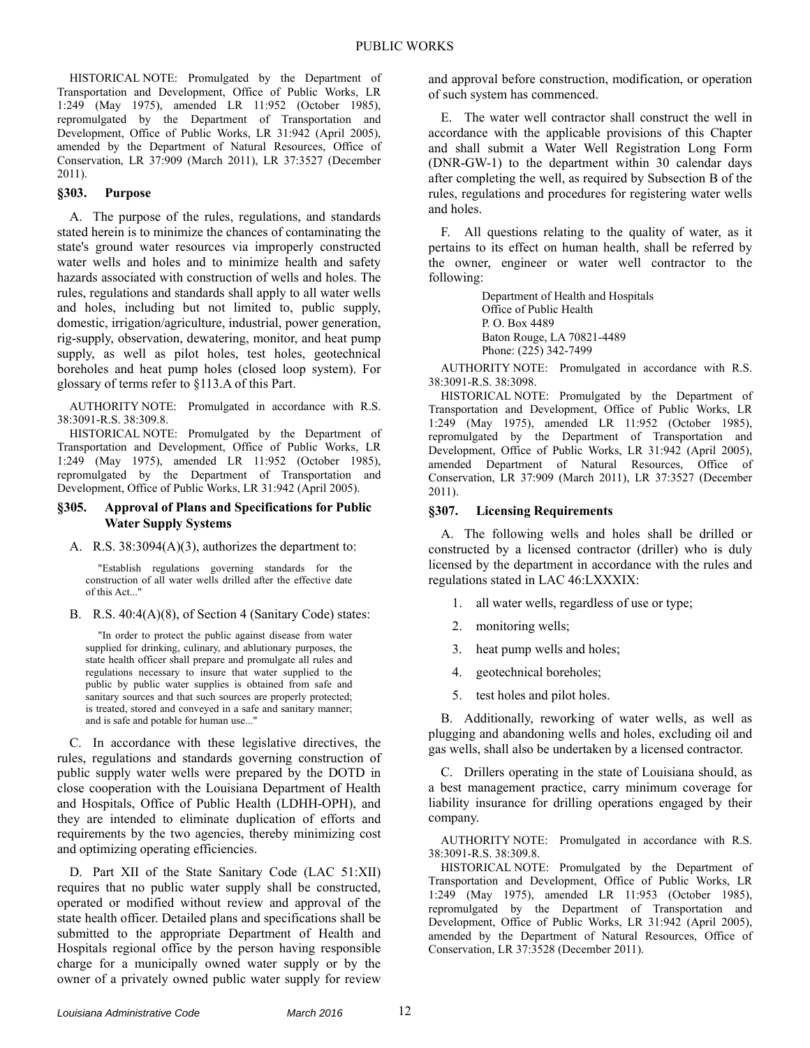HISTORICAL NOTE: Promulgated by the Department of Transportation and Development, Office of Public Works, LR 1:249 (May 1975), amended LR 11:952 (October 1985), repromulgated by the Department of Transportation and Development, Office of Public Works, LR 31:942 (April 2005), amended by the Department of Natural Resources, Office of Conservation, LR 37:909 (March 2011), LR 37:3527 (December 2011).

### §303. Purpose

A. The purpose of the rules, regulations, and standards stated herein is to minimize the chances of contaminating the state's ground water resources via improperly constructed water wells and holes and to minimize health and safety hazards associated with construction of wells and holes. The rules, regulations and standards shall apply to all water wells and holes, including but not limited to, public supply, domestic, irrigation/agriculture, industrial, power generation, rig-supply, observation, dewatering, monitor, and heat pump supply, as well as pilot holes, test holes, geotechnical boreholes and heat pump holes (closed loop system). For glossary of terms refer to §113.A of this Part.

AUTHORITY NOTE: Promulgated in accordance with R.S. 38:3091-R.S. 38:309.8.

HISTORICAL NOTE: Promulgated by the Department of Transportation and Development, Office of Public Works, LR 1:249 (May 1975), amended LR 11:952 (October 1985), repromulgated by the Department of Transportation and Development, Office of Public Works, LR 31:942 (April 2005).

### §305. Approval of Plans and Specifications for Public Water Supply Systems

A. R.S. 38:3094(A)(3), authorizes the department to:

> "Establish regulations governing standards for the construction of all water wells drilled after the effective date of this Act..."

B. R.S. 40:4(A)(8), of Section 4 (Sanitary Code) states:

> "In order to protect the public against disease from water supplied for drinking, culinary, and ablutionary purposes, the state health officer shall prepare and promulgate all rules and regulations necessary to insure that water supplied to the public by public water supplies is obtained from safe and sanitary sources and that such sources are properly protected; is treated, stored and conveyed in a safe and sanitary manner; and is safe and potable for human use..."

C. In accordance with these legislative directives, the rules, regulations and standards governing construction of public supply water wells were prepared by the DOTD in close cooperation with the Louisiana Department of Health and Hospitals, Office of Public Health (LDHH-OPH), and they are intended to eliminate duplication of efforts and requirements by the two agencies, thereby minimizing cost and optimizing operating efficiencies.

D. Part XII of the State Sanitary Code (LAC 51:XII) requires that no public water supply shall be constructed, operated or modified without review and approval of the state health officer. Detailed plans and specifications shall be submitted to the appropriate Department of Health and Hospitals regional office by the person having responsible charge for a municipally owned water supply or by the owner of a privately owned public water supply for review and approval before construction, modification, or operation of such system has commenced.

E. The water well contractor shall construct the well in accordance with the applicable provisions of this Chapter and shall submit a Water Well Registration Long Form (DNR-GW-1) to the department within 30 calendar days after completing the well, as required by Subsection B of the rules, regulations and procedures for registering water wells and holes.

F. All questions relating to the quality of water, as it pertains to its effect on human health, shall be referred by the owner, engineer or water well contractor to the following:

> Department of Health and Hospitals
> Office of Public Health
> P. O. Box 4489
> Baton Rouge, LA 70821-4489
> Phone: (225) 342-7499

AUTHORITY NOTE: Promulgated in accordance with R.S. 38:3091-R.S. 38:3098.

HISTORICAL NOTE: Promulgated by the Department of Transportation and Development, Office of Public Works, LR 1:249 (May 1975), amended LR 11:952 (October 1985), repromulgated by the Department of Transportation and Development, Office of Public Works, LR 31:942 (April 2005), amended Department of Natural Resources, Office of Conservation, LR 37:909 (March 2011), LR 37:3527 (December 2011).

### §307. Licensing Requirements

A. The following wells and holes shall be drilled or constructed by a licensed contractor (driller) who is duly licensed by the department in accordance with the rules and regulations stated in LAC 46:LXXXIX:

1. all water wells, regardless of use or type;
2. monitoring wells;
3. heat pump wells and holes;
4. geotechnical boreholes;
5. test holes and pilot holes.

B. Additionally, reworking of water wells, as well as plugging and abandoning wells and holes, excluding oil and gas wells, shall also be undertaken by a licensed contractor.

C. Drillers operating in the state of Louisiana should, as a best management practice, carry minimum coverage for liability insurance for drilling operations engaged by their company.

AUTHORITY NOTE: Promulgated in accordance with R.S. 38:3091-R.S. 38:309.8.

HISTORICAL NOTE: Promulgated by the Department of Transportation and Development, Office of Public Works, LR 1:249 (May 1975), amended LR 11:953 (October 1985), repromulgated by the Department of Transportation and Development, Office of Public Works, LR 31:942 (April 2005), amended by the Department of Natural Resources, Office of Conservation, LR 37:3528 (December 2011).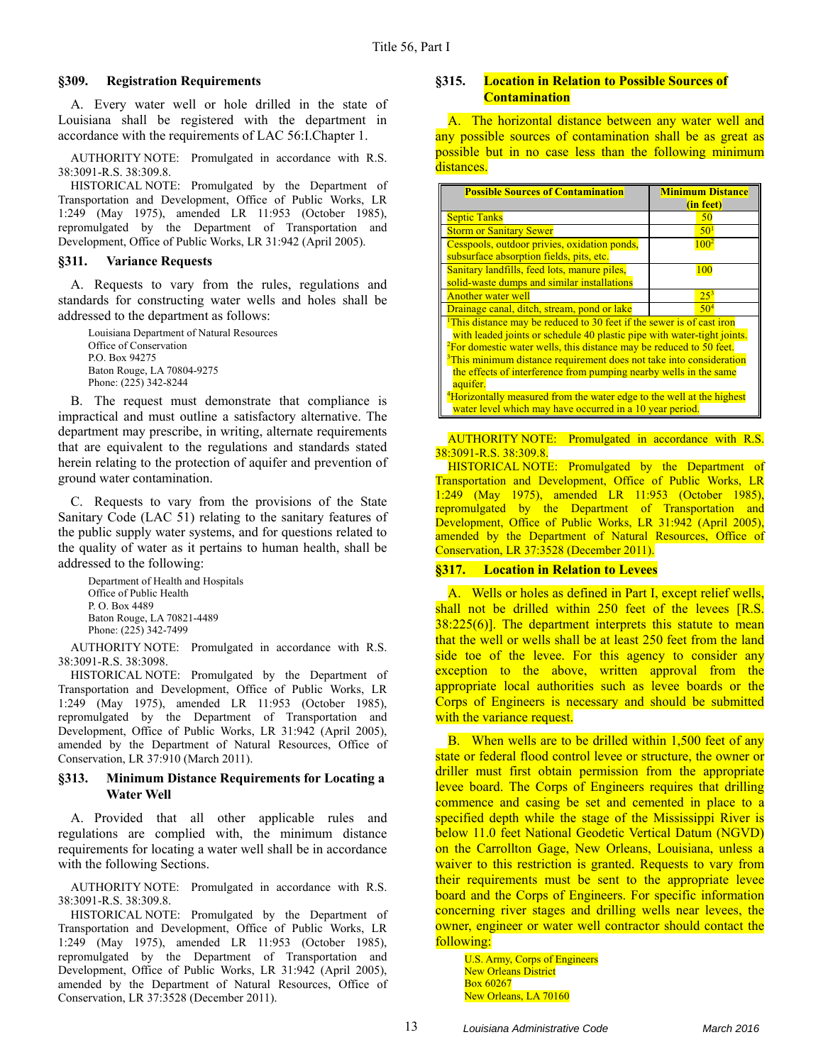### §309. Registration Requirements

A. Every water well or hole drilled in the state of Louisiana shall be registered with the department in accordance with the requirements of LAC 56:I.Chapter 1.

AUTHORITY NOTE: Promulgated in accordance with R.S. 38:3091-R.S. 38:309.8.

HISTORICAL NOTE: Promulgated by the Department of Transportation and Development, Office of Public Works, LR 1:249 (May 1975), amended LR 11:953 (October 1985), repromulgated by the Department of Transportation and Development, Office of Public Works, LR 31:942 (April 2005).

### §311. Variance Requests

A. Requests to vary from the rules, regulations and standards for constructing water wells and holes shall be addressed to the department as follows:

Louisiana Department of Natural Resources
Office of Conservation
P.O. Box 94275
Baton Rouge, LA 70804-9275
Phone: (225) 342-8244

B. The request must demonstrate that compliance is impractical and must outline a satisfactory alternative. The department may prescribe, in writing, alternate requirements that are equivalent to the regulations and standards stated herein relating to the protection of aquifer and prevention of ground water contamination.

C. Requests to vary from the provisions of the State Sanitary Code (LAC 51) relating to the sanitary features of the public supply water systems, and for questions related to the quality of water as it pertains to human health, shall be addressed to the following:

Department of Health and Hospitals
Office of Public Health
P. O. Box 4489
Baton Rouge, LA 70821-4489
Phone: (225) 342-7499

AUTHORITY NOTE: Promulgated in accordance with R.S. 38:3091-R.S. 38:3098.

HISTORICAL NOTE: Promulgated by the Department of Transportation and Development, Office of Public Works, LR 1:249 (May 1975), amended LR 11:953 (October 1985), repromulgated by the Department of Transportation and Development, Office of Public Works, LR 31:942 (April 2005), amended by the Department of Natural Resources, Office of Conservation, LR 37:910 (March 2011).

### §313. Minimum Distance Requirements for Locating a Water Well

A. Provided that all other applicable rules and regulations are complied with, the minimum distance requirements for locating a water well shall be in accordance with the following Sections.

AUTHORITY NOTE: Promulgated in accordance with R.S. 38:3091-R.S. 38:309.8.

HISTORICAL NOTE: Promulgated by the Department of Transportation and Development, Office of Public Works, LR 1:249 (May 1975), amended LR 11:953 (October 1985), repromulgated by the Department of Transportation and Development, Office of Public Works, LR 31:942 (April 2005), amended by the Department of Natural Resources, Office of Conservation, LR 37:3528 (December 2011).

### §315. Location in Relation to Possible Sources of Contamination

A. The horizontal distance between any water well and any possible sources of contamination shall be as great as possible but in no case less than the following minimum distances.

| Possible Sources of Contamination | Minimum Distance (in feet) |
|---|---|
| Septic Tanks | 50 |
| Storm or Sanitary Sewer | 50[1] |
| Cesspools, outdoor privies, oxidation ponds, subsurface absorption fields, pits, etc. | 100[2] |
| Sanitary landfills, feed lots, manure piles, solid-waste dumps and similar installations | 100 |
| Another water well | 25[3] |
| Drainage canal, ditch, stream, pond or lake | 50[4] |

[1]This distance may be reduced to 30 feet if the sewer is of cast iron with leaded joints or schedule 40 plastic pipe with water-tight joints.
[2]For domestic water wells, this distance may be reduced to 50 feet.
[3]This minimum distance requirement does not take into consideration the effects of interference from pumping nearby wells in the same aquifer.
[4]Horizontally measured from the water edge to the well at the highest water level which may have occurred in a 10 year period.

AUTHORITY NOTE: Promulgated in accordance with R.S. 38:3091-R.S. 38:309.8.

HISTORICAL NOTE: Promulgated by the Department of Transportation and Development, Office of Public Works, LR 1:249 (May 1975), amended LR 11:953 (October 1985), repromulgated by the Department of Transportation and Development, Office of Public Works, LR 31:942 (April 2005), amended by the Department of Natural Resources, Office of Conservation, LR 37:3528 (December 2011).

### §317. Location in Relation to Levees

A. Wells or holes as defined in Part I, except relief wells, shall not be drilled within 250 feet of the levees [R.S. 38:225(6)]. The department interprets this statute to mean that the well or wells shall be at least 250 feet from the land side toe of the levee. For this agency to consider any exception to the above, written approval from the appropriate local authorities such as levee boards or the Corps of Engineers is necessary and should be submitted with the variance request.

B. When wells are to be drilled within 1,500 feet of any state or federal flood control levee or structure, the owner or driller must first obtain permission from the appropriate levee board. The Corps of Engineers requires that drilling commence and casing be set and cemented in place to a specified depth while the stage of the Mississippi River is below 11.0 feet National Geodetic Vertical Datum (NGVD) on the Carrollton Gage, New Orleans, Louisiana, unless a waiver to this restriction is granted. Requests to vary from their requirements must be sent to the appropriate levee board and the Corps of Engineers. For specific information concerning river stages and drilling wells near levees, the owner, engineer or water well contractor should contact the following:

U.S. Army, Corps of Engineers
New Orleans District
Box 60267
New Orleans, LA 70160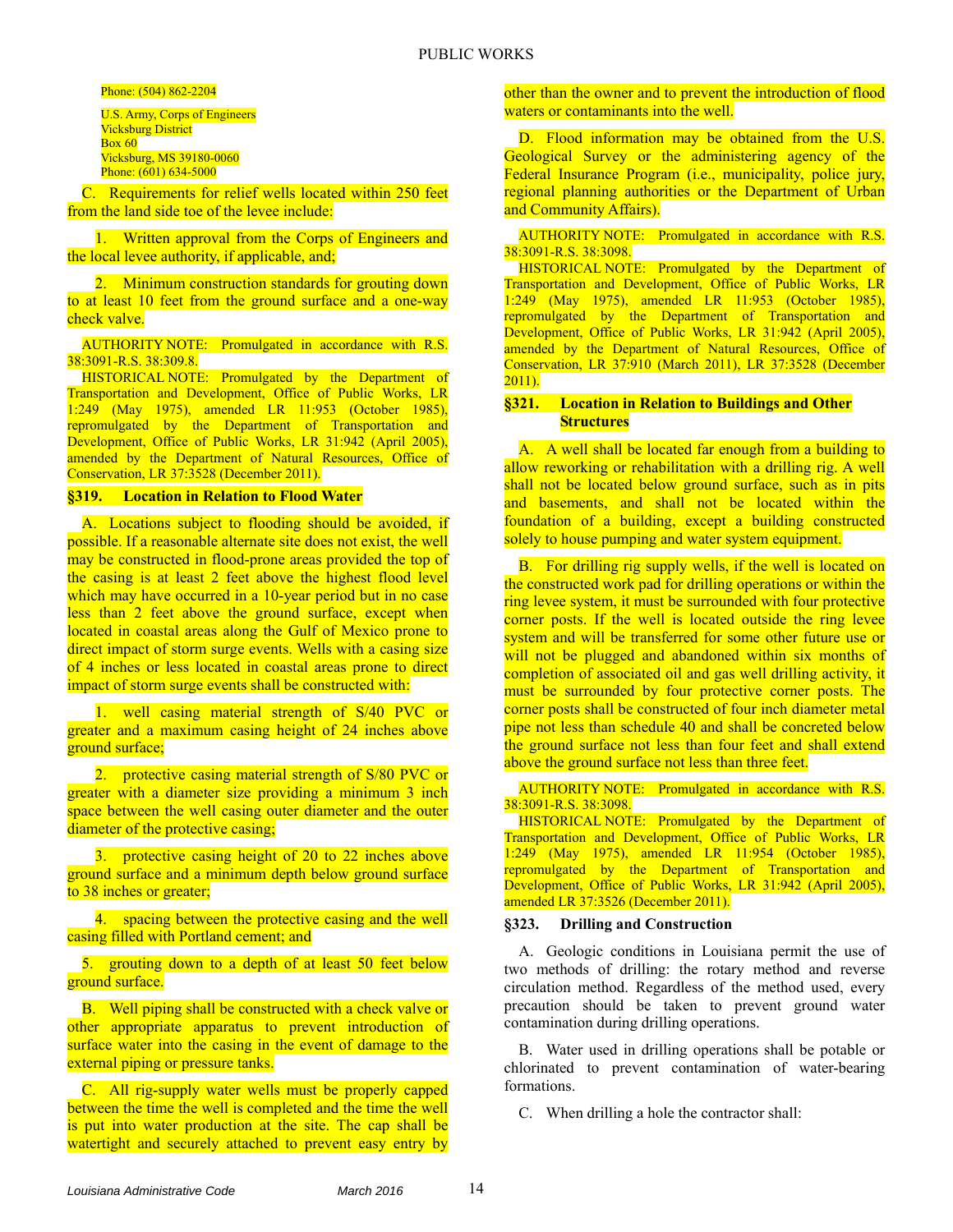Phone: (504) 862-2204

U.S. Army, Corps of Engineers
Vicksburg District
Box 60
Vicksburg, MS 39180-0060
Phone: (601) 634-5000

C. Requirements for relief wells located within 250 feet from the land side toe of the levee include:

1. Written approval from the Corps of Engineers and the local levee authority, if applicable, and;

2. Minimum construction standards for grouting down to at least 10 feet from the ground surface and a one-way check valve.

AUTHORITY NOTE: Promulgated in accordance with R.S. 38:3091-R.S. 38:309.8.

HISTORICAL NOTE: Promulgated by the Department of Transportation and Development, Office of Public Works, LR 1:249 (May 1975), amended LR 11:953 (October 1985), repromulgated by the Department of Transportation and Development, Office of Public Works, LR 31:942 (April 2005), amended by the Department of Natural Resources, Office of Conservation, LR 37:3528 (December 2011).

### §319. Location in Relation to Flood Water

A. Locations subject to flooding should be avoided, if possible. If a reasonable alternate site does not exist, the well may be constructed in flood-prone areas provided the top of the casing is at least 2 feet above the highest flood level which may have occurred in a 10-year period but in no case less than 2 feet above the ground surface, except when located in coastal areas along the Gulf of Mexico prone to direct impact of storm surge events. Wells with a casing size of 4 inches or less located in coastal areas prone to direct impact of storm surge events shall be constructed with:

1. well casing material strength of S/40 PVC or greater and a maximum casing height of 24 inches above ground surface;

2. protective casing material strength of S/80 PVC or greater with a diameter size providing a minimum 3 inch space between the well casing outer diameter and the outer diameter of the protective casing;

3. protective casing height of 20 to 22 inches above ground surface and a minimum depth below ground surface to 38 inches or greater;

4. spacing between the protective casing and the well casing filled with Portland cement; and

5. grouting down to a depth of at least 50 feet below ground surface.

B. Well piping shall be constructed with a check valve or other appropriate apparatus to prevent introduction of surface water into the casing in the event of damage to the external piping or pressure tanks.

C. All rig-supply water wells must be properly capped between the time the well is completed and the time the well is put into water production at the site. The cap shall be watertight and securely attached to prevent easy entry by other than the owner and to prevent the introduction of flood waters or contaminants into the well.

D. Flood information may be obtained from the U.S. Geological Survey or the administering agency of the Federal Insurance Program (i.e., municipality, police jury, regional planning authorities or the Department of Urban and Community Affairs).

AUTHORITY NOTE: Promulgated in accordance with R.S. 38:3091-R.S. 38:3098.

HISTORICAL NOTE: Promulgated by the Department of Transportation and Development, Office of Public Works, LR 1:249 (May 1975), amended LR 11:953 (October 1985), repromulgated by the Department of Transportation and Development, Office of Public Works, LR 31:942 (April 2005), amended by the Department of Natural Resources, Office of Conservation, LR 37:910 (March 2011), LR 37:3528 (December 2011).

### §321. Location in Relation to Buildings and Other Structures

A. A well shall be located far enough from a building to allow reworking or rehabilitation with a drilling rig. A well shall not be located below ground surface, such as in pits and basements, and shall not be located within the foundation of a building, except a building constructed solely to house pumping and water system equipment.

B. For drilling rig supply wells, if the well is located on the constructed work pad for drilling operations or within the ring levee system, it must be surrounded with four protective corner posts. If the well is located outside the ring levee system and will be transferred for some other future use or will not be plugged and abandoned within six months of completion of associated oil and gas well drilling activity, it must be surrounded by four protective corner posts. The corner posts shall be constructed of four inch diameter metal pipe not less than schedule 40 and shall be concreted below the ground surface not less than four feet and shall extend above the ground surface not less than three feet.

AUTHORITY NOTE: Promulgated in accordance with R.S. 38:3091-R.S. 38:3098.

HISTORICAL NOTE: Promulgated by the Department of Transportation and Development, Office of Public Works, LR 1:249 (May 1975), amended LR 11:954 (October 1985), repromulgated by the Department of Transportation and Development, Office of Public Works, LR 31:942 (April 2005), amended LR 37:3526 (December 2011).

### §323. Drilling and Construction

A. Geologic conditions in Louisiana permit the use of two methods of drilling: the rotary method and reverse circulation method. Regardless of the method used, every precaution should be taken to prevent ground water contamination during drilling operations.

B. Water used in drilling operations shall be potable or chlorinated to prevent contamination of water-bearing formations.

C. When drilling a hole the contractor shall: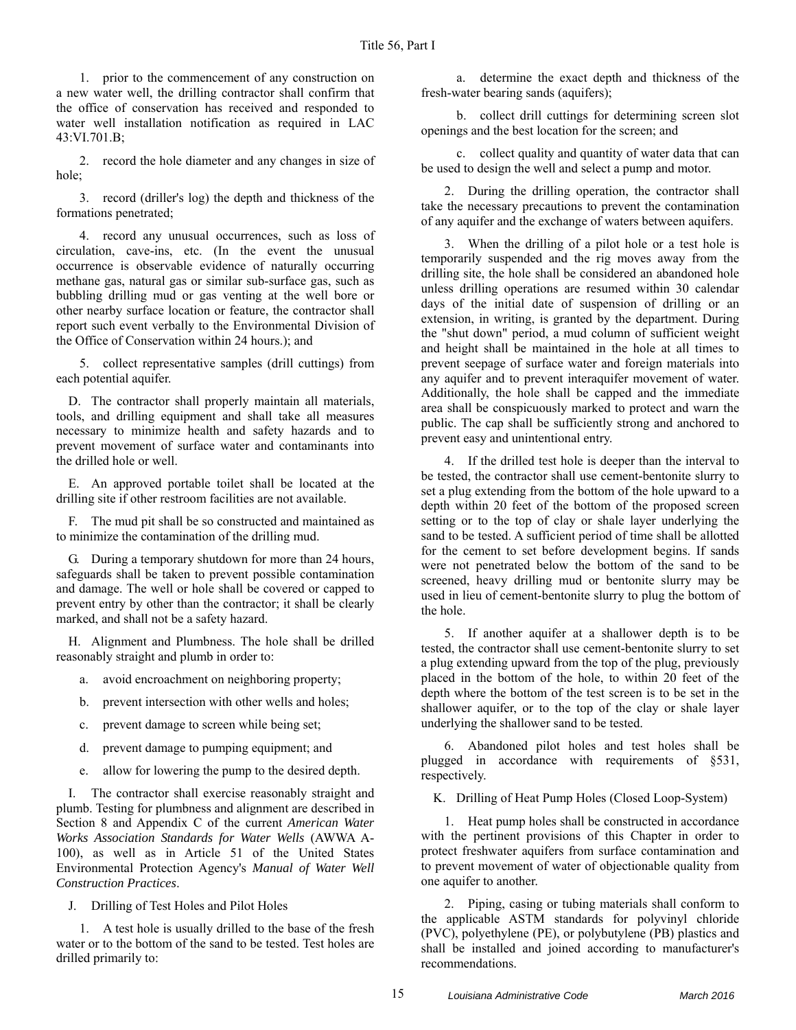1. prior to the commencement of any construction on a new water well, the drilling contractor shall confirm that the office of conservation has received and responded to water well installation notification as required in LAC 43:VI.701.B;

2. record the hole diameter and any changes in size of hole;

3. record (driller's log) the depth and thickness of the formations penetrated;

4. record any unusual occurrences, such as loss of circulation, cave-ins, etc. (In the event the unusual occurrence is observable evidence of naturally occurring methane gas, natural gas or similar sub-surface gas, such as bubbling drilling mud or gas venting at the well bore or other nearby surface location or feature, the contractor shall report such event verbally to the Environmental Division of the Office of Conservation within 24 hours.); and

5. collect representative samples (drill cuttings) from each potential aquifer.

D. The contractor shall properly maintain all materials, tools, and drilling equipment and shall take all measures necessary to minimize health and safety hazards and to prevent movement of surface water and contaminants into the drilled hole or well.

E. An approved portable toilet shall be located at the drilling site if other restroom facilities are not available.

F. The mud pit shall be so constructed and maintained as to minimize the contamination of the drilling mud.

G. During a temporary shutdown for more than 24 hours, safeguards shall be taken to prevent possible contamination and damage. The well or hole shall be covered or capped to prevent entry by other than the contractor; it shall be clearly marked, and shall not be a safety hazard.

H. Alignment and Plumbness. The hole shall be drilled reasonably straight and plumb in order to:

a. avoid encroachment on neighboring property;

b. prevent intersection with other wells and holes;

c. prevent damage to screen while being set;

d. prevent damage to pumping equipment; and

e. allow for lowering the pump to the desired depth.

I. The contractor shall exercise reasonably straight and plumb. Testing for plumbness and alignment are described in Section 8 and Appendix C of the current *American Water Works Association Standards for Water Wells* (AWWA A-100), as well as in Article 51 of the United States Environmental Protection Agency's *Manual of Water Well Construction Practices*.

J. Drilling of Test Holes and Pilot Holes

1. A test hole is usually drilled to the base of the fresh water or to the bottom of the sand to be tested. Test holes are drilled primarily to:

a. determine the exact depth and thickness of the fresh-water bearing sands (aquifers);

b. collect drill cuttings for determining screen slot openings and the best location for the screen; and

c. collect quality and quantity of water data that can be used to design the well and select a pump and motor.

2. During the drilling operation, the contractor shall take the necessary precautions to prevent the contamination of any aquifer and the exchange of waters between aquifers.

3. When the drilling of a pilot hole or a test hole is temporarily suspended and the rig moves away from the drilling site, the hole shall be considered an abandoned hole unless drilling operations are resumed within 30 calendar days of the initial date of suspension of drilling or an extension, in writing, is granted by the department. During the "shut down" period, a mud column of sufficient weight and height shall be maintained in the hole at all times to prevent seepage of surface water and foreign materials into any aquifer and to prevent interaquifer movement of water. Additionally, the hole shall be capped and the immediate area shall be conspicuously marked to protect and warn the public. The cap shall be sufficiently strong and anchored to prevent easy and unintentional entry.

4. If the drilled test hole is deeper than the interval to be tested, the contractor shall use cement-bentonite slurry to set a plug extending from the bottom of the hole upward to a depth within 20 feet of the bottom of the proposed screen setting or to the top of clay or shale layer underlying the sand to be tested. A sufficient period of time shall be allotted for the cement to set before development begins. If sands were not penetrated below the bottom of the sand to be screened, heavy drilling mud or bentonite slurry may be used in lieu of cement-bentonite slurry to plug the bottom of the hole.

5. If another aquifer at a shallower depth is to be tested, the contractor shall use cement-bentonite slurry to set a plug extending upward from the top of the plug, previously placed in the bottom of the hole, to within 20 feet of the depth where the bottom of the test screen is to be set in the shallower aquifer, or to the top of the clay or shale layer underlying the shallower sand to be tested.

6. Abandoned pilot holes and test holes shall be plugged in accordance with requirements of §531, respectively.

K. Drilling of Heat Pump Holes (Closed Loop-System)

1. Heat pump holes shall be constructed in accordance with the pertinent provisions of this Chapter in order to protect freshwater aquifers from surface contamination and to prevent movement of water of objectionable quality from one aquifer to another.

2. Piping, casing or tubing materials shall conform to the applicable ASTM standards for polyvinyl chloride (PVC), polyethylene (PE), or polybutylene (PB) plastics and shall be installed and joined according to manufacturer's recommendations.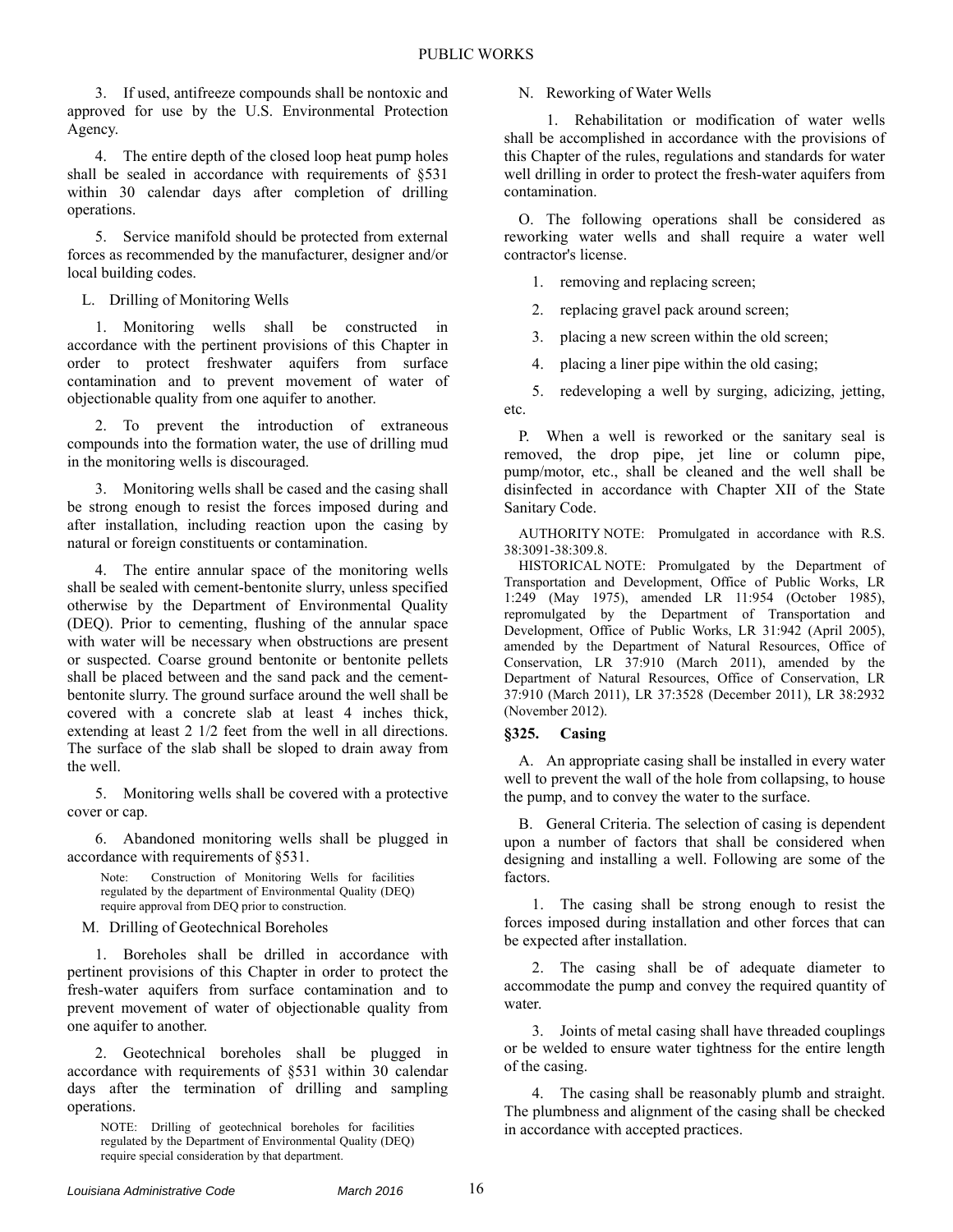3. If used, antifreeze compounds shall be nontoxic and approved for use by the U.S. Environmental Protection Agency.

4. The entire depth of the closed loop heat pump holes shall be sealed in accordance with requirements of §531 within 30 calendar days after completion of drilling operations.

5. Service manifold should be protected from external forces as recommended by the manufacturer, designer and/or local building codes.

L. Drilling of Monitoring Wells

1. Monitoring wells shall be constructed in accordance with the pertinent provisions of this Chapter in order to protect freshwater aquifers from surface contamination and to prevent movement of water of objectionable quality from one aquifer to another.

2. To prevent the introduction of extraneous compounds into the formation water, the use of drilling mud in the monitoring wells is discouraged.

3. Monitoring wells shall be cased and the casing shall be strong enough to resist the forces imposed during and after installation, including reaction upon the casing by natural or foreign constituents or contamination.

4. The entire annular space of the monitoring wells shall be sealed with cement-bentonite slurry, unless specified otherwise by the Department of Environmental Quality (DEQ). Prior to cementing, flushing of the annular space with water will be necessary when obstructions are present or suspected. Coarse ground bentonite or bentonite pellets shall be placed between and the sand pack and the cement-bentonite slurry. The ground surface around the well shall be covered with a concrete slab at least 4 inches thick, extending at least 2 1/2 feet from the well in all directions. The surface of the slab shall be sloped to drain away from the well.

5. Monitoring wells shall be covered with a protective cover or cap.

6. Abandoned monitoring wells shall be plugged in accordance with requirements of §531.

Note: Construction of Monitoring Wells for facilities regulated by the department of Environmental Quality (DEQ) require approval from DEQ prior to construction.

M. Drilling of Geotechnical Boreholes

1. Boreholes shall be drilled in accordance with pertinent provisions of this Chapter in order to protect the fresh-water aquifers from surface contamination and to prevent movement of water of objectionable quality from one aquifer to another.

2. Geotechnical boreholes shall be plugged in accordance with requirements of §531 within 30 calendar days after the termination of drilling and sampling operations.

NOTE: Drilling of geotechnical boreholes for facilities regulated by the Department of Environmental Quality (DEQ) require special consideration by that department.

N. Reworking of Water Wells

1. Rehabilitation or modification of water wells shall be accomplished in accordance with the provisions of this Chapter of the rules, regulations and standards for water well drilling in order to protect the fresh-water aquifers from contamination.

O. The following operations shall be considered as reworking water wells and shall require a water well contractor's license.

1. removing and replacing screen;

2. replacing gravel pack around screen;

3. placing a new screen within the old screen;

4. placing a liner pipe within the old casing;

5. redeveloping a well by surging, adicizing, jetting, etc.

P. When a well is reworked or the sanitary seal is removed, the drop pipe, jet line or column pipe, pump/motor, etc., shall be cleaned and the well shall be disinfected in accordance with Chapter XII of the State Sanitary Code.

AUTHORITY NOTE: Promulgated in accordance with R.S. 38:3091-38:309.8.

HISTORICAL NOTE: Promulgated by the Department of Transportation and Development, Office of Public Works, LR 1:249 (May 1975), amended LR 11:954 (October 1985), repromulgated by the Department of Transportation and Development, Office of Public Works, LR 31:942 (April 2005), amended by the Department of Natural Resources, Office of Conservation, LR 37:910 (March 2011), amended by the Department of Natural Resources, Office of Conservation, LR 37:910 (March 2011), LR 37:3528 (December 2011), LR 38:2932 (November 2012).

### §325. Casing

A. An appropriate casing shall be installed in every water well to prevent the wall of the hole from collapsing, to house the pump, and to convey the water to the surface.

B. General Criteria. The selection of casing is dependent upon a number of factors that shall be considered when designing and installing a well. Following are some of the factors.

1. The casing shall be strong enough to resist the forces imposed during installation and other forces that can be expected after installation.

2. The casing shall be of adequate diameter to accommodate the pump and convey the required quantity of water.

3. Joints of metal casing shall have threaded couplings or be welded to ensure water tightness for the entire length of the casing.

4. The casing shall be reasonably plumb and straight. The plumbness and alignment of the casing shall be checked in accordance with accepted practices.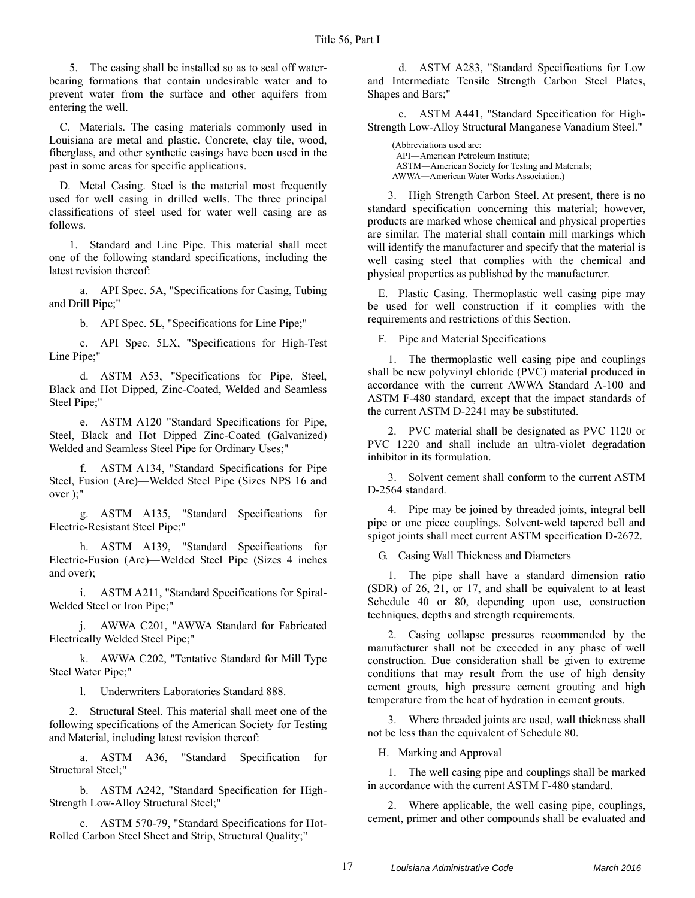5. The casing shall be installed so as to seal off water-bearing formations that contain undesirable water and to prevent water from the surface and other aquifers from entering the well.

C. Materials. The casing materials commonly used in Louisiana are metal and plastic. Concrete, clay tile, wood, fiberglass, and other synthetic casings have been used in the past in some areas for specific applications.

D. Metal Casing. Steel is the material most frequently used for well casing in drilled wells. The three principal classifications of steel used for water well casing are as follows.

1. Standard and Line Pipe. This material shall meet one of the following standard specifications, including the latest revision thereof:

a. API Spec. 5A, "Specifications for Casing, Tubing and Drill Pipe;"

b. API Spec. 5L, "Specifications for Line Pipe;"

c. API Spec. 5LX, "Specifications for High-Test Line Pipe;"

d. ASTM A53, "Specifications for Pipe, Steel, Black and Hot Dipped, Zinc-Coated, Welded and Seamless Steel Pipe;"

e. ASTM A120 "Standard Specifications for Pipe, Steel, Black and Hot Dipped Zinc-Coated (Galvanized) Welded and Seamless Steel Pipe for Ordinary Uses;"

f. ASTM A134, "Standard Specifications for Pipe Steel, Fusion (Arc)―Welded Steel Pipe (Sizes NPS 16 and over );"

g. ASTM A135, "Standard Specifications for Electric-Resistant Steel Pipe;"

h. ASTM A139, "Standard Specifications for Electric-Fusion (Arc)―Welded Steel Pipe (Sizes 4 inches and over);

i. ASTM A211, "Standard Specifications for Spiral-Welded Steel or Iron Pipe;"

j. AWWA C201, "AWWA Standard for Fabricated Electrically Welded Steel Pipe;"

k. AWWA C202, "Tentative Standard for Mill Type Steel Water Pipe;"

l. Underwriters Laboratories Standard 888.

2. Structural Steel. This material shall meet one of the following specifications of the American Society for Testing and Material, including latest revision thereof:

a. ASTM A36, "Standard Specification for Structural Steel;"

b. ASTM A242, "Standard Specification for High-Strength Low-Alloy Structural Steel;"

c. ASTM 570-79, "Standard Specifications for Hot-Rolled Carbon Steel Sheet and Strip, Structural Quality;"

d. ASTM A283, "Standard Specifications for Low and Intermediate Tensile Strength Carbon Steel Plates, Shapes and Bars;"

e. ASTM A441, "Standard Specification for High-Strength Low-Alloy Structural Manganese Vanadium Steel."

(Abbreviations used are:
API―American Petroleum Institute;
ASTM―American Society for Testing and Materials;
AWWA―American Water Works Association.)

3. High Strength Carbon Steel. At present, there is no standard specification concerning this material; however, products are marked whose chemical and physical properties are similar. The material shall contain mill markings which will identify the manufacturer and specify that the material is well casing steel that complies with the chemical and physical properties as published by the manufacturer.

E. Plastic Casing. Thermoplastic well casing pipe may be used for well construction if it complies with the requirements and restrictions of this Section.

F. Pipe and Material Specifications

1. The thermoplastic well casing pipe and couplings shall be new polyvinyl chloride (PVC) material produced in accordance with the current AWWA Standard A-100 and ASTM F-480 standard, except that the impact standards of the current ASTM D-2241 may be substituted.

2. PVC material shall be designated as PVC 1120 or PVC 1220 and shall include an ultra-violet degradation inhibitor in its formulation.

3. Solvent cement shall conform to the current ASTM D-2564 standard.

4. Pipe may be joined by threaded joints, integral bell pipe or one piece couplings. Solvent-weld tapered bell and spigot joints shall meet current ASTM specification D-2672.

G. Casing Wall Thickness and Diameters

1. The pipe shall have a standard dimension ratio (SDR) of 26, 21, or 17, and shall be equivalent to at least Schedule 40 or 80, depending upon use, construction techniques, depths and strength requirements.

2. Casing collapse pressures recommended by the manufacturer shall not be exceeded in any phase of well construction. Due consideration shall be given to extreme conditions that may result from the use of high density cement grouts, high pressure cement grouting and high temperature from the heat of hydration in cement grouts.

3. Where threaded joints are used, wall thickness shall not be less than the equivalent of Schedule 80.

H. Marking and Approval

1. The well casing pipe and couplings shall be marked in accordance with the current ASTM F-480 standard.

2. Where applicable, the well casing pipe, couplings, cement, primer and other compounds shall be evaluated and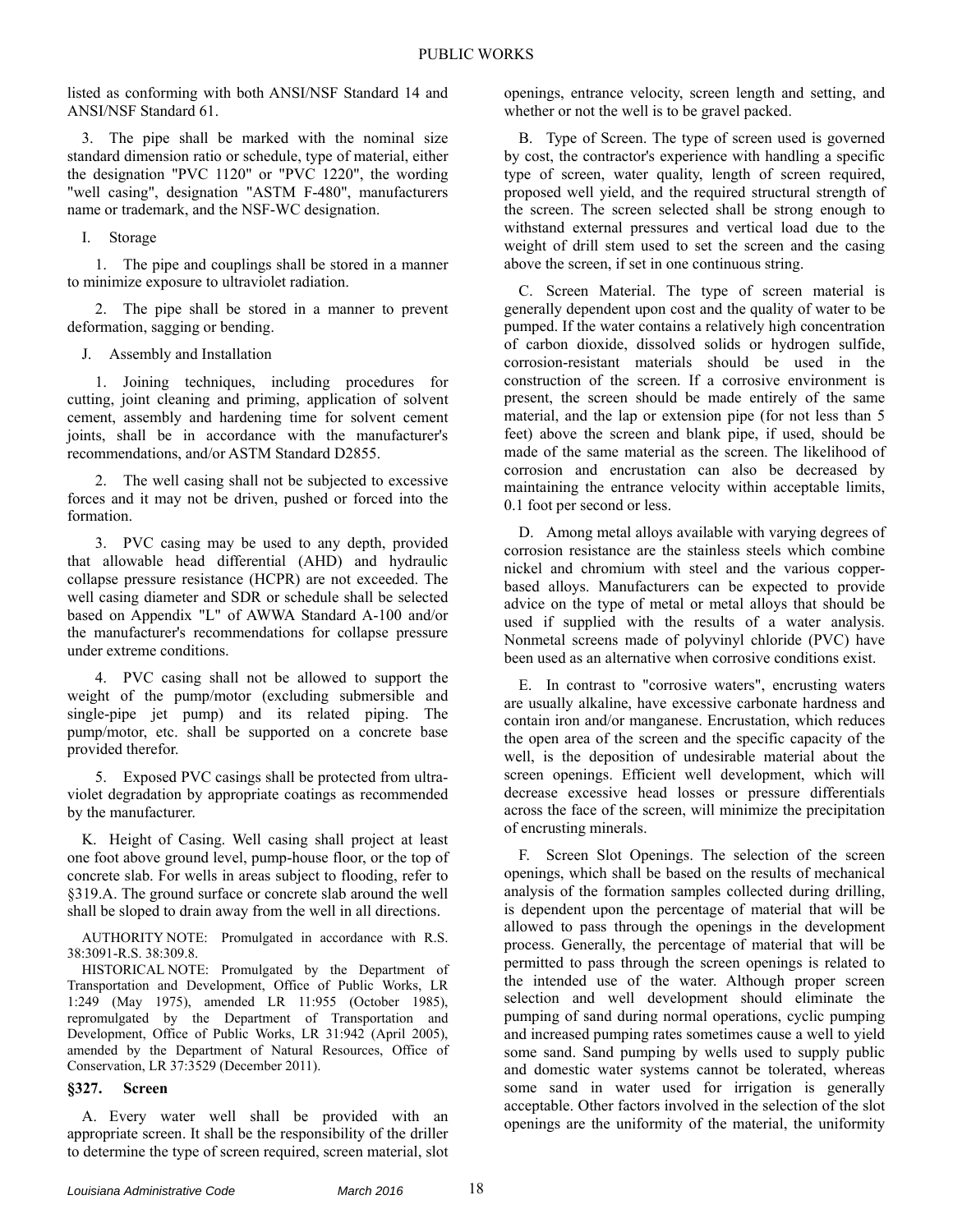listed as conforming with both ANSI/NSF Standard 14 and ANSI/NSF Standard 61.

3. The pipe shall be marked with the nominal size standard dimension ratio or schedule, type of material, either the designation "PVC 1120" or "PVC 1220", the wording "well casing", designation "ASTM F-480", manufacturers name or trademark, and the NSF-WC designation.

I. Storage

1. The pipe and couplings shall be stored in a manner to minimize exposure to ultraviolet radiation.

2. The pipe shall be stored in a manner to prevent deformation, sagging or bending.

J. Assembly and Installation

1. Joining techniques, including procedures for cutting, joint cleaning and priming, application of solvent cement, assembly and hardening time for solvent cement joints, shall be in accordance with the manufacturer's recommendations, and/or ASTM Standard D2855.

2. The well casing shall not be subjected to excessive forces and it may not be driven, pushed or forced into the formation.

3. PVC casing may be used to any depth, provided that allowable head differential (AHD) and hydraulic collapse pressure resistance (HCPR) are not exceeded. The well casing diameter and SDR or schedule shall be selected based on Appendix "L" of AWWA Standard A-100 and/or the manufacturer's recommendations for collapse pressure under extreme conditions.

4. PVC casing shall not be allowed to support the weight of the pump/motor (excluding submersible and single-pipe jet pump) and its related piping. The pump/motor, etc. shall be supported on a concrete base provided therefor.

5. Exposed PVC casings shall be protected from ultra-violet degradation by appropriate coatings as recommended by the manufacturer.

K. Height of Casing. Well casing shall project at least one foot above ground level, pump-house floor, or the top of concrete slab. For wells in areas subject to flooding, refer to §319.A. The ground surface or concrete slab around the well shall be sloped to drain away from the well in all directions.

AUTHORITY NOTE: Promulgated in accordance with R.S. 38:3091-R.S. 38:309.8.

HISTORICAL NOTE: Promulgated by the Department of Transportation and Development, Office of Public Works, LR 1:249 (May 1975), amended LR 11:955 (October 1985), repromulgated by the Department of Transportation and Development, Office of Public Works, LR 31:942 (April 2005), amended by the Department of Natural Resources, Office of Conservation, LR 37:3529 (December 2011).

### §327. Screen

A. Every water well shall be provided with an appropriate screen. It shall be the responsibility of the driller to determine the type of screen required, screen material, slot openings, entrance velocity, screen length and setting, and whether or not the well is to be gravel packed.

B. Type of Screen. The type of screen used is governed by cost, the contractor's experience with handling a specific type of screen, water quality, length of screen required, proposed well yield, and the required structural strength of the screen. The screen selected shall be strong enough to withstand external pressures and vertical load due to the weight of drill stem used to set the screen and the casing above the screen, if set in one continuous string.

C. Screen Material. The type of screen material is generally dependent upon cost and the quality of water to be pumped. If the water contains a relatively high concentration of carbon dioxide, dissolved solids or hydrogen sulfide, corrosion-resistant materials should be used in the construction of the screen. If a corrosive environment is present, the screen should be made entirely of the same material, and the lap or extension pipe (for not less than 5 feet) above the screen and blank pipe, if used, should be made of the same material as the screen. The likelihood of corrosion and encrustation can also be decreased by maintaining the entrance velocity within acceptable limits, 0.1 foot per second or less.

D. Among metal alloys available with varying degrees of corrosion resistance are the stainless steels which combine nickel and chromium with steel and the various copper-based alloys. Manufacturers can be expected to provide advice on the type of metal or metal alloys that should be used if supplied with the results of a water analysis. Nonmetal screens made of polyvinyl chloride (PVC) have been used as an alternative when corrosive conditions exist.

E. In contrast to "corrosive waters", encrusting waters are usually alkaline, have excessive carbonate hardness and contain iron and/or manganese. Encrustation, which reduces the open area of the screen and the specific capacity of the well, is the deposition of undesirable material about the screen openings. Efficient well development, which will decrease excessive head losses or pressure differentials across the face of the screen, will minimize the precipitation of encrusting minerals.

F. Screen Slot Openings. The selection of the screen openings, which shall be based on the results of mechanical analysis of the formation samples collected during drilling, is dependent upon the percentage of material that will be allowed to pass through the openings in the development process. Generally, the percentage of material that will be permitted to pass through the screen openings is related to the intended use of the water. Although proper screen selection and well development should eliminate the pumping of sand during normal operations, cyclic pumping and increased pumping rates sometimes cause a well to yield some sand. Sand pumping by wells used to supply public and domestic water systems cannot be tolerated, whereas some sand in water used for irrigation is generally acceptable. Other factors involved in the selection of the slot openings are the uniformity of the material, the uniformity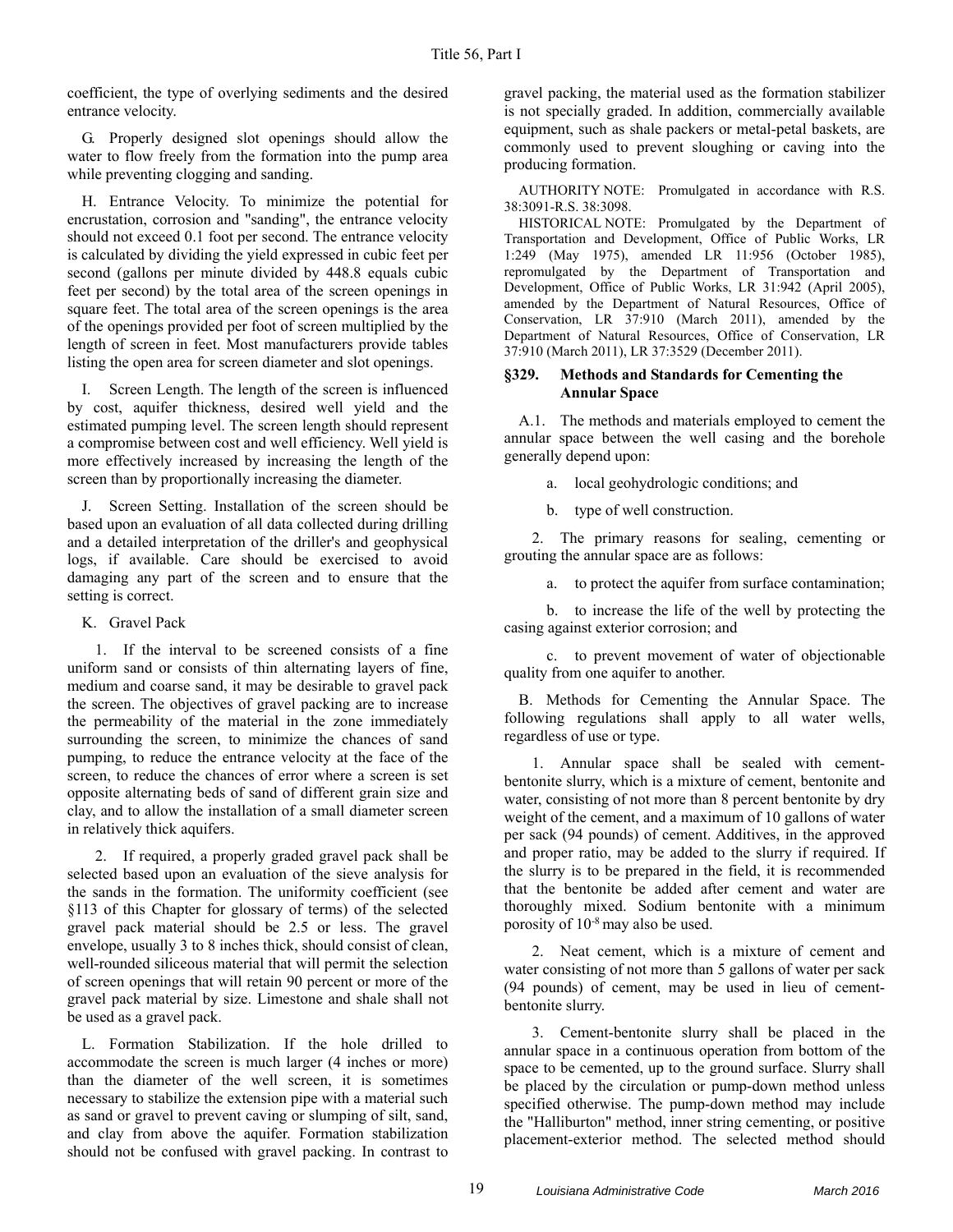coefficient, the type of overlying sediments and the desired entrance velocity.

G. Properly designed slot openings should allow the water to flow freely from the formation into the pump area while preventing clogging and sanding.

H. Entrance Velocity. To minimize the potential for encrustation, corrosion and "sanding", the entrance velocity should not exceed 0.1 foot per second. The entrance velocity is calculated by dividing the yield expressed in cubic feet per second (gallons per minute divided by 448.8 equals cubic feet per second) by the total area of the screen openings in square feet. The total area of the screen openings is the area of the openings provided per foot of screen multiplied by the length of screen in feet. Most manufacturers provide tables listing the open area for screen diameter and slot openings.

I. Screen Length. The length of the screen is influenced by cost, aquifer thickness, desired well yield and the estimated pumping level. The screen length should represent a compromise between cost and well efficiency. Well yield is more effectively increased by increasing the length of the screen than by proportionally increasing the diameter.

J. Screen Setting. Installation of the screen should be based upon an evaluation of all data collected during drilling and a detailed interpretation of the driller's and geophysical logs, if available. Care should be exercised to avoid damaging any part of the screen and to ensure that the setting is correct.

K. Gravel Pack

1. If the interval to be screened consists of a fine uniform sand or consists of thin alternating layers of fine, medium and coarse sand, it may be desirable to gravel pack the screen. The objectives of gravel packing are to increase the permeability of the material in the zone immediately surrounding the screen, to minimize the chances of sand pumping, to reduce the entrance velocity at the face of the screen, to reduce the chances of error where a screen is set opposite alternating beds of sand of different grain size and clay, and to allow the installation of a small diameter screen in relatively thick aquifers.

2. If required, a properly graded gravel pack shall be selected based upon an evaluation of the sieve analysis for the sands in the formation. The uniformity coefficient (see §113 of this Chapter for glossary of terms) of the selected gravel pack material should be 2.5 or less. The gravel envelope, usually 3 to 8 inches thick, should consist of clean, well-rounded siliceous material that will permit the selection of screen openings that will retain 90 percent or more of the gravel pack material by size. Limestone and shale shall not be used as a gravel pack.

L. Formation Stabilization. If the hole drilled to accommodate the screen is much larger (4 inches or more) than the diameter of the well screen, it is sometimes necessary to stabilize the extension pipe with a material such as sand or gravel to prevent caving or slumping of silt, sand, and clay from above the aquifer. Formation stabilization should not be confused with gravel packing. In contrast to gravel packing, the material used as the formation stabilizer is not specially graded. In addition, commercially available equipment, such as shale packers or metal-petal baskets, are commonly used to prevent sloughing or caving into the producing formation.

AUTHORITY NOTE: Promulgated in accordance with R.S. 38:3091-R.S. 38:3098.

HISTORICAL NOTE: Promulgated by the Department of Transportation and Development, Office of Public Works, LR 1:249 (May 1975), amended LR 11:956 (October 1985), repromulgated by the Department of Transportation and Development, Office of Public Works, LR 31:942 (April 2005), amended by the Department of Natural Resources, Office of Conservation, LR 37:910 (March 2011), amended by the Department of Natural Resources, Office of Conservation, LR 37:910 (March 2011), LR 37:3529 (December 2011).

### §329. Methods and Standards for Cementing the Annular Space

A.1. The methods and materials employed to cement the annular space between the well casing and the borehole generally depend upon:

a. local geohydrologic conditions; and

b. type of well construction.

2. The primary reasons for sealing, cementing or grouting the annular space are as follows:

a. to protect the aquifer from surface contamination;

b. to increase the life of the well by protecting the casing against exterior corrosion; and

c. to prevent movement of water of objectionable quality from one aquifer to another.

B. Methods for Cementing the Annular Space. The following regulations shall apply to all water wells, regardless of use or type.

1. Annular space shall be sealed with cement-bentonite slurry, which is a mixture of cement, bentonite and water, consisting of not more than 8 percent bentonite by dry weight of the cement, and a maximum of 10 gallons of water per sack (94 pounds) of cement. Additives, in the approved and proper ratio, may be added to the slurry if required. If the slurry is to be prepared in the field, it is recommended that the bentonite be added after cement and water are thoroughly mixed. Sodium bentonite with a minimum porosity of $10^{-8}$ may also be used.

2. Neat cement, which is a mixture of cement and water consisting of not more than 5 gallons of water per sack (94 pounds) of cement, may be used in lieu of cement-bentonite slurry.

3. Cement-bentonite slurry shall be placed in the annular space in a continuous operation from bottom of the space to be cemented, up to the ground surface. Slurry shall be placed by the circulation or pump-down method unless specified otherwise. The pump-down method may include the "Halliburton" method, inner string cementing, or positive placement-exterior method. The selected method should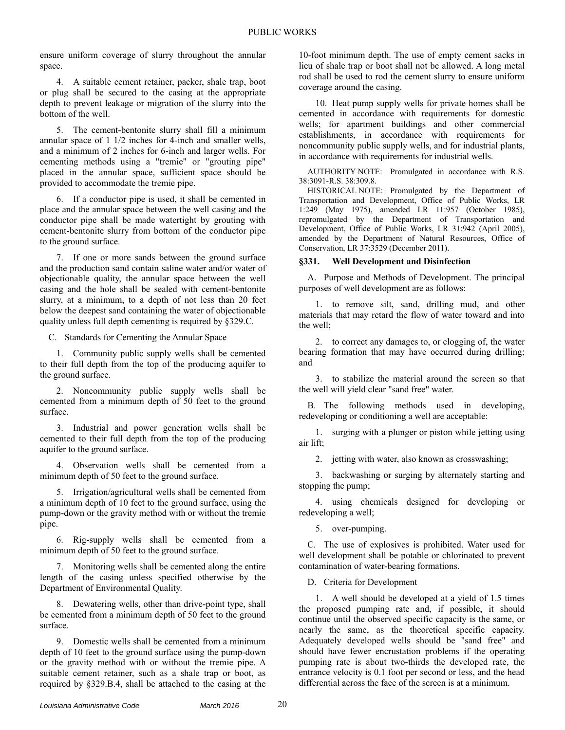ensure uniform coverage of slurry throughout the annular space.

4. A suitable cement retainer, packer, shale trap, boot or plug shall be secured to the casing at the appropriate depth to prevent leakage or migration of the slurry into the bottom of the well.

5. The cement-bentonite slurry shall fill a minimum annular space of 1 1/2 inches for 4-inch and smaller wells, and a minimum of 2 inches for 6-inch and larger wells. For cementing methods using a "tremie" or "grouting pipe" placed in the annular space, sufficient space should be provided to accommodate the tremie pipe.

6. If a conductor pipe is used, it shall be cemented in place and the annular space between the well casing and the conductor pipe shall be made watertight by grouting with cement-bentonite slurry from bottom of the conductor pipe to the ground surface.

7. If one or more sands between the ground surface and the production sand contain saline water and/or water of objectionable quality, the annular space between the well casing and the hole shall be sealed with cement-bentonite slurry, at a minimum, to a depth of not less than 20 feet below the deepest sand containing the water of objectionable quality unless full depth cementing is required by §329.C.

C. Standards for Cementing the Annular Space

1. Community public supply wells shall be cemented to their full depth from the top of the producing aquifer to the ground surface.

2. Noncommunity public supply wells shall be cemented from a minimum depth of 50 feet to the ground surface.

3. Industrial and power generation wells shall be cemented to their full depth from the top of the producing aquifer to the ground surface.

4. Observation wells shall be cemented from a minimum depth of 50 feet to the ground surface.

5. Irrigation/agricultural wells shall be cemented from a minimum depth of 10 feet to the ground surface, using the pump-down or the gravity method with or without the tremie pipe.

6. Rig-supply wells shall be cemented from a minimum depth of 50 feet to the ground surface.

7. Monitoring wells shall be cemented along the entire length of the casing unless specified otherwise by the Department of Environmental Quality.

8. Dewatering wells, other than drive-point type, shall be cemented from a minimum depth of 50 feet to the ground surface.

9. Domestic wells shall be cemented from a minimum depth of 10 feet to the ground surface using the pump-down or the gravity method with or without the tremie pipe. A suitable cement retainer, such as a shale trap or boot, as required by §329.B.4, shall be attached to the casing at the 10-foot minimum depth. The use of empty cement sacks in lieu of shale trap or boot shall not be allowed. A long metal rod shall be used to rod the cement slurry to ensure uniform coverage around the casing.

10. Heat pump supply wells for private homes shall be cemented in accordance with requirements for domestic wells; for apartment buildings and other commercial establishments, in accordance with requirements for noncommunity public supply wells, and for industrial plants, in accordance with requirements for industrial wells.

AUTHORITY NOTE: Promulgated in accordance with R.S. 38:3091-R.S. 38:309.8.

HISTORICAL NOTE: Promulgated by the Department of Transportation and Development, Office of Public Works, LR 1:249 (May 1975), amended LR 11:957 (October 1985), repromulgated by the Department of Transportation and Development, Office of Public Works, LR 31:942 (April 2005), amended by the Department of Natural Resources, Office of Conservation, LR 37:3529 (December 2011).

### §331. Well Development and Disinfection

A. Purpose and Methods of Development. The principal purposes of well development are as follows:

1. to remove silt, sand, drilling mud, and other materials that may retard the flow of water toward and into the well;

2. to correct any damages to, or clogging of, the water bearing formation that may have occurred during drilling; and

3. to stabilize the material around the screen so that the well will yield clear "sand free" water.

B. The following methods used in developing, redeveloping or conditioning a well are acceptable:

1. surging with a plunger or piston while jetting using air lift;

2. jetting with water, also known as crosswashing;

3. backwashing or surging by alternately starting and stopping the pump;

4. using chemicals designed for developing or redeveloping a well;

5. over-pumping.

C. The use of explosives is prohibited. Water used for well development shall be potable or chlorinated to prevent contamination of water-bearing formations.

D. Criteria for Development

1. A well should be developed at a yield of 1.5 times the proposed pumping rate and, if possible, it should continue until the observed specific capacity is the same, or nearly the same, as the theoretical specific capacity. Adequately developed wells should be "sand free" and should have fewer encrustation problems if the operating pumping rate is about two-thirds the developed rate, the entrance velocity is 0.1 foot per second or less, and the head differential across the face of the screen is at a minimum.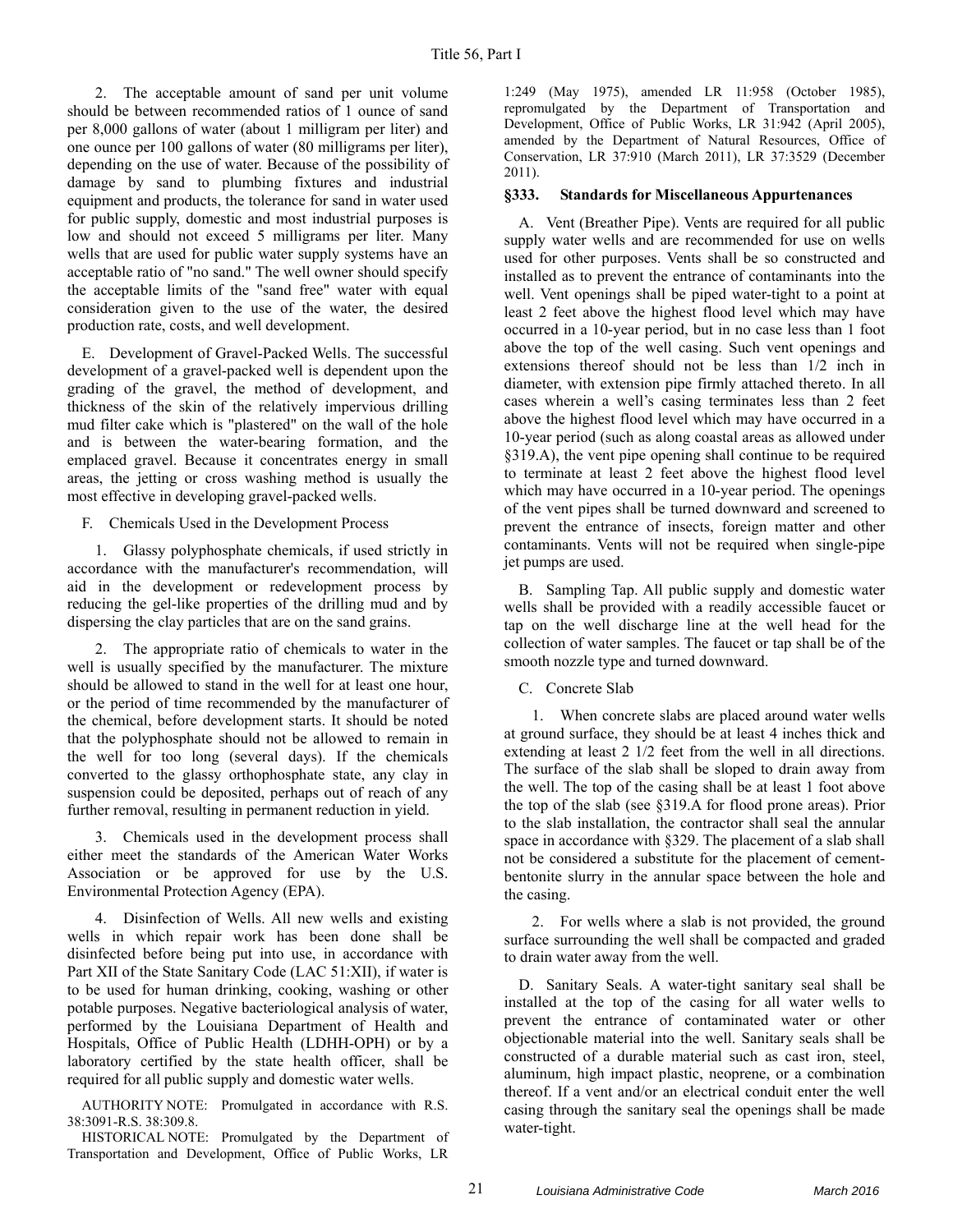2. The acceptable amount of sand per unit volume should be between recommended ratios of 1 ounce of sand per 8,000 gallons of water (about 1 milligram per liter) and one ounce per 100 gallons of water (80 milligrams per liter), depending on the use of water. Because of the possibility of damage by sand to plumbing fixtures and industrial equipment and products, the tolerance for sand in water used for public supply, domestic and most industrial purposes is low and should not exceed 5 milligrams per liter. Many wells that are used for public water supply systems have an acceptable ratio of "no sand." The well owner should specify the acceptable limits of the "sand free" water with equal consideration given to the use of the water, the desired production rate, costs, and well development.

E. Development of Gravel-Packed Wells. The successful development of a gravel-packed well is dependent upon the grading of the gravel, the method of development, and thickness of the skin of the relatively impervious drilling mud filter cake which is "plastered" on the wall of the hole and is between the water-bearing formation, and the emplaced gravel. Because it concentrates energy in small areas, the jetting or cross washing method is usually the most effective in developing gravel-packed wells.

F. Chemicals Used in the Development Process

1. Glassy polyphosphate chemicals, if used strictly in accordance with the manufacturer's recommendation, will aid in the development or redevelopment process by reducing the gel-like properties of the drilling mud and by dispersing the clay particles that are on the sand grains.

2. The appropriate ratio of chemicals to water in the well is usually specified by the manufacturer. The mixture should be allowed to stand in the well for at least one hour, or the period of time recommended by the manufacturer of the chemical, before development starts. It should be noted that the polyphosphate should not be allowed to remain in the well for too long (several days). If the chemicals converted to the glassy orthophosphate state, any clay in suspension could be deposited, perhaps out of reach of any further removal, resulting in permanent reduction in yield.

3. Chemicals used in the development process shall either meet the standards of the American Water Works Association or be approved for use by the U.S. Environmental Protection Agency (EPA).

4. Disinfection of Wells. All new wells and existing wells in which repair work has been done shall be disinfected before being put into use, in accordance with Part XII of the State Sanitary Code (LAC 51:XII), if water is to be used for human drinking, cooking, washing or other potable purposes. Negative bacteriological analysis of water, performed by the Louisiana Department of Health and Hospitals, Office of Public Health (LDHH-OPH) or by a laboratory certified by the state health officer, shall be required for all public supply and domestic water wells.

AUTHORITY NOTE: Promulgated in accordance with R.S. 38:3091-R.S. 38:309.8.

HISTORICAL NOTE: Promulgated by the Department of Transportation and Development, Office of Public Works, LR 1:249 (May 1975), amended LR 11:958 (October 1985), repromulgated by the Department of Transportation and Development, Office of Public Works, LR 31:942 (April 2005), amended by the Department of Natural Resources, Office of Conservation, LR 37:910 (March 2011), LR 37:3529 (December 2011).

### §333. Standards for Miscellaneous Appurtenances

A. Vent (Breather Pipe). Vents are required for all public supply water wells and are recommended for use on wells used for other purposes. Vents shall be so constructed and installed as to prevent the entrance of contaminants into the well. Vent openings shall be piped water-tight to a point at least 2 feet above the highest flood level which may have occurred in a 10-year period, but in no case less than 1 foot above the top of the well casing. Such vent openings and extensions thereof should not be less than 1/2 inch in diameter, with extension pipe firmly attached thereto. In all cases wherein a well's casing terminates less than 2 feet above the highest flood level which may have occurred in a 10-year period (such as along coastal areas as allowed under §319.A), the vent pipe opening shall continue to be required to terminate at least 2 feet above the highest flood level which may have occurred in a 10-year period. The openings of the vent pipes shall be turned downward and screened to prevent the entrance of insects, foreign matter and other contaminants. Vents will not be required when single-pipe jet pumps are used.

B. Sampling Tap. All public supply and domestic water wells shall be provided with a readily accessible faucet or tap on the well discharge line at the well head for the collection of water samples. The faucet or tap shall be of the smooth nozzle type and turned downward.

C. Concrete Slab

1. When concrete slabs are placed around water wells at ground surface, they should be at least 4 inches thick and extending at least 2 1/2 feet from the well in all directions. The surface of the slab shall be sloped to drain away from the well. The top of the casing shall be at least 1 foot above the top of the slab (see §319.A for flood prone areas). Prior to the slab installation, the contractor shall seal the annular space in accordance with §329. The placement of a slab shall not be considered a substitute for the placement of cement-bentonite slurry in the annular space between the hole and the casing.

2. For wells where a slab is not provided, the ground surface surrounding the well shall be compacted and graded to drain water away from the well.

D. Sanitary Seals. A water-tight sanitary seal shall be installed at the top of the casing for all water wells to prevent the entrance of contaminated water or other objectionable material into the well. Sanitary seals shall be constructed of a durable material such as cast iron, steel, aluminum, high impact plastic, neoprene, or a combination thereof. If a vent and/or an electrical conduit enter the well casing through the sanitary seal the openings shall be made water-tight.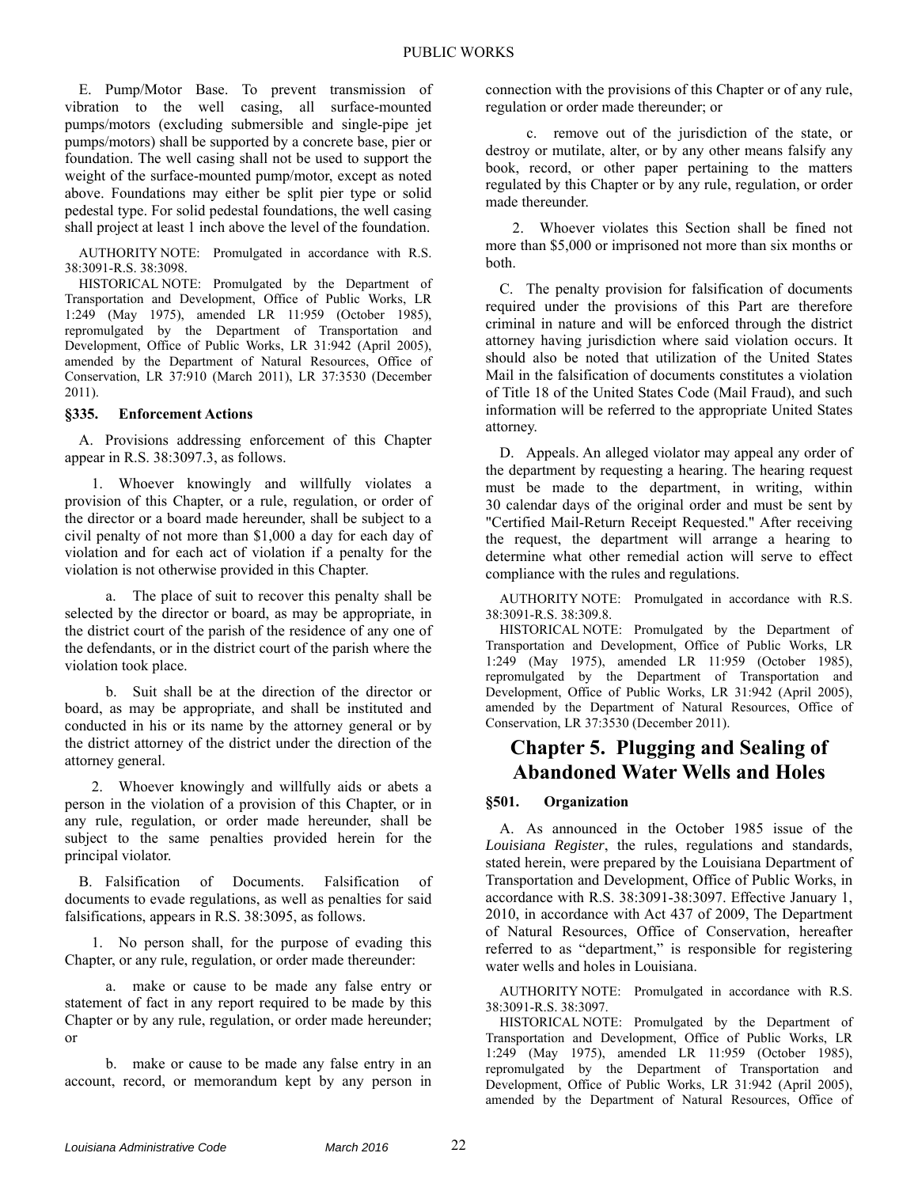E. Pump/Motor Base. To prevent transmission of vibration to the well casing, all surface-mounted pumps/motors (excluding submersible and single-pipe jet pumps/motors) shall be supported by a concrete base, pier or foundation. The well casing shall not be used to support the weight of the surface-mounted pump/motor, except as noted above. Foundations may either be split pier type or solid pedestal type. For solid pedestal foundations, the well casing shall project at least 1 inch above the level of the foundation.

AUTHORITY NOTE: Promulgated in accordance with R.S. 38:3091-R.S. 38:3098.

HISTORICAL NOTE: Promulgated by the Department of Transportation and Development, Office of Public Works, LR 1:249 (May 1975), amended LR 11:959 (October 1985), repromulgated by the Department of Transportation and Development, Office of Public Works, LR 31:942 (April 2005), amended by the Department of Natural Resources, Office of Conservation, LR 37:910 (March 2011), LR 37:3530 (December 2011).

### §335. Enforcement Actions

A. Provisions addressing enforcement of this Chapter appear in R.S. 38:3097.3, as follows.

1. Whoever knowingly and willfully violates a provision of this Chapter, or a rule, regulation, or order of the director or a board made hereunder, shall be subject to a civil penalty of not more than $1,000 a day for each day of violation and for each act of violation if a penalty for the violation is not otherwise provided in this Chapter.

a. The place of suit to recover this penalty shall be selected by the director or board, as may be appropriate, in the district court of the parish of the residence of any one of the defendants, or in the district court of the parish where the violation took place.

b. Suit shall be at the direction of the director or board, as may be appropriate, and shall be instituted and conducted in his or its name by the attorney general or by the district attorney of the district under the direction of the attorney general.

2. Whoever knowingly and willfully aids or abets a person in the violation of a provision of this Chapter, or in any rule, regulation, or order made hereunder, shall be subject to the same penalties provided herein for the principal violator.

B. Falsification of Documents. Falsification of documents to evade regulations, as well as penalties for said falsifications, appears in R.S. 38:3095, as follows.

1. No person shall, for the purpose of evading this Chapter, or any rule, regulation, or order made thereunder:

a. make or cause to be made any false entry or statement of fact in any report required to be made by this Chapter or by any rule, regulation, or order made hereunder; or

b. make or cause to be made any false entry in an account, record, or memorandum kept by any person in connection with the provisions of this Chapter or of any rule, regulation or order made thereunder; or

c. remove out of the jurisdiction of the state, or destroy or mutilate, alter, or by any other means falsify any book, record, or other paper pertaining to the matters regulated by this Chapter or by any rule, regulation, or order made thereunder.

2. Whoever violates this Section shall be fined not more than $5,000 or imprisoned not more than six months or both.

C. The penalty provision for falsification of documents required under the provisions of this Part are therefore criminal in nature and will be enforced through the district attorney having jurisdiction where said violation occurs. It should also be noted that utilization of the United States Mail in the falsification of documents constitutes a violation of Title 18 of the United States Code (Mail Fraud), and such information will be referred to the appropriate United States attorney.

D. Appeals. An alleged violator may appeal any order of the department by requesting a hearing. The hearing request must be made to the department, in writing, within 30 calendar days of the original order and must be sent by "Certified Mail-Return Receipt Requested." After receiving the request, the department will arrange a hearing to determine what other remedial action will serve to effect compliance with the rules and regulations.

AUTHORITY NOTE: Promulgated in accordance with R.S. 38:3091-R.S. 38:309.8.

HISTORICAL NOTE: Promulgated by the Department of Transportation and Development, Office of Public Works, LR 1:249 (May 1975), amended LR 11:959 (October 1985), repromulgated by the Department of Transportation and Development, Office of Public Works, LR 31:942 (April 2005), amended by the Department of Natural Resources, Office of Conservation, LR 37:3530 (December 2011).

## Chapter 5. Plugging and Sealing of Abandoned Water Wells and Holes

### §501. Organization

A. As announced in the October 1985 issue of the *Louisiana Register*, the rules, regulations and standards, stated herein, were prepared by the Louisiana Department of Transportation and Development, Office of Public Works, in accordance with R.S. 38:3091-38:3097. Effective January 1, 2010, in accordance with Act 437 of 2009, The Department of Natural Resources, Office of Conservation, hereafter referred to as "department," is responsible for registering water wells and holes in Louisiana.

AUTHORITY NOTE: Promulgated in accordance with R.S. 38:3091-R.S. 38:3097.

HISTORICAL NOTE: Promulgated by the Department of Transportation and Development, Office of Public Works, LR 1:249 (May 1975), amended LR 11:959 (October 1985), repromulgated by the Department of Transportation and Development, Office of Public Works, LR 31:942 (April 2005), amended by the Department of Natural Resources, Office of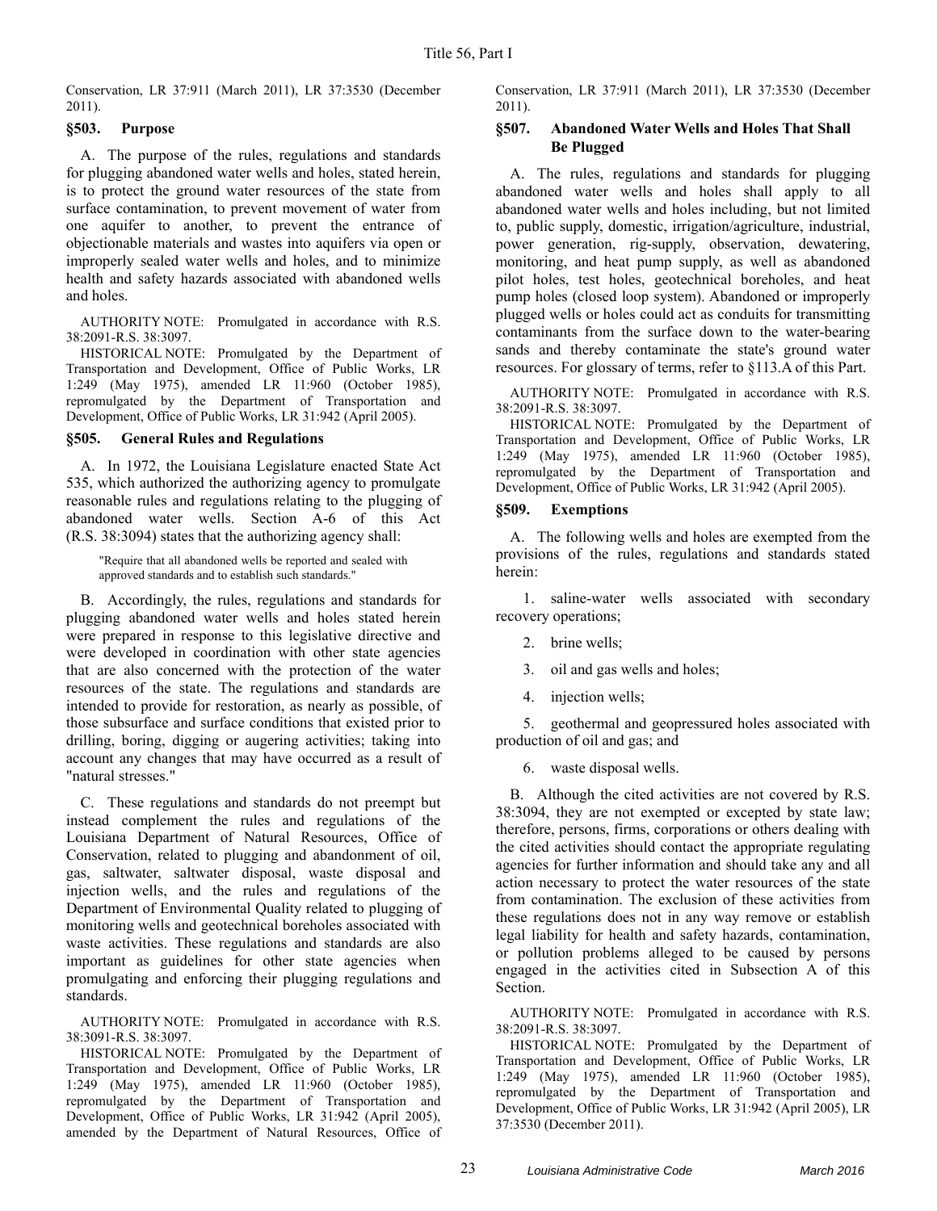Conservation, LR 37:911 (March 2011), LR 37:3530 (December 2011).

### §503. Purpose

A. The purpose of the rules, regulations and standards for plugging abandoned water wells and holes, stated herein, is to protect the ground water resources of the state from surface contamination, to prevent movement of water from one aquifer to another, to prevent the entrance of objectionable materials and wastes into aquifers via open or improperly sealed water wells and holes, and to minimize health and safety hazards associated with abandoned wells and holes.

AUTHORITY NOTE: Promulgated in accordance with R.S. 38:2091-R.S. 38:3097.

HISTORICAL NOTE: Promulgated by the Department of Transportation and Development, Office of Public Works, LR 1:249 (May 1975), amended LR 11:960 (October 1985), repromulgated by the Department of Transportation and Development, Office of Public Works, LR 31:942 (April 2005).

### §505. General Rules and Regulations

A. In 1972, the Louisiana Legislature enacted State Act 535, which authorized the authorizing agency to promulgate reasonable rules and regulations relating to the plugging of abandoned water wells. Section A-6 of this Act (R.S. 38:3094) states that the authorizing agency shall:

> "Require that all abandoned wells be reported and sealed with approved standards and to establish such standards."

B. Accordingly, the rules, regulations and standards for plugging abandoned water wells and holes stated herein were prepared in response to this legislative directive and were developed in coordination with other state agencies that are also concerned with the protection of the water resources of the state. The regulations and standards are intended to provide for restoration, as nearly as possible, of those subsurface and surface conditions that existed prior to drilling, boring, digging or augering activities; taking into account any changes that may have occurred as a result of "natural stresses."

C. These regulations and standards do not preempt but instead complement the rules and regulations of the Louisiana Department of Natural Resources, Office of Conservation, related to plugging and abandonment of oil, gas, saltwater, saltwater disposal, waste disposal and injection wells, and the rules and regulations of the Department of Environmental Quality related to plugging of monitoring wells and geotechnical boreholes associated with waste activities. These regulations and standards are also important as guidelines for other state agencies when promulgating and enforcing their plugging regulations and standards.

AUTHORITY NOTE: Promulgated in accordance with R.S. 38:3091-R.S. 38:3097.

HISTORICAL NOTE: Promulgated by the Department of Transportation and Development, Office of Public Works, LR 1:249 (May 1975), amended LR 11:960 (October 1985), repromulgated by the Department of Transportation and Development, Office of Public Works, LR 31:942 (April 2005), amended by the Department of Natural Resources, Office of Conservation, LR 37:911 (March 2011), LR 37:3530 (December 2011).

### §507. Abandoned Water Wells and Holes That Shall Be Plugged

A. The rules, regulations and standards for plugging abandoned water wells and holes shall apply to all abandoned water wells and holes including, but not limited to, public supply, domestic, irrigation/agriculture, industrial, power generation, rig-supply, observation, dewatering, monitoring, and heat pump supply, as well as abandoned pilot holes, test holes, geotechnical boreholes, and heat pump holes (closed loop system). Abandoned or improperly plugged wells or holes could act as conduits for transmitting contaminants from the surface down to the water-bearing sands and thereby contaminate the state's ground water resources. For glossary of terms, refer to §113.A of this Part.

AUTHORITY NOTE: Promulgated in accordance with R.S. 38:2091-R.S. 38:3097.

HISTORICAL NOTE: Promulgated by the Department of Transportation and Development, Office of Public Works, LR 1:249 (May 1975), amended LR 11:960 (October 1985), repromulgated by the Department of Transportation and Development, Office of Public Works, LR 31:942 (April 2005).

### §509. Exemptions

A. The following wells and holes are exempted from the provisions of the rules, regulations and standards stated herein:

1. saline-water wells associated with secondary recovery operations;
2. brine wells;
3. oil and gas wells and holes;
4. injection wells;
5. geothermal and geopressured holes associated with production of oil and gas; and
6. waste disposal wells.

B. Although the cited activities are not covered by R.S. 38:3094, they are not exempted or excepted by state law; therefore, persons, firms, corporations or others dealing with the cited activities should contact the appropriate regulating agencies for further information and should take any and all action necessary to protect the water resources of the state from contamination. The exclusion of these activities from these regulations does not in any way remove or establish legal liability for health and safety hazards, contamination, or pollution problems alleged to be caused by persons engaged in the activities cited in Subsection A of this Section.

AUTHORITY NOTE: Promulgated in accordance with R.S. 38:2091-R.S. 38:3097.

HISTORICAL NOTE: Promulgated by the Department of Transportation and Development, Office of Public Works, LR 1:249 (May 1975), amended LR 11:960 (October 1985), repromulgated by the Department of Transportation and Development, Office of Public Works, LR 31:942 (April 2005), LR 37:3530 (December 2011).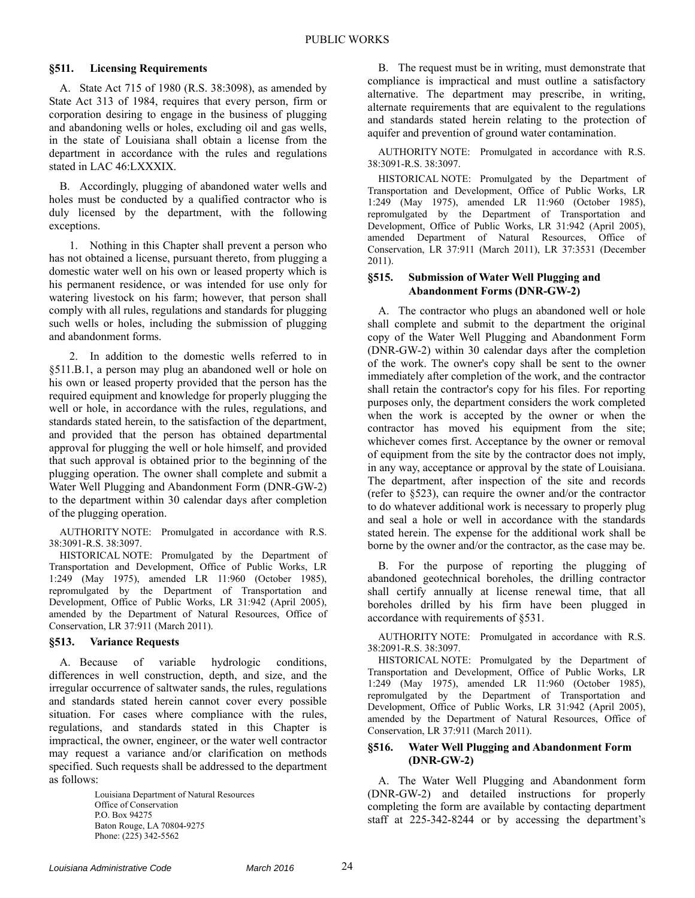## §511. Licensing Requirements

A. State Act 715 of 1980 (R.S. 38:3098), as amended by State Act 313 of 1984, requires that every person, firm or corporation desiring to engage in the business of plugging and abandoning wells or holes, excluding oil and gas wells, in the state of Louisiana shall obtain a license from the department in accordance with the rules and regulations stated in LAC 46:LXXXIX.

B. Accordingly, plugging of abandoned water wells and holes must be conducted by a qualified contractor who is duly licensed by the department, with the following exceptions.

1. Nothing in this Chapter shall prevent a person who has not obtained a license, pursuant thereto, from plugging a domestic water well on his own or leased property which is his permanent residence, or was intended for use only for watering livestock on his farm; however, that person shall comply with all rules, regulations and standards for plugging such wells or holes, including the submission of plugging and abandonment forms.

2. In addition to the domestic wells referred to in §511.B.1, a person may plug an abandoned well or hole on his own or leased property provided that the person has the required equipment and knowledge for properly plugging the well or hole, in accordance with the rules, regulations, and standards stated herein, to the satisfaction of the department, and provided that the person has obtained departmental approval for plugging the well or hole himself, and provided that such approval is obtained prior to the beginning of the plugging operation. The owner shall complete and submit a Water Well Plugging and Abandonment Form (DNR-GW-2) to the department within 30 calendar days after completion of the plugging operation.

AUTHORITY NOTE: Promulgated in accordance with R.S. 38:3091-R.S. 38:3097.

HISTORICAL NOTE: Promulgated by the Department of Transportation and Development, Office of Public Works, LR 1:249 (May 1975), amended LR 11:960 (October 1985), repromulgated by the Department of Transportation and Development, Office of Public Works, LR 31:942 (April 2005), amended by the Department of Natural Resources, Office of Conservation, LR 37:911 (March 2011).

## §513. Variance Requests

A. Because of variable hydrologic conditions, differences in well construction, depth, and size, and the irregular occurrence of saltwater sands, the rules, regulations and standards stated herein cannot cover every possible situation. For cases where compliance with the rules, regulations, and standards stated in this Chapter is impractical, the owner, engineer, or the water well contractor may request a variance and/or clarification on methods specified. Such requests shall be addressed to the department as follows:

Louisiana Department of Natural Resources
Office of Conservation
P.O. Box 94275
Baton Rouge, LA 70804-9275
Phone: (225) 342-5562

B. The request must be in writing, must demonstrate that compliance is impractical and must outline a satisfactory alternative. The department may prescribe, in writing, alternate requirements that are equivalent to the regulations and standards stated herein relating to the protection of aquifer and prevention of ground water contamination.

AUTHORITY NOTE: Promulgated in accordance with R.S. 38:3091-R.S. 38:3097.

HISTORICAL NOTE: Promulgated by the Department of Transportation and Development, Office of Public Works, LR 1:249 (May 1975), amended LR 11:960 (October 1985), repromulgated by the Department of Transportation and Development, Office of Public Works, LR 31:942 (April 2005), amended Department of Natural Resources, Office of Conservation, LR 37:911 (March 2011), LR 37:3531 (December 2011).

## §515. Submission of Water Well Plugging and Abandonment Forms (DNR-GW-2)

A. The contractor who plugs an abandoned well or hole shall complete and submit to the department the original copy of the Water Well Plugging and Abandonment Form (DNR-GW-2) within 30 calendar days after the completion of the work. The owner's copy shall be sent to the owner immediately after completion of the work, and the contractor shall retain the contractor's copy for his files. For reporting purposes only, the department considers the work completed when the work is accepted by the owner or when the contractor has moved his equipment from the site; whichever comes first. Acceptance by the owner or removal of equipment from the site by the contractor does not imply, in any way, acceptance or approval by the state of Louisiana. The department, after inspection of the site and records (refer to §523), can require the owner and/or the contractor to do whatever additional work is necessary to properly plug and seal a hole or well in accordance with the standards stated herein. The expense for the additional work shall be borne by the owner and/or the contractor, as the case may be.

B. For the purpose of reporting the plugging of abandoned geotechnical boreholes, the drilling contractor shall certify annually at license renewal time, that all boreholes drilled by his firm have been plugged in accordance with requirements of §531.

AUTHORITY NOTE: Promulgated in accordance with R.S. 38:2091-R.S. 38:3097.

HISTORICAL NOTE: Promulgated by the Department of Transportation and Development, Office of Public Works, LR 1:249 (May 1975), amended LR 11:960 (October 1985), repromulgated by the Department of Transportation and Development, Office of Public Works, LR 31:942 (April 2005), amended by the Department of Natural Resources, Office of Conservation, LR 37:911 (March 2011).

## §516. Water Well Plugging and Abandonment Form (DNR-GW-2)

A. The Water Well Plugging and Abandonment form (DNR-GW-2) and detailed instructions for properly completing the form are available by contacting department staff at 225-342-8244 or by accessing the department's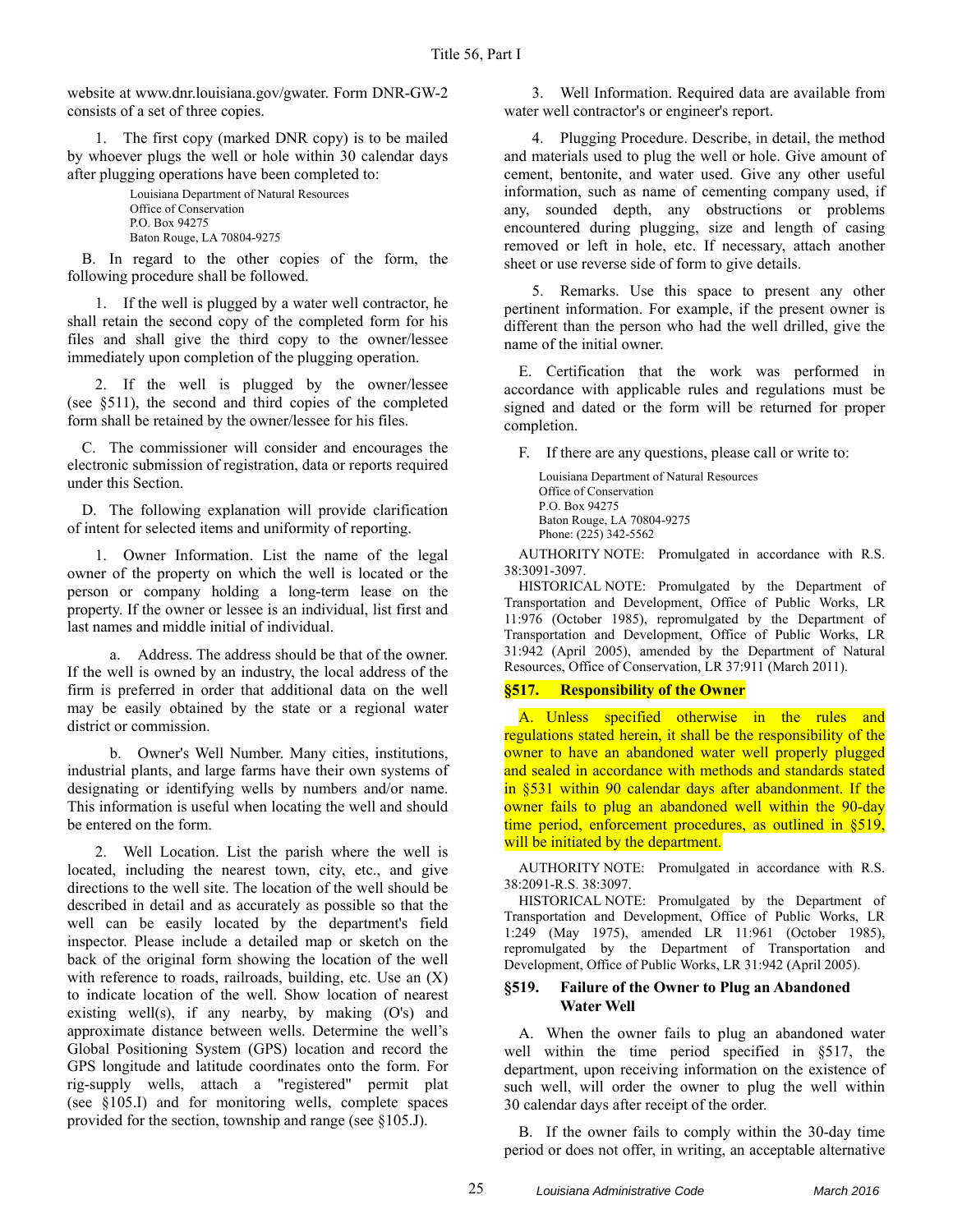website at www.dnr.louisiana.gov/gwater. Form DNR-GW-2 consists of a set of three copies.

1. The first copy (marked DNR copy) is to be mailed by whoever plugs the well or hole within 30 calendar days after plugging operations have been completed to:

Louisiana Department of Natural Resources
Office of Conservation
P.O. Box 94275
Baton Rouge, LA 70804-9275

B. In regard to the other copies of the form, the following procedure shall be followed.

1. If the well is plugged by a water well contractor, he shall retain the second copy of the completed form for his files and shall give the third copy to the owner/lessee immediately upon completion of the plugging operation.

2. If the well is plugged by the owner/lessee (see §511), the second and third copies of the completed form shall be retained by the owner/lessee for his files.

C. The commissioner will consider and encourages the electronic submission of registration, data or reports required under this Section.

D. The following explanation will provide clarification of intent for selected items and uniformity of reporting.

1. Owner Information. List the name of the legal owner of the property on which the well is located or the person or company holding a long-term lease on the property. If the owner or lessee is an individual, list first and last names and middle initial of individual.

a. Address. The address should be that of the owner. If the well is owned by an industry, the local address of the firm is preferred in order that additional data on the well may be easily obtained by the state or a regional water district or commission.

b. Owner's Well Number. Many cities, institutions, industrial plants, and large farms have their own systems of designating or identifying wells by numbers and/or name. This information is useful when locating the well and should be entered on the form.

2. Well Location. List the parish where the well is located, including the nearest town, city, etc., and give directions to the well site. The location of the well should be described in detail and as accurately as possible so that the well can be easily located by the department's field inspector. Please include a detailed map or sketch on the back of the original form showing the location of the well with reference to roads, railroads, building, etc. Use an (X) to indicate location of the well. Show location of nearest existing well(s), if any nearby, by making (O's) and approximate distance between wells. Determine the well's Global Positioning System (GPS) location and record the GPS longitude and latitude coordinates onto the form. For rig-supply wells, attach a "registered" permit plat (see §105.I) and for monitoring wells, complete spaces provided for the section, township and range (see §105.J).

3. Well Information. Required data are available from water well contractor's or engineer's report.

4. Plugging Procedure. Describe, in detail, the method and materials used to plug the well or hole. Give amount of cement, bentonite, and water used. Give any other useful information, such as name of cementing company used, if any, sounded depth, any obstructions or problems encountered during plugging, size and length of casing removed or left in hole, etc. If necessary, attach another sheet or use reverse side of form to give details.

5. Remarks. Use this space to present any other pertinent information. For example, if the present owner is different than the person who had the well drilled, give the name of the initial owner.

E. Certification that the work was performed in accordance with applicable rules and regulations must be signed and dated or the form will be returned for proper completion.

F. If there are any questions, please call or write to:

Louisiana Department of Natural Resources
Office of Conservation
P.O. Box 94275
Baton Rouge, LA 70804-9275
Phone: (225) 342-5562

AUTHORITY NOTE: Promulgated in accordance with R.S. 38:3091-3097.

HISTORICAL NOTE: Promulgated by the Department of Transportation and Development, Office of Public Works, LR 11:976 (October 1985), repromulgated by the Department of Transportation and Development, Office of Public Works, LR 31:942 (April 2005), amended by the Department of Natural Resources, Office of Conservation, LR 37:911 (March 2011).

### §517. Responsibility of the Owner

A. Unless specified otherwise in the rules and regulations stated herein, it shall be the responsibility of the owner to have an abandoned water well properly plugged and sealed in accordance with methods and standards stated in §531 within 90 calendar days after abandonment. If the owner fails to plug an abandoned well within the 90-day time period, enforcement procedures, as outlined in §519, will be initiated by the department.

AUTHORITY NOTE: Promulgated in accordance with R.S. 38:2091-R.S. 38:3097.

HISTORICAL NOTE: Promulgated by the Department of Transportation and Development, Office of Public Works, LR 1:249 (May 1975), amended LR 11:961 (October 1985), repromulgated by the Department of Transportation and Development, Office of Public Works, LR 31:942 (April 2005).

### §519. Failure of the Owner to Plug an Abandoned Water Well

A. When the owner fails to plug an abandoned water well within the time period specified in §517, the department, upon receiving information on the existence of such well, will order the owner to plug the well within 30 calendar days after receipt of the order.

B. If the owner fails to comply within the 30-day time period or does not offer, in writing, an acceptable alternative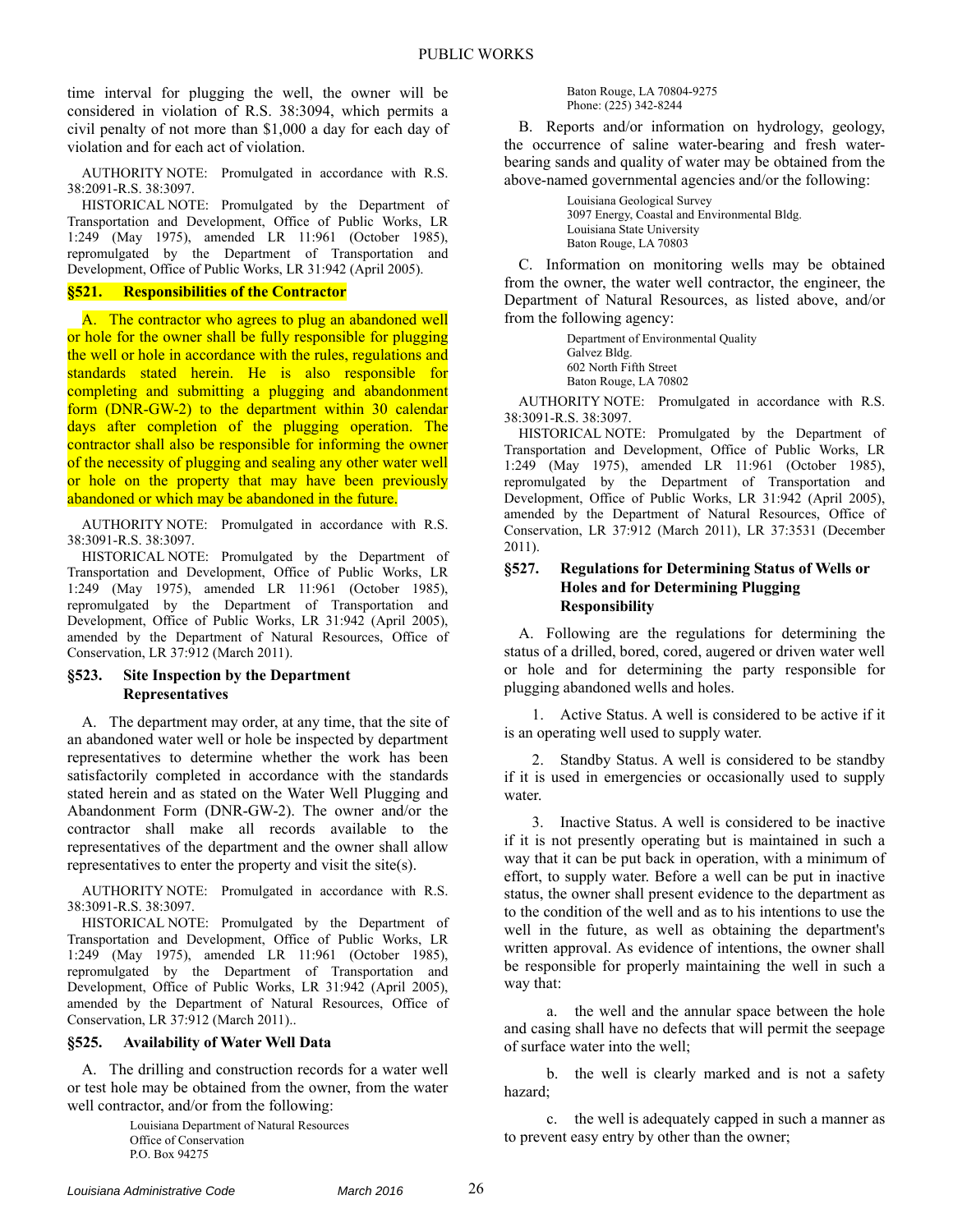time interval for plugging the well, the owner will be considered in violation of R.S. 38:3094, which permits a civil penalty of not more than $1,000 a day for each day of violation and for each act of violation.

AUTHORITY NOTE: Promulgated in accordance with R.S. 38:2091-R.S. 38:3097.

HISTORICAL NOTE: Promulgated by the Department of Transportation and Development, Office of Public Works, LR 1:249 (May 1975), amended LR 11:961 (October 1985), repromulgated by the Department of Transportation and Development, Office of Public Works, LR 31:942 (April 2005).

### §521. Responsibilities of the Contractor

A. The contractor who agrees to plug an abandoned well or hole for the owner shall be fully responsible for plugging the well or hole in accordance with the rules, regulations and standards stated herein. He is also responsible for completing and submitting a plugging and abandonment form (DNR-GW-2) to the department within 30 calendar days after completion of the plugging operation. The contractor shall also be responsible for informing the owner of the necessity of plugging and sealing any other water well or hole on the property that may have been previously abandoned or which may be abandoned in the future.

AUTHORITY NOTE: Promulgated in accordance with R.S. 38:3091-R.S. 38:3097.

HISTORICAL NOTE: Promulgated by the Department of Transportation and Development, Office of Public Works, LR 1:249 (May 1975), amended LR 11:961 (October 1985), repromulgated by the Department of Transportation and Development, Office of Public Works, LR 31:942 (April 2005), amended by the Department of Natural Resources, Office of Conservation, LR 37:912 (March 2011).

### §523. Site Inspection by the Department Representatives

A. The department may order, at any time, that the site of an abandoned water well or hole be inspected by department representatives to determine whether the work has been satisfactorily completed in accordance with the standards stated herein and as stated on the Water Well Plugging and Abandonment Form (DNR-GW-2). The owner and/or the contractor shall make all records available to the representatives of the department and the owner shall allow representatives to enter the property and visit the site(s).

AUTHORITY NOTE: Promulgated in accordance with R.S. 38:3091-R.S. 38:3097.

HISTORICAL NOTE: Promulgated by the Department of Transportation and Development, Office of Public Works, LR 1:249 (May 1975), amended LR 11:961 (October 1985), repromulgated by the Department of Transportation and Development, Office of Public Works, LR 31:942 (April 2005), amended by the Department of Natural Resources, Office of Conservation, LR 37:912 (March 2011)..

### §525. Availability of Water Well Data

A. The drilling and construction records for a water well or test hole may be obtained from the owner, from the water well contractor, and/or from the following:

Louisiana Department of Natural Resources
Office of Conservation
P.O. Box 94275
Baton Rouge, LA 70804-9275
Phone: (225) 342-8244

B. Reports and/or information on hydrology, geology, the occurrence of saline water-bearing and fresh water-bearing sands and quality of water may be obtained from the above-named governmental agencies and/or the following:

Louisiana Geological Survey
3097 Energy, Coastal and Environmental Bldg.
Louisiana State University
Baton Rouge, LA 70803

C. Information on monitoring wells may be obtained from the owner, the water well contractor, the engineer, the Department of Natural Resources, as listed above, and/or from the following agency:

Department of Environmental Quality
Galvez Bldg.
602 North Fifth Street
Baton Rouge, LA 70802

AUTHORITY NOTE: Promulgated in accordance with R.S. 38:3091-R.S. 38:3097.

HISTORICAL NOTE: Promulgated by the Department of Transportation and Development, Office of Public Works, LR 1:249 (May 1975), amended LR 11:961 (October 1985), repromulgated by the Department of Transportation and Development, Office of Public Works, LR 31:942 (April 2005), amended by the Department of Natural Resources, Office of Conservation, LR 37:912 (March 2011), LR 37:3531 (December 2011).

### §527. Regulations for Determining Status of Wells or Holes and for Determining Plugging Responsibility

A. Following are the regulations for determining the status of a drilled, bored, cored, augered or driven water well or hole and for determining the party responsible for plugging abandoned wells and holes.

1. Active Status. A well is considered to be active if it is an operating well used to supply water.

2. Standby Status. A well is considered to be standby if it is used in emergencies or occasionally used to supply water.

3. Inactive Status. A well is considered to be inactive if it is not presently operating but is maintained in such a way that it can be put back in operation, with a minimum of effort, to supply water. Before a well can be put in inactive status, the owner shall present evidence to the department as to the condition of the well and as to his intentions to use the well in the future, as well as obtaining the department's written approval. As evidence of intentions, the owner shall be responsible for properly maintaining the well in such a way that:

a. the well and the annular space between the hole and casing shall have no defects that will permit the seepage of surface water into the well;

b. the well is clearly marked and is not a safety hazard;

c. the well is adequately capped in such a manner as to prevent easy entry by other than the owner;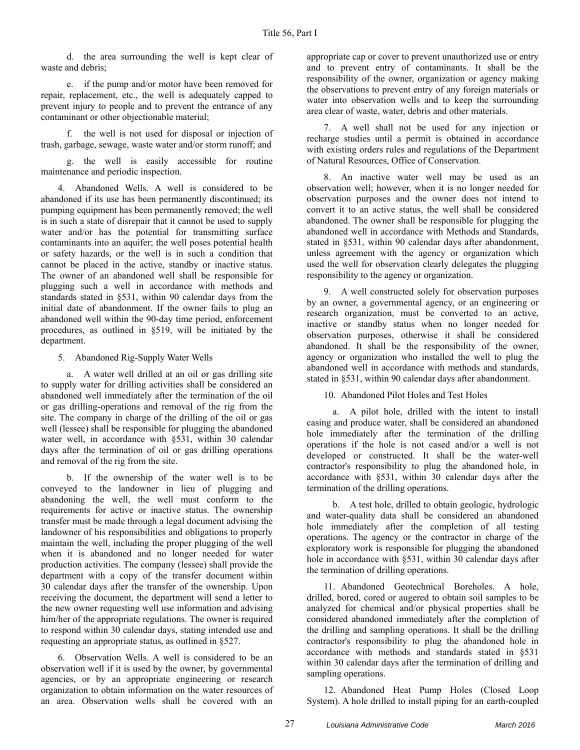d. the area surrounding the well is kept clear of waste and debris;

e. if the pump and/or motor have been removed for repair, replacement, etc., the well is adequately capped to prevent injury to people and to prevent the entrance of any contaminant or other objectionable material;

f. the well is not used for disposal or injection of trash, garbage, sewage, waste water and/or storm runoff; and

g. the well is easily accessible for routine maintenance and periodic inspection.

4. Abandoned Wells. A well is considered to be abandoned if its use has been permanently discontinued; its pumping equipment has been permanently removed; the well is in such a state of disrepair that it cannot be used to supply water and/or has the potential for transmitting surface contaminants into an aquifer; the well poses potential health or safety hazards, or the well is in such a condition that cannot be placed in the active, standby or inactive status. The owner of an abandoned well shall be responsible for plugging such a well in accordance with methods and standards stated in §531, within 90 calendar days from the initial date of abandonment. If the owner fails to plug an abandoned well within the 90-day time period, enforcement procedures, as outlined in §519, will be initiated by the department.

5. Abandoned Rig-Supply Water Wells

a. A water well drilled at an oil or gas drilling site to supply water for drilling activities shall be considered an abandoned well immediately after the termination of the oil or gas drilling-operations and removal of the rig from the site. The company in charge of the drilling of the oil or gas well (lessee) shall be responsible for plugging the abandoned water well, in accordance with §531, within 30 calendar days after the termination of oil or gas drilling operations and removal of the rig from the site.

b. If the ownership of the water well is to be conveyed to the landowner in lieu of plugging and abandoning the well, the well must conform to the requirements for active or inactive status. The ownership transfer must be made through a legal document advising the landowner of his responsibilities and obligations to properly maintain the well, including the proper plugging of the well when it is abandoned and no longer needed for water production activities. The company (lessee) shall provide the department with a copy of the transfer document within 30 calendar days after the transfer of the ownership. Upon receiving the document, the department will send a letter to the new owner requesting well use information and advising him/her of the appropriate regulations. The owner is required to respond within 30 calendar days, stating intended use and requesting an appropriate status, as outlined in §527.

6. Observation Wells. A well is considered to be an observation well if it is used by the owner, by governmental agencies, or by an appropriate engineering or research organization to obtain information on the water resources of an area. Observation wells shall be covered with an appropriate cap or cover to prevent unauthorized use or entry and to prevent entry of contaminants. It shall be the responsibility of the owner, organization or agency making the observations to prevent entry of any foreign materials or water into observation wells and to keep the surrounding area clear of waste, water, debris and other materials.

7. A well shall not be used for any injection or recharge studies until a permit is obtained in accordance with existing orders rules and regulations of the Department of Natural Resources, Office of Conservation.

8. An inactive water well may be used as an observation well; however, when it is no longer needed for observation purposes and the owner does not intend to convert it to an active status, the well shall be considered abandoned. The owner shall be responsible for plugging the abandoned well in accordance with Methods and Standards, stated in §531, within 90 calendar days after abandonment, unless agreement with the agency or organization which used the well for observation clearly delegates the plugging responsibility to the agency or organization.

9. A well constructed solely for observation purposes by an owner, a governmental agency, or an engineering or research organization, must be converted to an active, inactive or standby status when no longer needed for observation purposes, otherwise it shall be considered abandoned. It shall be the responsibility of the owner, agency or organization who installed the well to plug the abandoned well in accordance with methods and standards, stated in §531, within 90 calendar days after abandonment.

10. Abandoned Pilot Holes and Test Holes

a. A pilot hole, drilled with the intent to install casing and produce water, shall be considered an abandoned hole immediately after the termination of the drilling operations if the hole is not cased and/or a well is not developed or constructed. It shall be the water-well contractor's responsibility to plug the abandoned hole, in accordance with §531, within 30 calendar days after the termination of the drilling operations.

b. A test hole, drilled to obtain geologic, hydrologic and water-quality data shall be considered an abandoned hole immediately after the completion of all testing operations. The agency or the contractor in charge of the exploratory work is responsible for plugging the abandoned hole in accordance with §531, within 30 calendar days after the termination of drilling operations.

11. Abandoned Geotechnical Boreholes. A hole, drilled, bored, cored or augered to obtain soil samples to be analyzed for chemical and/or physical properties shall be considered abandoned immediately after the completion of the drilling and sampling operations. It shall be the drilling contractor's responsibility to plug the abandoned hole in accordance with methods and standards stated in §531 within 30 calendar days after the termination of drilling and sampling operations.

12. Abandoned Heat Pump Holes (Closed Loop System). A hole drilled to install piping for an earth-coupled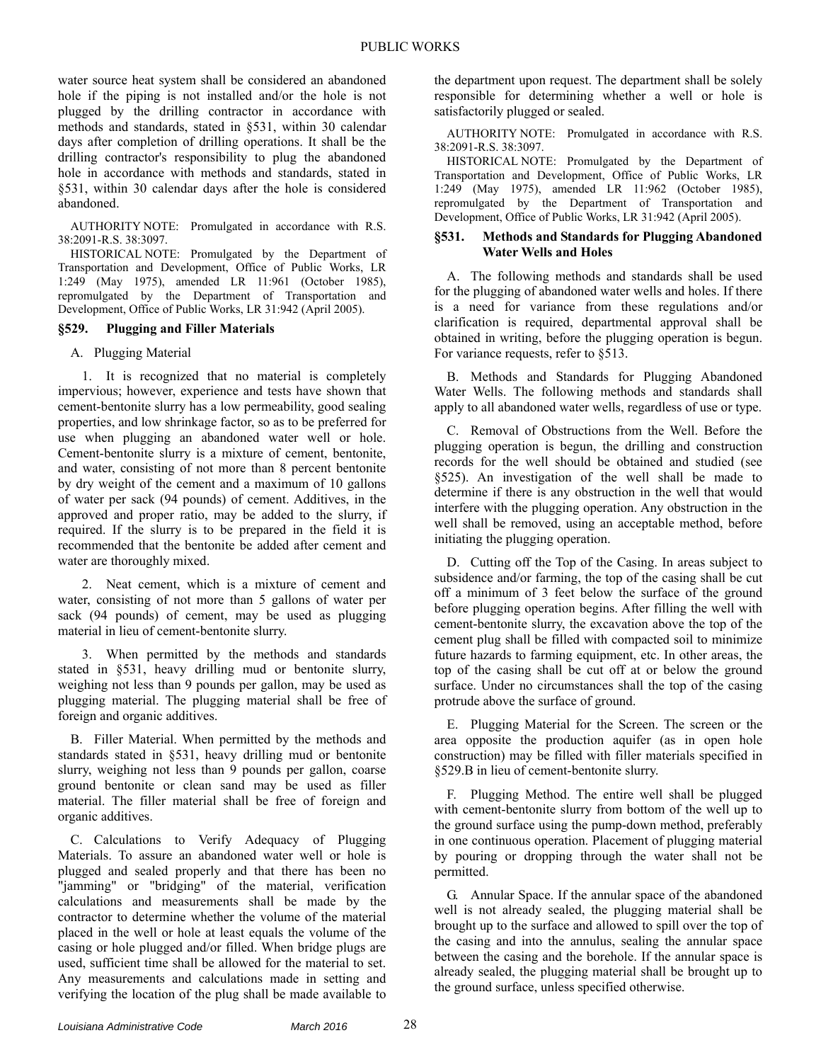water source heat system shall be considered an abandoned hole if the piping is not installed and/or the hole is not plugged by the drilling contractor in accordance with methods and standards, stated in §531, within 30 calendar days after completion of drilling operations. It shall be the drilling contractor's responsibility to plug the abandoned hole in accordance with methods and standards, stated in §531, within 30 calendar days after the hole is considered abandoned.

AUTHORITY NOTE: Promulgated in accordance with R.S. 38:2091-R.S. 38:3097.

HISTORICAL NOTE: Promulgated by the Department of Transportation and Development, Office of Public Works, LR 1:249 (May 1975), amended LR 11:961 (October 1985), repromulgated by the Department of Transportation and Development, Office of Public Works, LR 31:942 (April 2005).

### §529. Plugging and Filler Materials

A. Plugging Material

1. It is recognized that no material is completely impervious; however, experience and tests have shown that cement-bentonite slurry has a low permeability, good sealing properties, and low shrinkage factor, so as to be preferred for use when plugging an abandoned water well or hole. Cement-bentonite slurry is a mixture of cement, bentonite, and water, consisting of not more than 8 percent bentonite by dry weight of the cement and a maximum of 10 gallons of water per sack (94 pounds) of cement. Additives, in the approved and proper ratio, may be added to the slurry, if required. If the slurry is to be prepared in the field it is recommended that the bentonite be added after cement and water are thoroughly mixed.

2. Neat cement, which is a mixture of cement and water, consisting of not more than 5 gallons of water per sack (94 pounds) of cement, may be used as plugging material in lieu of cement-bentonite slurry.

3. When permitted by the methods and standards stated in §531, heavy drilling mud or bentonite slurry, weighing not less than 9 pounds per gallon, may be used as plugging material. The plugging material shall be free of foreign and organic additives.

B. Filler Material. When permitted by the methods and standards stated in §531, heavy drilling mud or bentonite slurry, weighing not less than 9 pounds per gallon, coarse ground bentonite or clean sand may be used as filler material. The filler material shall be free of foreign and organic additives.

C. Calculations to Verify Adequacy of Plugging Materials. To assure an abandoned water well or hole is plugged and sealed properly and that there has been no "jamming" or "bridging" of the material, verification calculations and measurements shall be made by the contractor to determine whether the volume of the material placed in the well or hole at least equals the volume of the casing or hole plugged and/or filled. When bridge plugs are used, sufficient time shall be allowed for the material to set. Any measurements and calculations made in setting and verifying the location of the plug shall be made available to the department upon request. The department shall be solely responsible for determining whether a well or hole is satisfactorily plugged or sealed.

AUTHORITY NOTE: Promulgated in accordance with R.S. 38:2091-R.S. 38:3097.

HISTORICAL NOTE: Promulgated by the Department of Transportation and Development, Office of Public Works, LR 1:249 (May 1975), amended LR 11:962 (October 1985), repromulgated by the Department of Transportation and Development, Office of Public Works, LR 31:942 (April 2005).

### §531. Methods and Standards for Plugging Abandoned Water Wells and Holes

A. The following methods and standards shall be used for the plugging of abandoned water wells and holes. If there is a need for variance from these regulations and/or clarification is required, departmental approval shall be obtained in writing, before the plugging operation is begun. For variance requests, refer to §513.

B. Methods and Standards for Plugging Abandoned Water Wells. The following methods and standards shall apply to all abandoned water wells, regardless of use or type.

C. Removal of Obstructions from the Well. Before the plugging operation is begun, the drilling and construction records for the well should be obtained and studied (see §525). An investigation of the well shall be made to determine if there is any obstruction in the well that would interfere with the plugging operation. Any obstruction in the well shall be removed, using an acceptable method, before initiating the plugging operation.

D. Cutting off the Top of the Casing. In areas subject to subsidence and/or farming, the top of the casing shall be cut off a minimum of 3 feet below the surface of the ground before plugging operation begins. After filling the well with cement-bentonite slurry, the excavation above the top of the cement plug shall be filled with compacted soil to minimize future hazards to farming equipment, etc. In other areas, the top of the casing shall be cut off at or below the ground surface. Under no circumstances shall the top of the casing protrude above the surface of ground.

E. Plugging Material for the Screen. The screen or the area opposite the production aquifer (as in open hole construction) may be filled with filler materials specified in §529.B in lieu of cement-bentonite slurry.

F. Plugging Method. The entire well shall be plugged with cement-bentonite slurry from bottom of the well up to the ground surface using the pump-down method, preferably in one continuous operation. Placement of plugging material by pouring or dropping through the water shall not be permitted.

G. Annular Space. If the annular space of the abandoned well is not already sealed, the plugging material shall be brought up to the surface and allowed to spill over the top of the casing and into the annulus, sealing the annular space between the casing and the borehole. If the annular space is already sealed, the plugging material shall be brought up to the ground surface, unless specified otherwise.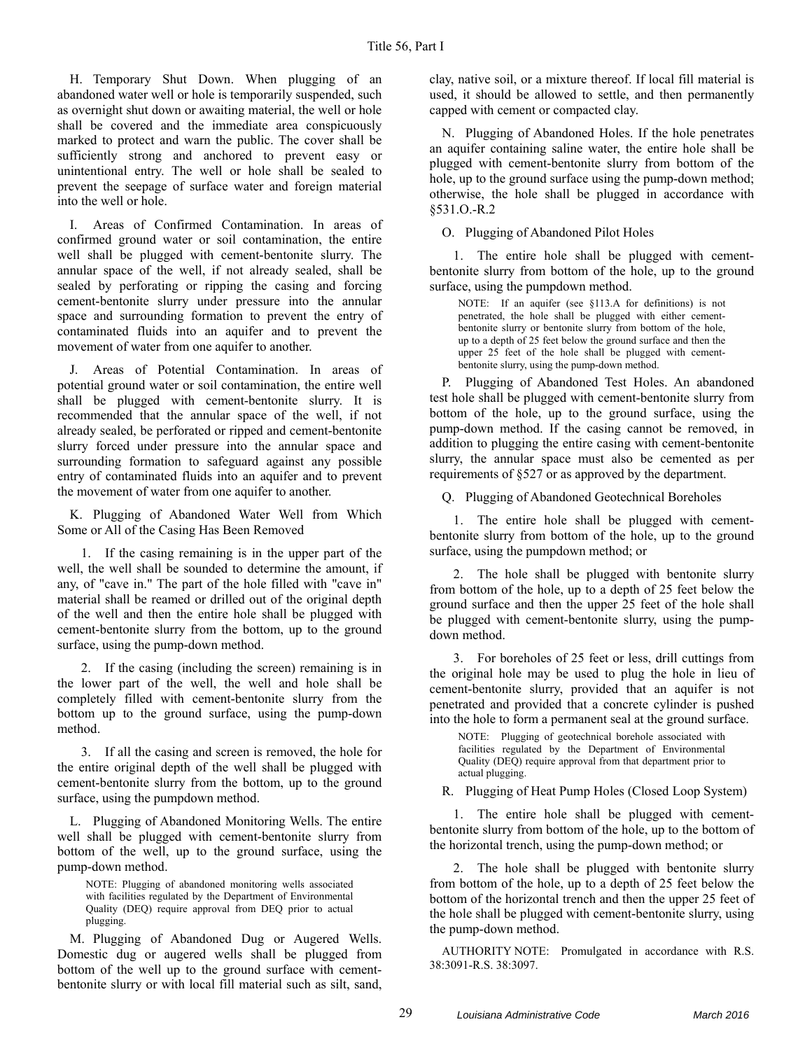H. Temporary Shut Down. When plugging of an abandoned water well or hole is temporarily suspended, such as overnight shut down or awaiting material, the well or hole shall be covered and the immediate area conspicuously marked to protect and warn the public. The cover shall be sufficiently strong and anchored to prevent easy or unintentional entry. The well or hole shall be sealed to prevent the seepage of surface water and foreign material into the well or hole.

I. Areas of Confirmed Contamination. In areas of confirmed ground water or soil contamination, the entire well shall be plugged with cement-bentonite slurry. The annular space of the well, if not already sealed, shall be sealed by perforating or ripping the casing and forcing cement-bentonite slurry under pressure into the annular space and surrounding formation to prevent the entry of contaminated fluids into an aquifer and to prevent the movement of water from one aquifer to another.

J. Areas of Potential Contamination. In areas of potential ground water or soil contamination, the entire well shall be plugged with cement-bentonite slurry. It is recommended that the annular space of the well, if not already sealed, be perforated or ripped and cement-bentonite slurry forced under pressure into the annular space and surrounding formation to safeguard against any possible entry of contaminated fluids into an aquifer and to prevent the movement of water from one aquifer to another.

K. Plugging of Abandoned Water Well from Which Some or All of the Casing Has Been Removed

1. If the casing remaining is in the upper part of the well, the well shall be sounded to determine the amount, if any, of "cave in." The part of the hole filled with "cave in" material shall be reamed or drilled out of the original depth of the well and then the entire hole shall be plugged with cement-bentonite slurry from the bottom, up to the ground surface, using the pump-down method.

2. If the casing (including the screen) remaining is in the lower part of the well, the well and hole shall be completely filled with cement-bentonite slurry from the bottom up to the ground surface, using the pump-down method.

3. If all the casing and screen is removed, the hole for the entire original depth of the well shall be plugged with cement-bentonite slurry from the bottom, up to the ground surface, using the pumpdown method.

L. Plugging of Abandoned Monitoring Wells. The entire well shall be plugged with cement-bentonite slurry from bottom of the well, up to the ground surface, using the pump-down method.

NOTE: Plugging of abandoned monitoring wells associated with facilities regulated by the Department of Environmental Quality (DEQ) require approval from DEQ prior to actual plugging.

M. Plugging of Abandoned Dug or Augered Wells. Domestic dug or augered wells shall be plugged from bottom of the well up to the ground surface with cement-bentonite slurry or with local fill material such as silt, sand, clay, native soil, or a mixture thereof. If local fill material is used, it should be allowed to settle, and then permanently capped with cement or compacted clay.

N. Plugging of Abandoned Holes. If the hole penetrates an aquifer containing saline water, the entire hole shall be plugged with cement-bentonite slurry from bottom of the hole, up to the ground surface using the pump-down method; otherwise, the hole shall be plugged in accordance with §531.O.-R.2

O. Plugging of Abandoned Pilot Holes

1. The entire hole shall be plugged with cement-bentonite slurry from bottom of the hole, up to the ground surface, using the pumpdown method.

NOTE: If an aquifer (see §113.A for definitions) is not penetrated, the hole shall be plugged with either cement-bentonite slurry or bentonite slurry from bottom of the hole, up to a depth of 25 feet below the ground surface and then the upper 25 feet of the hole shall be plugged with cement-bentonite slurry, using the pump-down method.

P. Plugging of Abandoned Test Holes. An abandoned test hole shall be plugged with cement-bentonite slurry from bottom of the hole, up to the ground surface, using the pump-down method. If the casing cannot be removed, in addition to plugging the entire casing with cement-bentonite slurry, the annular space must also be cemented as per requirements of §527 or as approved by the department.

Q. Plugging of Abandoned Geotechnical Boreholes

1. The entire hole shall be plugged with cement-bentonite slurry from bottom of the hole, up to the ground surface, using the pumpdown method; or

2. The hole shall be plugged with bentonite slurry from bottom of the hole, up to a depth of 25 feet below the ground surface and then the upper 25 feet of the hole shall be plugged with cement-bentonite slurry, using the pump-down method.

3. For boreholes of 25 feet or less, drill cuttings from the original hole may be used to plug the hole in lieu of cement-bentonite slurry, provided that an aquifer is not penetrated and provided that a concrete cylinder is pushed into the hole to form a permanent seal at the ground surface.

NOTE: Plugging of geotechnical borehole associated with facilities regulated by the Department of Environmental Quality (DEQ) require approval from that department prior to actual plugging.

R. Plugging of Heat Pump Holes (Closed Loop System)

1. The entire hole shall be plugged with cement-bentonite slurry from bottom of the hole, up to the bottom of the horizontal trench, using the pump-down method; or

2. The hole shall be plugged with bentonite slurry from bottom of the hole, up to a depth of 25 feet below the bottom of the horizontal trench and then the upper 25 feet of the hole shall be plugged with cement-bentonite slurry, using the pump-down method.

AUTHORITY NOTE: Promulgated in accordance with R.S. 38:3091-R.S. 38:3097.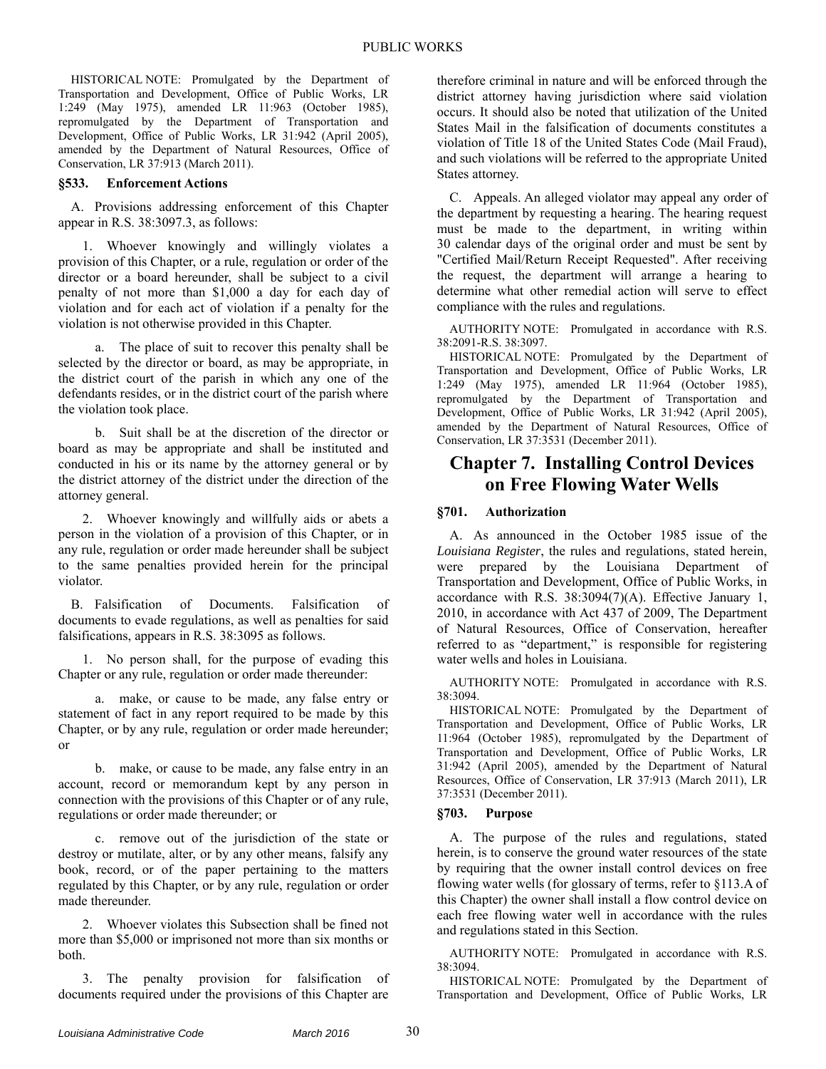HISTORICAL NOTE: Promulgated by the Department of Transportation and Development, Office of Public Works, LR 1:249 (May 1975), amended LR 11:963 (October 1985), repromulgated by the Department of Transportation and Development, Office of Public Works, LR 31:942 (April 2005), amended by the Department of Natural Resources, Office of Conservation, LR 37:913 (March 2011).

### §533. Enforcement Actions

A. Provisions addressing enforcement of this Chapter appear in R.S. 38:3097.3, as follows:

1. Whoever knowingly and willingly violates a provision of this Chapter, or a rule, regulation or order of the director or a board hereunder, shall be subject to a civil penalty of not more than $1,000 a day for each day of violation and for each act of violation if a penalty for the violation is not otherwise provided in this Chapter.

a. The place of suit to recover this penalty shall be selected by the director or board, as may be appropriate, in the district court of the parish in which any one of the defendants resides, or in the district court of the parish where the violation took place.

b. Suit shall be at the discretion of the director or board as may be appropriate and shall be instituted and conducted in his or its name by the attorney general or by the district attorney of the district under the direction of the attorney general.

2. Whoever knowingly and willfully aids or abets a person in the violation of a provision of this Chapter, or in any rule, regulation or order made hereunder shall be subject to the same penalties provided herein for the principal violator.

B. Falsification of Documents. Falsification of documents to evade regulations, as well as penalties for said falsifications, appears in R.S. 38:3095 as follows.

1. No person shall, for the purpose of evading this Chapter or any rule, regulation or order made thereunder:

a. make, or cause to be made, any false entry or statement of fact in any report required to be made by this Chapter, or by any rule, regulation or order made hereunder; or

b. make, or cause to be made, any false entry in an account, record or memorandum kept by any person in connection with the provisions of this Chapter or of any rule, regulations or order made thereunder; or

c. remove out of the jurisdiction of the state or destroy or mutilate, alter, or by any other means, falsify any book, record, or of the paper pertaining to the matters regulated by this Chapter, or by any rule, regulation or order made thereunder.

2. Whoever violates this Subsection shall be fined not more than $5,000 or imprisoned not more than six months or both.

3. The penalty provision for falsification of documents required under the provisions of this Chapter are therefore criminal in nature and will be enforced through the district attorney having jurisdiction where said violation occurs. It should also be noted that utilization of the United States Mail in the falsification of documents constitutes a violation of Title 18 of the United States Code (Mail Fraud), and such violations will be referred to the appropriate United States attorney.

C. Appeals. An alleged violator may appeal any order of the department by requesting a hearing. The hearing request must be made to the department, in writing within 30 calendar days of the original order and must be sent by "Certified Mail/Return Receipt Requested". After receiving the request, the department will arrange a hearing to determine what other remedial action will serve to effect compliance with the rules and regulations.

AUTHORITY NOTE: Promulgated in accordance with R.S. 38:2091-R.S. 38:3097.

HISTORICAL NOTE: Promulgated by the Department of Transportation and Development, Office of Public Works, LR 1:249 (May 1975), amended LR 11:964 (October 1985), repromulgated by the Department of Transportation and Development, Office of Public Works, LR 31:942 (April 2005), amended by the Department of Natural Resources, Office of Conservation, LR 37:3531 (December 2011).

## Chapter 7. Installing Control Devices on Free Flowing Water Wells

### §701. Authorization

A. As announced in the October 1985 issue of the *Louisiana Register*, the rules and regulations, stated herein, were prepared by the Louisiana Department of Transportation and Development, Office of Public Works, in accordance with R.S. 38:3094(7)(A). Effective January 1, 2010, in accordance with Act 437 of 2009, The Department of Natural Resources, Office of Conservation, hereafter referred to as "department," is responsible for registering water wells and holes in Louisiana.

AUTHORITY NOTE: Promulgated in accordance with R.S. 38:3094.

HISTORICAL NOTE: Promulgated by the Department of Transportation and Development, Office of Public Works, LR 11:964 (October 1985), repromulgated by the Department of Transportation and Development, Office of Public Works, LR 31:942 (April 2005), amended by the Department of Natural Resources, Office of Conservation, LR 37:913 (March 2011), LR 37:3531 (December 2011).

### §703. Purpose

A. The purpose of the rules and regulations, stated herein, is to conserve the ground water resources of the state by requiring that the owner install control devices on free flowing water wells (for glossary of terms, refer to §113.A of this Chapter) the owner shall install a flow control device on each free flowing water well in accordance with the rules and regulations stated in this Section.

AUTHORITY NOTE: Promulgated in accordance with R.S. 38:3094.

HISTORICAL NOTE: Promulgated by the Department of Transportation and Development, Office of Public Works, LR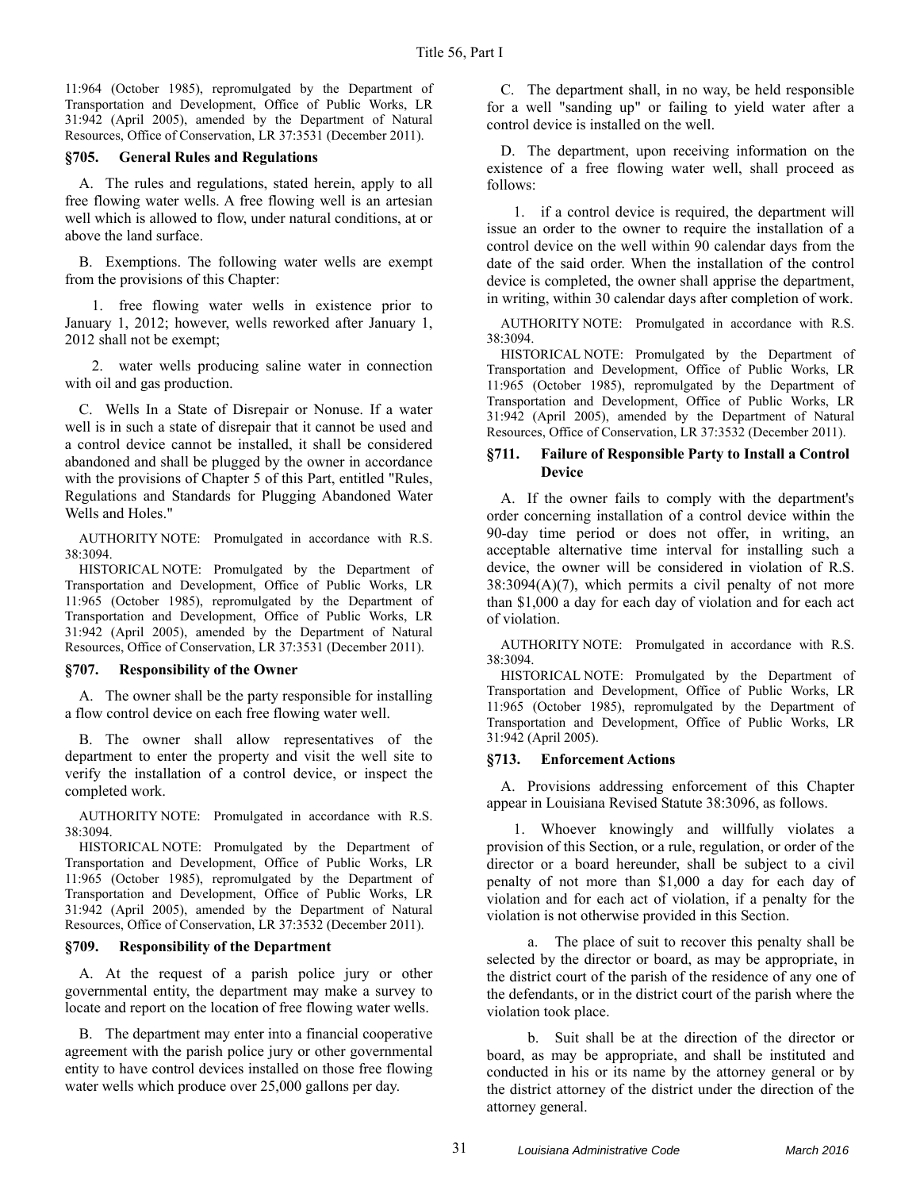11:964 (October 1985), repromulgated by the Department of Transportation and Development, Office of Public Works, LR 31:942 (April 2005), amended by the Department of Natural Resources, Office of Conservation, LR 37:3531 (December 2011).

### §705. General Rules and Regulations

A. The rules and regulations, stated herein, apply to all free flowing water wells. A free flowing well is an artesian well which is allowed to flow, under natural conditions, at or above the land surface.

B. Exemptions. The following water wells are exempt from the provisions of this Chapter:

1. free flowing water wells in existence prior to January 1, 2012; however, wells reworked after January 1, 2012 shall not be exempt;

2. water wells producing saline water in connection with oil and gas production.

C. Wells In a State of Disrepair or Nonuse. If a water well is in such a state of disrepair that it cannot be used and a control device cannot be installed, it shall be considered abandoned and shall be plugged by the owner in accordance with the provisions of Chapter 5 of this Part, entitled "Rules, Regulations and Standards for Plugging Abandoned Water Wells and Holes."

AUTHORITY NOTE: Promulgated in accordance with R.S. 38:3094.

HISTORICAL NOTE: Promulgated by the Department of Transportation and Development, Office of Public Works, LR 11:965 (October 1985), repromulgated by the Department of Transportation and Development, Office of Public Works, LR 31:942 (April 2005), amended by the Department of Natural Resources, Office of Conservation, LR 37:3531 (December 2011).

### §707. Responsibility of the Owner

A. The owner shall be the party responsible for installing a flow control device on each free flowing water well.

B. The owner shall allow representatives of the department to enter the property and visit the well site to verify the installation of a control device, or inspect the completed work.

AUTHORITY NOTE: Promulgated in accordance with R.S. 38:3094.

HISTORICAL NOTE: Promulgated by the Department of Transportation and Development, Office of Public Works, LR 11:965 (October 1985), repromulgated by the Department of Transportation and Development, Office of Public Works, LR 31:942 (April 2005), amended by the Department of Natural Resources, Office of Conservation, LR 37:3532 (December 2011).

### §709. Responsibility of the Department

A. At the request of a parish police jury or other governmental entity, the department may make a survey to locate and report on the location of free flowing water wells.

B. The department may enter into a financial cooperative agreement with the parish police jury or other governmental entity to have control devices installed on those free flowing water wells which produce over 25,000 gallons per day.

C. The department shall, in no way, be held responsible for a well "sanding up" or failing to yield water after a control device is installed on the well.

D. The department, upon receiving information on the existence of a free flowing water well, shall proceed as follows:

1. if a control device is required, the department will issue an order to the owner to require the installation of a control device on the well within 90 calendar days from the date of the said order. When the installation of the control device is completed, the owner shall apprise the department, in writing, within 30 calendar days after completion of work.

AUTHORITY NOTE: Promulgated in accordance with R.S. 38:3094.

HISTORICAL NOTE: Promulgated by the Department of Transportation and Development, Office of Public Works, LR 11:965 (October 1985), repromulgated by the Department of Transportation and Development, Office of Public Works, LR 31:942 (April 2005), amended by the Department of Natural Resources, Office of Conservation, LR 37:3532 (December 2011).

### §711. Failure of Responsible Party to Install a Control Device

A. If the owner fails to comply with the department's order concerning installation of a control device within the 90-day time period or does not offer, in writing, an acceptable alternative time interval for installing such a device, the owner will be considered in violation of R.S. 38:3094(A)(7), which permits a civil penalty of not more than $1,000 a day for each day of violation and for each act of violation.

AUTHORITY NOTE: Promulgated in accordance with R.S. 38:3094.

HISTORICAL NOTE: Promulgated by the Department of Transportation and Development, Office of Public Works, LR 11:965 (October 1985), repromulgated by the Department of Transportation and Development, Office of Public Works, LR 31:942 (April 2005).

### §713. Enforcement Actions

A. Provisions addressing enforcement of this Chapter appear in Louisiana Revised Statute 38:3096, as follows.

1. Whoever knowingly and willfully violates a provision of this Section, or a rule, regulation, or order of the director or a board hereunder, shall be subject to a civil penalty of not more than $1,000 a day for each day of violation and for each act of violation, if a penalty for the violation is not otherwise provided in this Section.

a. The place of suit to recover this penalty shall be selected by the director or board, as may be appropriate, in the district court of the parish of the residence of any one of the defendants, or in the district court of the parish where the violation took place.

b. Suit shall be at the direction of the director or board, as may be appropriate, and shall be instituted and conducted in his or its name by the attorney general or by the district attorney of the district under the direction of the attorney general.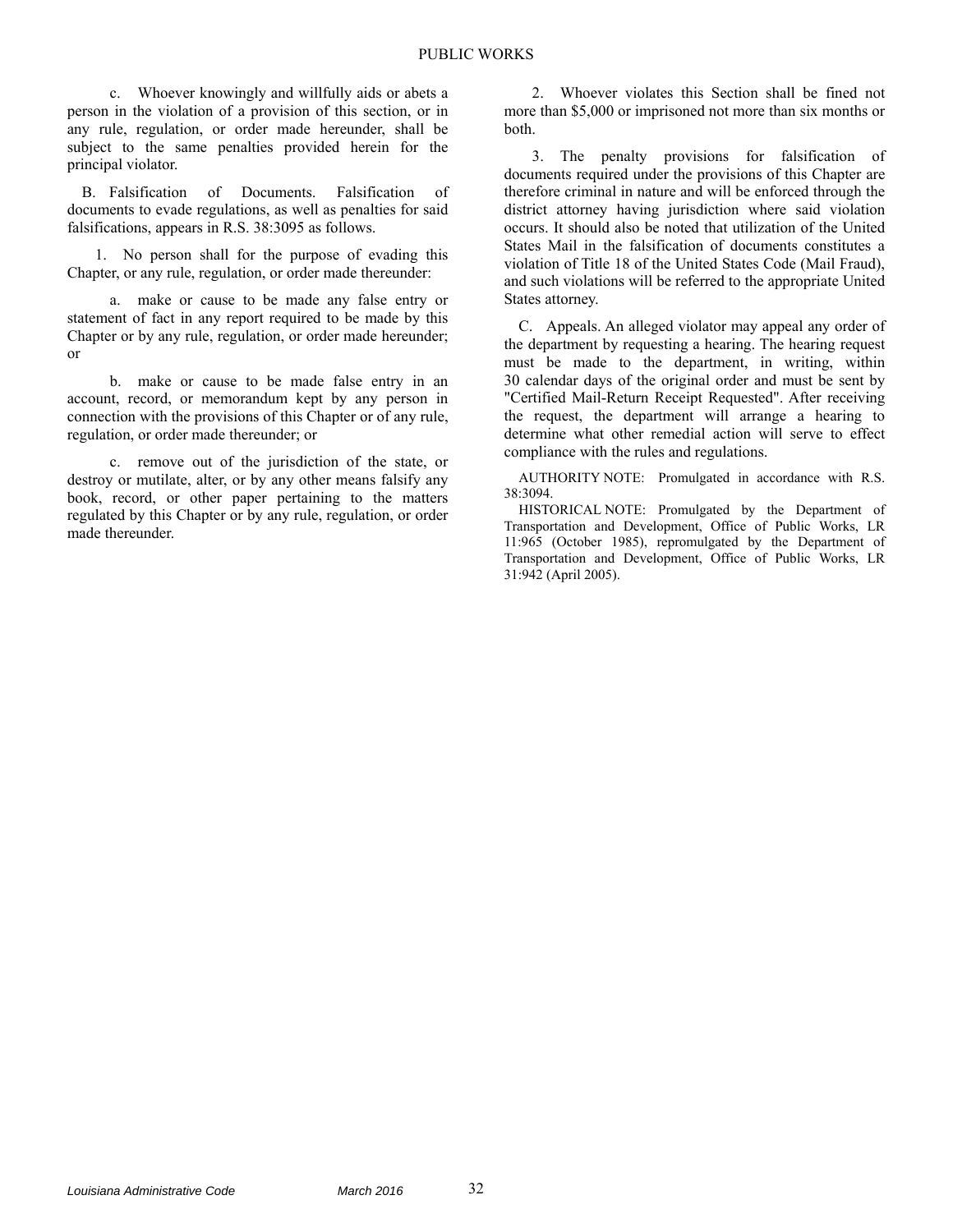c. Whoever knowingly and willfully aids or abets a person in the violation of a provision of this section, or in any rule, regulation, or order made hereunder, shall be subject to the same penalties provided herein for the principal violator.

B. Falsification of Documents. Falsification of documents to evade regulations, as well as penalties for said falsifications, appears in R.S. 38:3095 as follows.

1. No person shall for the purpose of evading this Chapter, or any rule, regulation, or order made thereunder:

a. make or cause to be made any false entry or statement of fact in any report required to be made by this Chapter or by any rule, regulation, or order made hereunder; or

b. make or cause to be made false entry in an account, record, or memorandum kept by any person in connection with the provisions of this Chapter or of any rule, regulation, or order made thereunder; or

c. remove out of the jurisdiction of the state, or destroy or mutilate, alter, or by any other means falsify any book, record, or other paper pertaining to the matters regulated by this Chapter or by any rule, regulation, or order made thereunder.

2. Whoever violates this Section shall be fined not more than $5,000 or imprisoned not more than six months or both.

3. The penalty provisions for falsification of documents required under the provisions of this Chapter are therefore criminal in nature and will be enforced through the district attorney having jurisdiction where said violation occurs. It should also be noted that utilization of the United States Mail in the falsification of documents constitutes a violation of Title 18 of the United States Code (Mail Fraud), and such violations will be referred to the appropriate United States attorney.

C. Appeals. An alleged violator may appeal any order of the department by requesting a hearing. The hearing request must be made to the department, in writing, within 30 calendar days of the original order and must be sent by "Certified Mail-Return Receipt Requested". After receiving the request, the department will arrange a hearing to determine what other remedial action will serve to effect compliance with the rules and regulations.

AUTHORITY NOTE: Promulgated in accordance with R.S. 38:3094.

HISTORICAL NOTE: Promulgated by the Department of Transportation and Development, Office of Public Works, LR 11:965 (October 1985), repromulgated by the Department of Transportation and Development, Office of Public Works, LR 31:942 (April 2005).